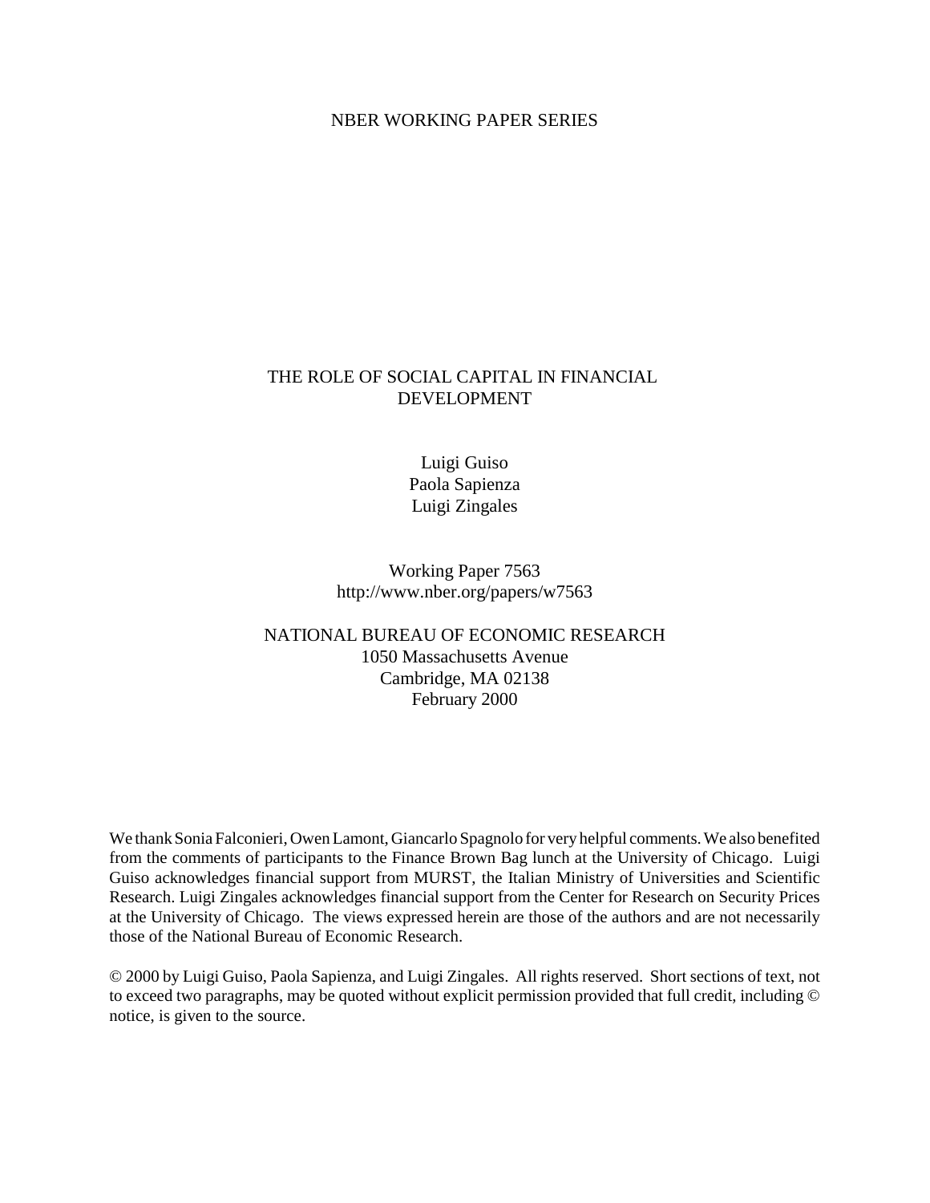NBER WORKING PAPER SERIES

# THE ROLE OF SOCIAL CAPITAL IN FINANCIAL DEVELOPMENT

Luigi Guiso
Paola Sapienza
Luigi Zingales

Working Paper 7563
http://www.nber.org/papers/w7563

NATIONAL BUREAU OF ECONOMIC RESEARCH
1050 Massachusetts Avenue
Cambridge, MA 02138
February 2000

We thank Sonia Falconieri, Owen Lamont, Giancarlo Spagnolo for very helpful comments. We also benefited from the comments of participants to the Finance Brown Bag lunch at the University of Chicago. Luigi Guiso acknowledges financial support from MURST, the Italian Ministry of Universities and Scientific Research. Luigi Zingales acknowledges financial support from the Center for Research on Security Prices at the University of Chicago. The views expressed herein are those of the authors and are not necessarily those of the National Bureau of Economic Research.

© 2000 by Luigi Guiso, Paola Sapienza, and Luigi Zingales. All rights reserved. Short sections of text, not to exceed two paragraphs, may be quoted without explicit permission provided that full credit, including © notice, is given to the source.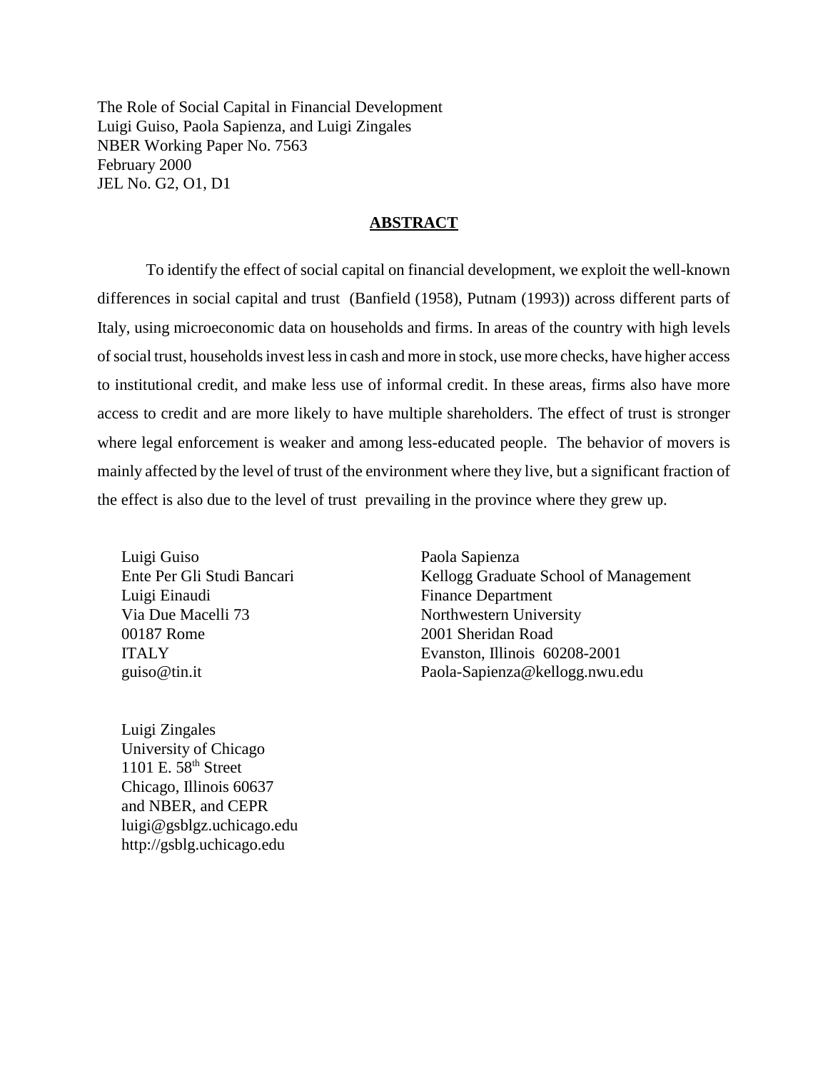The Role of Social Capital in Financial Development
Luigi Guiso, Paola Sapienza, and Luigi Zingales
NBER Working Paper No. 7563
February 2000
JEL No. G2, O1, D1

## ABSTRACT

To identify the effect of social capital on financial development, we exploit the well-known differences in social capital and trust (Banfield (1958), Putnam (1993)) across different parts of Italy, using microeconomic data on households and firms. In areas of the country with high levels of social trust, households invest less in cash and more in stock, use more checks, have higher access to institutional credit, and make less use of informal credit. In these areas, firms also have more access to credit and are more likely to have multiple shareholders. The effect of trust is stronger where legal enforcement is weaker and among less-educated people. The behavior of movers is mainly affected by the level of trust of the environment where they live, but a significant fraction of the effect is also due to the level of trust prevailing in the province where they grew up.

Luigi Guiso
Ente Per Gli Studi Bancari
Luigi Einaudi
Via Due Macelli 73
00187 Rome
ITALY
guiso@tin.it

Paola Sapienza
Kellogg Graduate School of Management
Finance Department
Northwestern University
2001 Sheridan Road
Evanston, Illinois 60208-2001
Paola-Sapienza@kellogg.nwu.edu

Luigi Zingales
University of Chicago
1101 E. 58th Street
Chicago, Illinois 60637
and NBER, and CEPR
luigi@gsblgz.uchicago.edu
http://gsblg.uchicago.edu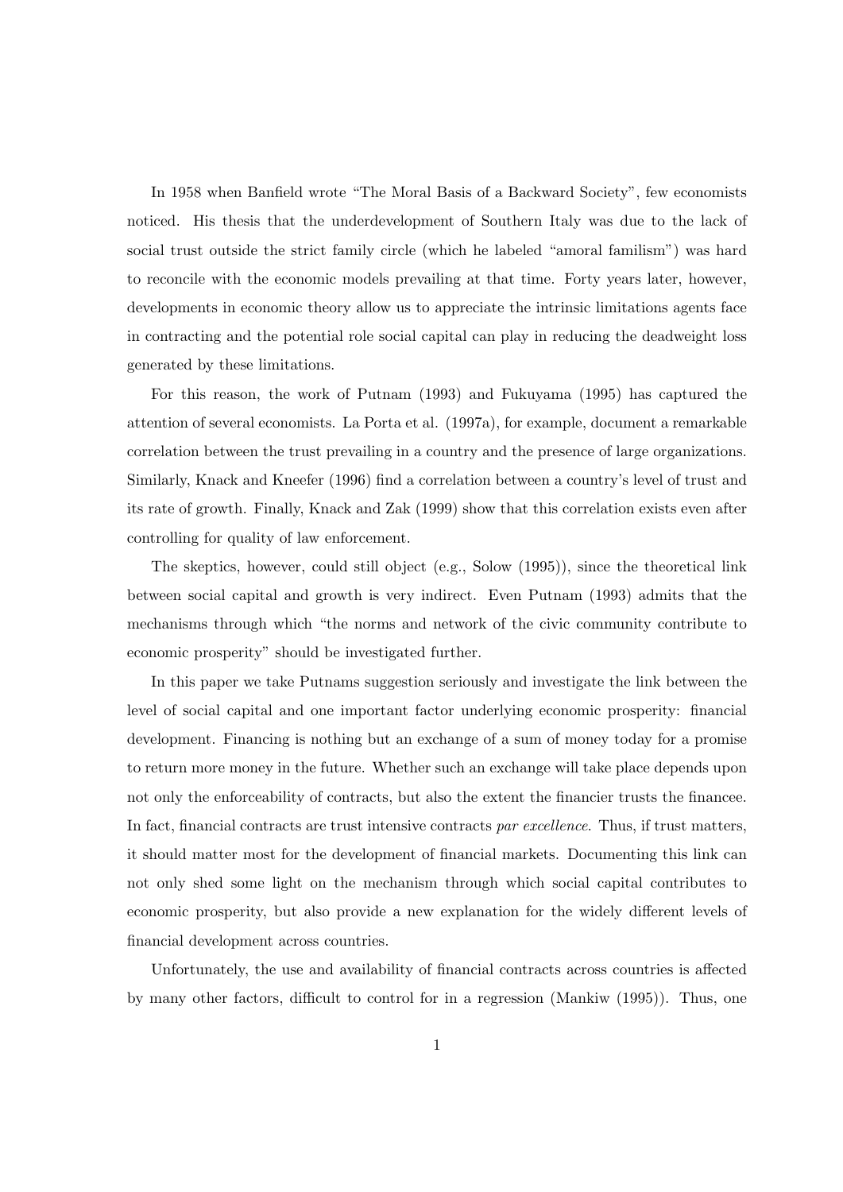In 1958 when Banfield wrote "The Moral Basis of a Backward Society", few economists noticed. His thesis that the underdevelopment of Southern Italy was due to the lack of social trust outside the strict family circle (which he labeled "amoral familism") was hard to reconcile with the economic models prevailing at that time. Forty years later, however, developments in economic theory allow us to appreciate the intrinsic limitations agents face in contracting and the potential role social capital can play in reducing the deadweight loss generated by these limitations.

For this reason, the work of Putnam (1993) and Fukuyama (1995) has captured the attention of several economists. La Porta et al. (1997a), for example, document a remarkable correlation between the trust prevailing in a country and the presence of large organizations. Similarly, Knack and Kneefer (1996) find a correlation between a country's level of trust and its rate of growth. Finally, Knack and Zak (1999) show that this correlation exists even after controlling for quality of law enforcement.

The skeptics, however, could still object (e.g., Solow (1995)), since the theoretical link between social capital and growth is very indirect. Even Putnam (1993) admits that the mechanisms through which "the norms and network of the civic community contribute to economic prosperity" should be investigated further.

In this paper we take Putnams suggestion seriously and investigate the link between the level of social capital and one important factor underlying economic prosperity: financial development. Financing is nothing but an exchange of a sum of money today for a promise to return more money in the future. Whether such an exchange will take place depends upon not only the enforceability of contracts, but also the extent the financier trusts the financee. In fact, financial contracts are trust intensive contracts *par excellence*. Thus, if trust matters, it should matter most for the development of financial markets. Documenting this link can not only shed some light on the mechanism through which social capital contributes to economic prosperity, but also provide a new explanation for the widely different levels of financial development across countries.

Unfortunately, the use and availability of financial contracts across countries is affected by many other factors, difficult to control for in a regression (Mankiw (1995)). Thus, one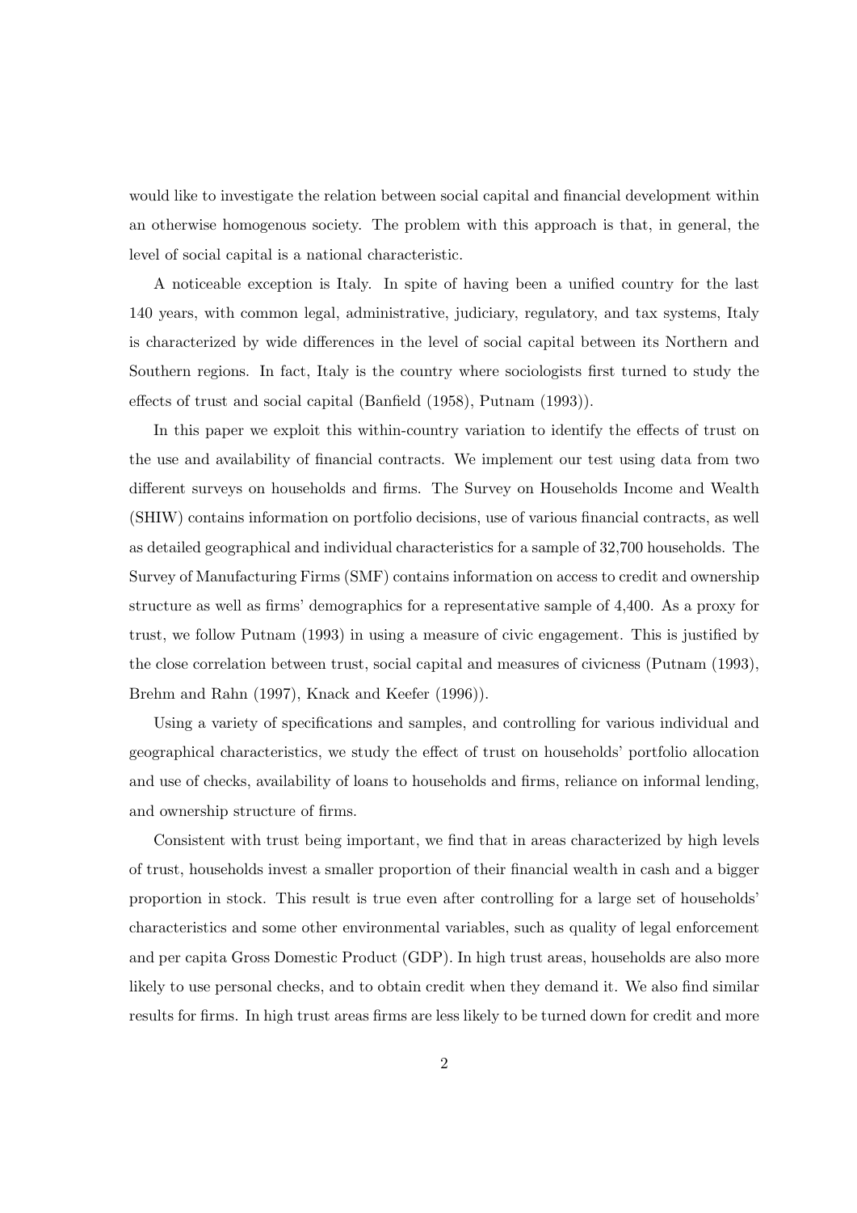would like to investigate the relation between social capital and financial development within an otherwise homogenous society. The problem with this approach is that, in general, the level of social capital is a national characteristic.

A noticeable exception is Italy. In spite of having been a unified country for the last 140 years, with common legal, administrative, judiciary, regulatory, and tax systems, Italy is characterized by wide differences in the level of social capital between its Northern and Southern regions. In fact, Italy is the country where sociologists first turned to study the effects of trust and social capital (Banfield (1958), Putnam (1993)).

In this paper we exploit this within-country variation to identify the effects of trust on the use and availability of financial contracts. We implement our test using data from two different surveys on households and firms. The Survey on Households Income and Wealth (SHIW) contains information on portfolio decisions, use of various financial contracts, as well as detailed geographical and individual characteristics for a sample of 32,700 households. The Survey of Manufacturing Firms (SMF) contains information on access to credit and ownership structure as well as firms' demographics for a representative sample of 4,400. As a proxy for trust, we follow Putnam (1993) in using a measure of civic engagement. This is justified by the close correlation between trust, social capital and measures of civicness (Putnam (1993), Brehm and Rahn (1997), Knack and Keefer (1996)).

Using a variety of specifications and samples, and controlling for various individual and geographical characteristics, we study the effect of trust on households' portfolio allocation and use of checks, availability of loans to households and firms, reliance on informal lending, and ownership structure of firms.

Consistent with trust being important, we find that in areas characterized by high levels of trust, households invest a smaller proportion of their financial wealth in cash and a bigger proportion in stock. This result is true even after controlling for a large set of households' characteristics and some other environmental variables, such as quality of legal enforcement and per capita Gross Domestic Product (GDP). In high trust areas, households are also more likely to use personal checks, and to obtain credit when they demand it. We also find similar results for firms. In high trust areas firms are less likely to be turned down for credit and more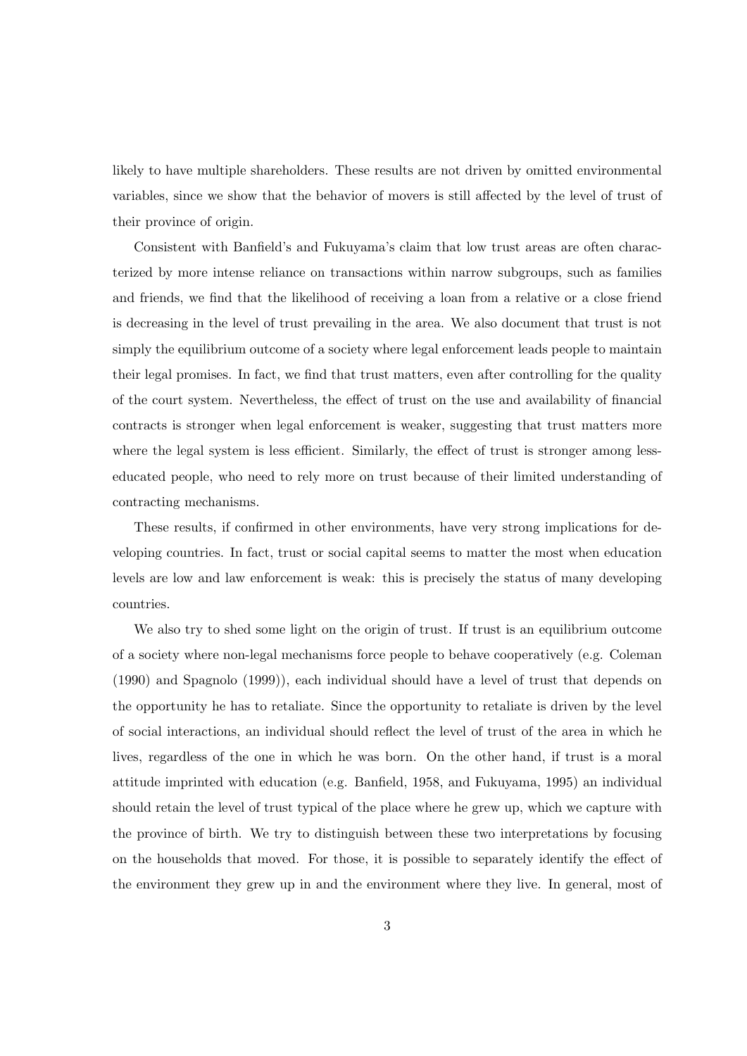likely to have multiple shareholders. These results are not driven by omitted environmental variables, since we show that the behavior of movers is still affected by the level of trust of their province of origin.

Consistent with Banfield's and Fukuyama's claim that low trust areas are often characterized by more intense reliance on transactions within narrow subgroups, such as families and friends, we find that the likelihood of receiving a loan from a relative or a close friend is decreasing in the level of trust prevailing in the area. We also document that trust is not simply the equilibrium outcome of a society where legal enforcement leads people to maintain their legal promises. In fact, we find that trust matters, even after controlling for the quality of the court system. Nevertheless, the effect of trust on the use and availability of financial contracts is stronger when legal enforcement is weaker, suggesting that trust matters more where the legal system is less efficient. Similarly, the effect of trust is stronger among less-educated people, who need to rely more on trust because of their limited understanding of contracting mechanisms.

These results, if confirmed in other environments, have very strong implications for developing countries. In fact, trust or social capital seems to matter the most when education levels are low and law enforcement is weak: this is precisely the status of many developing countries.

We also try to shed some light on the origin of trust. If trust is an equilibrium outcome of a society where non-legal mechanisms force people to behave cooperatively (e.g. Coleman (1990) and Spagnolo (1999)), each individual should have a level of trust that depends on the opportunity he has to retaliate. Since the opportunity to retaliate is driven by the level of social interactions, an individual should reflect the level of trust of the area in which he lives, regardless of the one in which he was born. On the other hand, if trust is a moral attitude imprinted with education (e.g. Banfield, 1958, and Fukuyama, 1995) an individual should retain the level of trust typical of the place where he grew up, which we capture with the province of birth. We try to distinguish between these two interpretations by focusing on the households that moved. For those, it is possible to separately identify the effect of the environment they grew up in and the environment where they live. In general, most of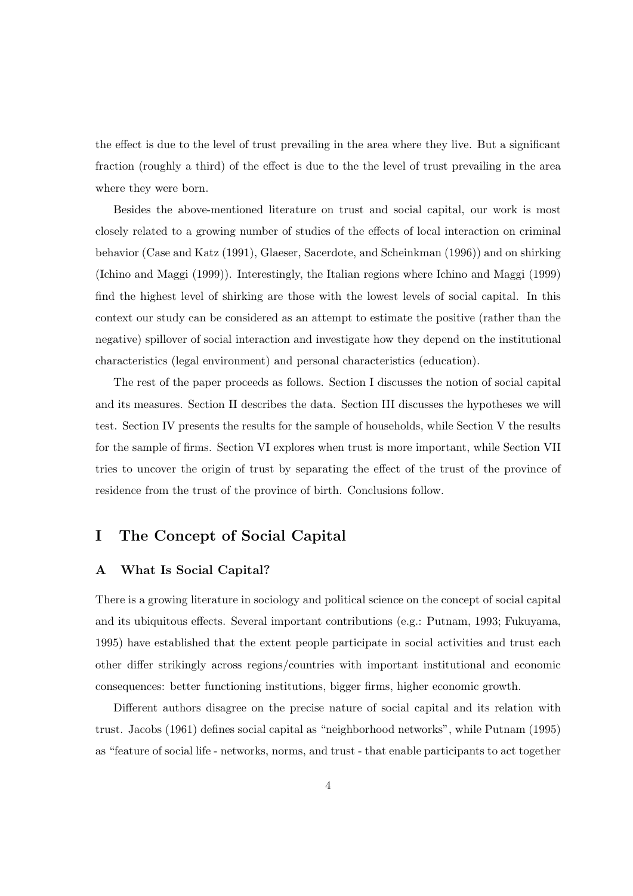the effect is due to the level of trust prevailing in the area where they live. But a significant fraction (roughly a third) of the effect is due to the the level of trust prevailing in the area where they were born.

Besides the above-mentioned literature on trust and social capital, our work is most closely related to a growing number of studies of the effects of local interaction on criminal behavior (Case and Katz (1991), Glaeser, Sacerdote, and Scheinkman (1996)) and on shirking (Ichino and Maggi (1999)). Interestingly, the Italian regions where Ichino and Maggi (1999) find the highest level of shirking are those with the lowest levels of social capital. In this context our study can be considered as an attempt to estimate the positive (rather than the negative) spillover of social interaction and investigate how they depend on the institutional characteristics (legal environment) and personal characteristics (education).

The rest of the paper proceeds as follows. Section I discusses the notion of social capital and its measures. Section II describes the data. Section III discusses the hypotheses we will test. Section IV presents the results for the sample of households, while Section V the results for the sample of firms. Section VI explores when trust is more important, while Section VII tries to uncover the origin of trust by separating the effect of the trust of the province of residence from the trust of the province of birth. Conclusions follow.

# I The Concept of Social Capital

## A What Is Social Capital?

There is a growing literature in sociology and political science on the concept of social capital and its ubiquitous effects. Several important contributions (e.g.: Putnam, 1993; Fukuyama, 1995) have established that the extent people participate in social activities and trust each other differ strikingly across regions/countries with important institutional and economic consequences: better functioning institutions, bigger firms, higher economic growth.

Different authors disagree on the precise nature of social capital and its relation with trust. Jacobs (1961) defines social capital as "neighborhood networks", while Putnam (1995) as "feature of social life - networks, norms, and trust - that enable participants to act together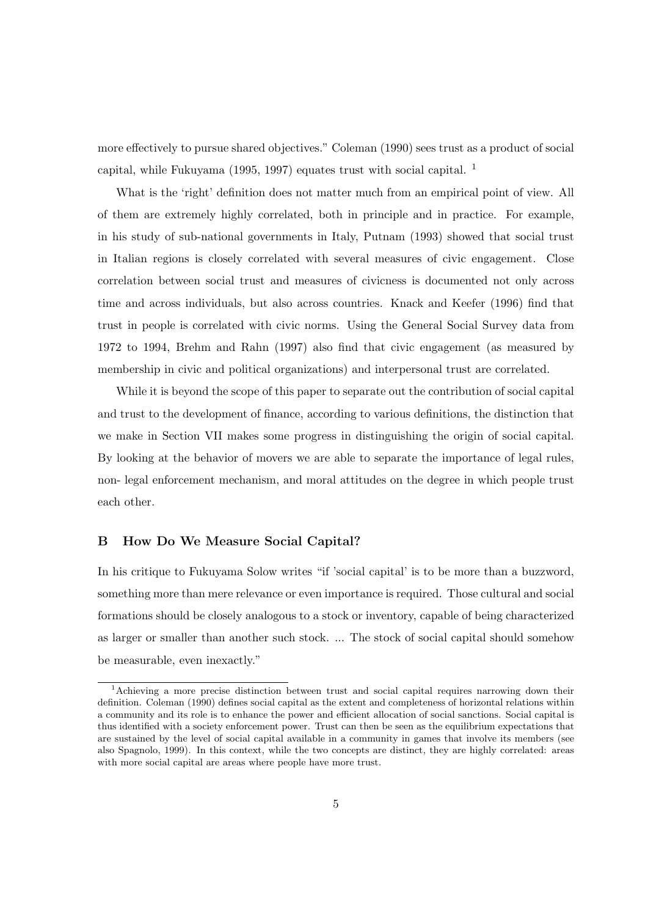more effectively to pursue shared objectives." Coleman (1990) sees trust as a product of social capital, while Fukuyama (1995, 1997) equates trust with social capital. [1]

What is the 'right' definition does not matter much from an empirical point of view. All of them are extremely highly correlated, both in principle and in practice. For example, in his study of sub-national governments in Italy, Putnam (1993) showed that social trust in Italian regions is closely correlated with several measures of civic engagement. Close correlation between social trust and measures of civicness is documented not only across time and across individuals, but also across countries. Knack and Keefer (1996) find that trust in people is correlated with civic norms. Using the General Social Survey data from 1972 to 1994, Brehm and Rahn (1997) also find that civic engagement (as measured by membership in civic and political organizations) and interpersonal trust are correlated.

While it is beyond the scope of this paper to separate out the contribution of social capital and trust to the development of finance, according to various definitions, the distinction that we make in Section VII makes some progress in distinguishing the origin of social capital. By looking at the behavior of movers we are able to separate the importance of legal rules, non- legal enforcement mechanism, and moral attitudes on the degree in which people trust each other.

## B How Do We Measure Social Capital?

In his critique to Fukuyama Solow writes "if 'social capital' is to be more than a buzzword, something more than mere relevance or even importance is required. Those cultural and social formations should be closely analogous to a stock or inventory, capable of being characterized as larger or smaller than another such stock. ... The stock of social capital should somehow be measurable, even inexactly."

[1] Achieving a more precise distinction between trust and social capital requires narrowing down their definition. Coleman (1990) defines social capital as the extent and completeness of horizontal relations within a community and its role is to enhance the power and efficient allocation of social sanctions. Social capital is thus identified with a society enforcement power. Trust can then be seen as the equilibrium expectations that are sustained by the level of social capital available in a community in games that involve its members (see also Spagnolo, 1999). In this context, while the two concepts are distinct, they are highly correlated: areas with more social capital are areas where people have more trust.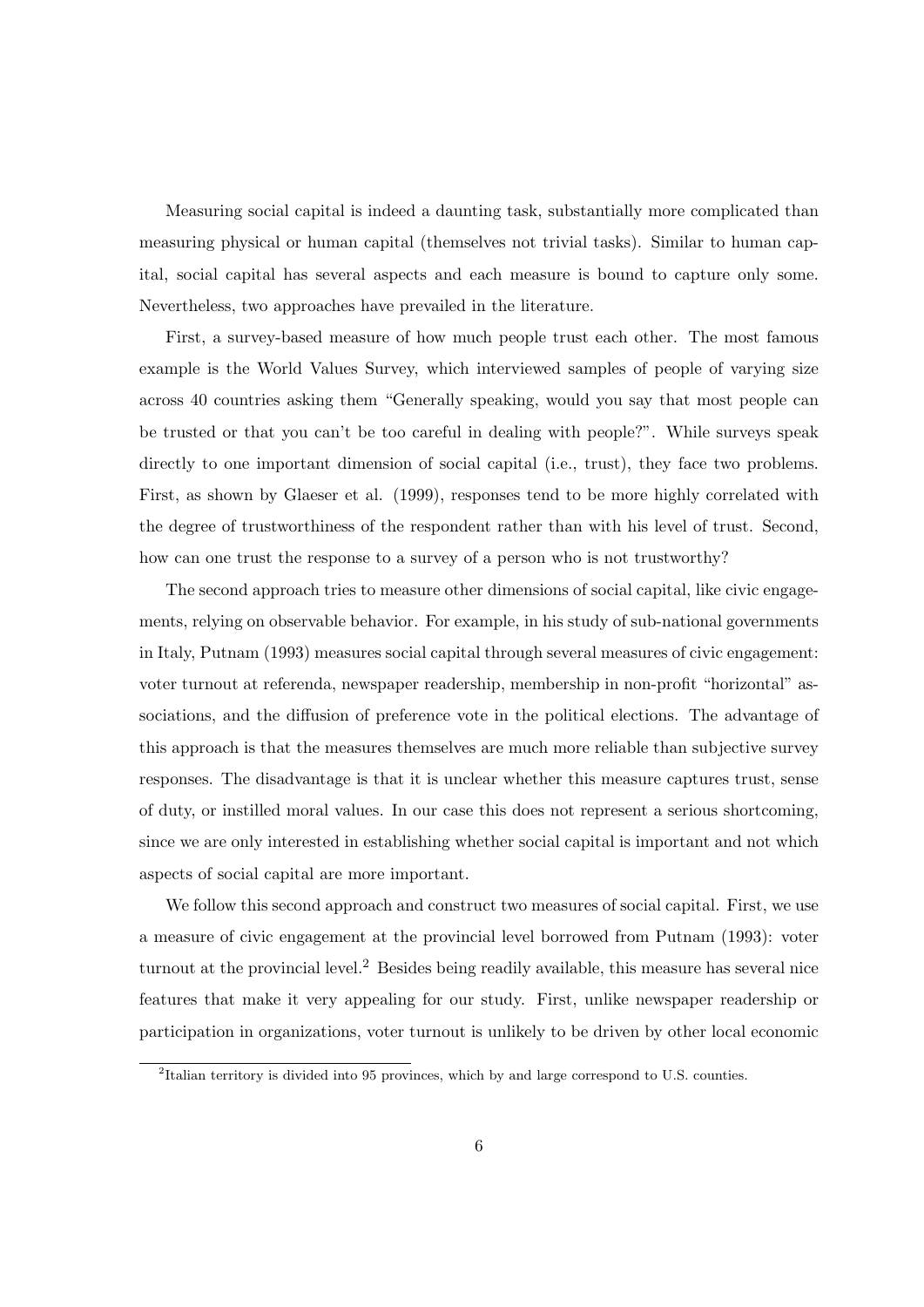Measuring social capital is indeed a daunting task, substantially more complicated than measuring physical or human capital (themselves not trivial tasks). Similar to human capital, social capital has several aspects and each measure is bound to capture only some. Nevertheless, two approaches have prevailed in the literature.

First, a survey-based measure of how much people trust each other. The most famous example is the World Values Survey, which interviewed samples of people of varying size across 40 countries asking them "Generally speaking, would you say that most people can be trusted or that you can't be too careful in dealing with people?". While surveys speak directly to one important dimension of social capital (i.e., trust), they face two problems. First, as shown by Glaeser et al. (1999), responses tend to be more highly correlated with the degree of trustworthiness of the respondent rather than with his level of trust. Second, how can one trust the response to a survey of a person who is not trustworthy?

The second approach tries to measure other dimensions of social capital, like civic engagements, relying on observable behavior. For example, in his study of sub-national governments in Italy, Putnam (1993) measures social capital through several measures of civic engagement: voter turnout at referenda, newspaper readership, membership in non-profit "horizontal" associations, and the diffusion of preference vote in the political elections. The advantage of this approach is that the measures themselves are much more reliable than subjective survey responses. The disadvantage is that it is unclear whether this measure captures trust, sense of duty, or instilled moral values. In our case this does not represent a serious shortcoming, since we are only interested in establishing whether social capital is important and not which aspects of social capital are more important.

We follow this second approach and construct two measures of social capital. First, we use a measure of civic engagement at the provincial level borrowed from Putnam (1993): voter turnout at the provincial level.[2] Besides being readily available, this measure has several nice features that make it very appealing for our study. First, unlike newspaper readership or participation in organizations, voter turnout is unlikely to be driven by other local economic

[2] Italian territory is divided into 95 provinces, which by and large correspond to U.S. counties.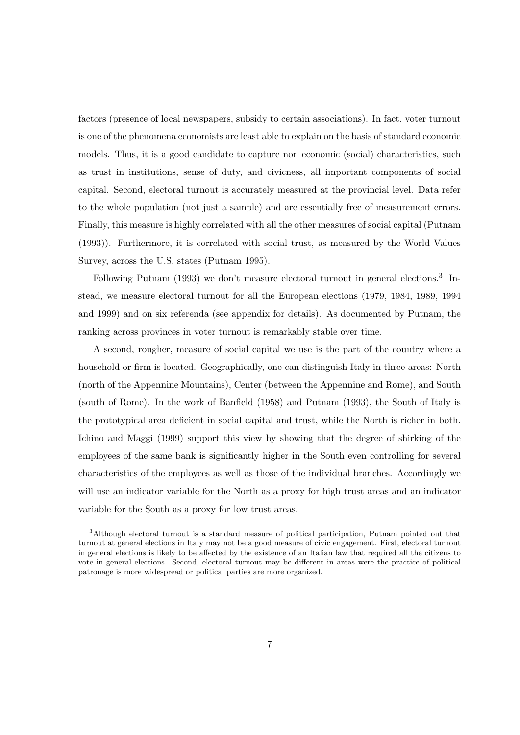factors (presence of local newspapers, subsidy to certain associations). In fact, voter turnout is one of the phenomena economists are least able to explain on the basis of standard economic models. Thus, it is a good candidate to capture non economic (social) characteristics, such as trust in institutions, sense of duty, and civicness, all important components of social capital. Second, electoral turnout is accurately measured at the provincial level. Data refer to the whole population (not just a sample) and are essentially free of measurement errors. Finally, this measure is highly correlated with all the other measures of social capital (Putnam (1993)). Furthermore, it is correlated with social trust, as measured by the World Values Survey, across the U.S. states (Putnam 1995).

Following Putnam (1993) we don't measure electoral turnout in general elections.[3] Instead, we measure electoral turnout for all the European elections (1979, 1984, 1989, 1994 and 1999) and on six referenda (see appendix for details). As documented by Putnam, the ranking across provinces in voter turnout is remarkably stable over time.

A second, rougher, measure of social capital we use is the part of the country where a household or firm is located. Geographically, one can distinguish Italy in three areas: North (north of the Appennine Mountains), Center (between the Appennine and Rome), and South (south of Rome). In the work of Banfield (1958) and Putnam (1993), the South of Italy is the prototypical area deficient in social capital and trust, while the North is richer in both. Ichino and Maggi (1999) support this view by showing that the degree of shirking of the employees of the same bank is significantly higher in the South even controlling for several characteristics of the employees as well as those of the individual branches. Accordingly we will use an indicator variable for the North as a proxy for high trust areas and an indicator variable for the South as a proxy for low trust areas.

[3]Although electoral turnout is a standard measure of political participation, Putnam pointed out that turnout at general elections in Italy may not be a good measure of civic engagement. First, electoral turnout in general elections is likely to be affected by the existence of an Italian law that required all the citizens to vote in general elections. Second, electoral turnout may be different in areas were the practice of political patronage is more widespread or political parties are more organized.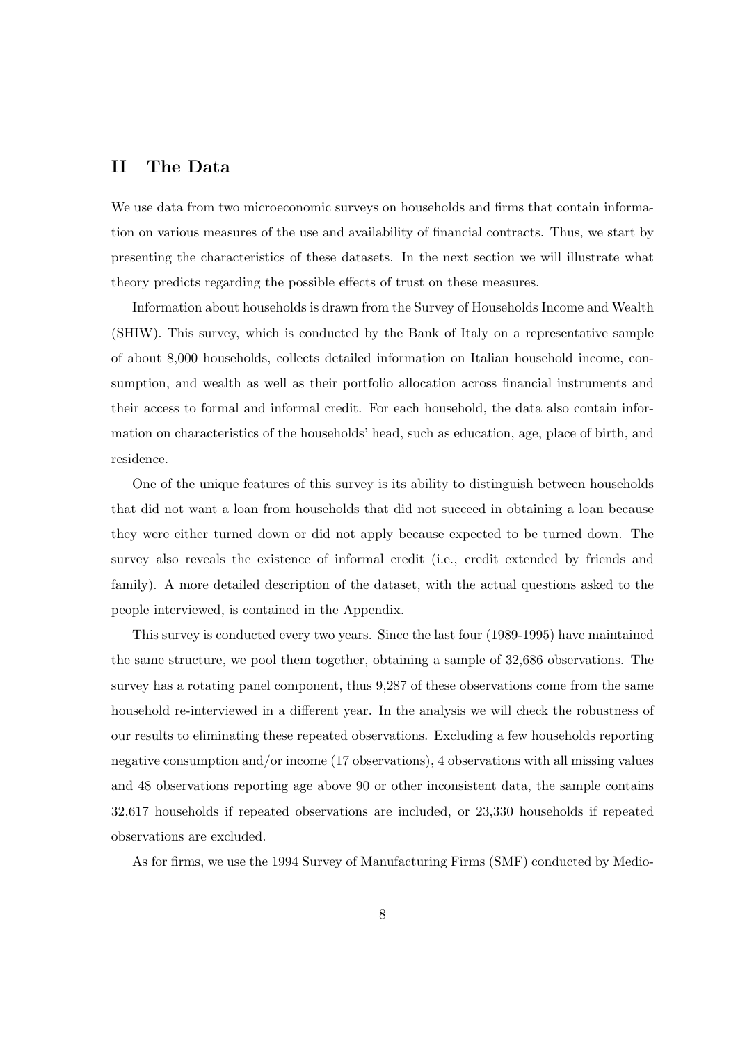## II The Data

We use data from two microeconomic surveys on households and firms that contain information on various measures of the use and availability of financial contracts. Thus, we start by presenting the characteristics of these datasets. In the next section we will illustrate what theory predicts regarding the possible effects of trust on these measures.

Information about households is drawn from the Survey of Households Income and Wealth (SHIW). This survey, which is conducted by the Bank of Italy on a representative sample of about 8,000 households, collects detailed information on Italian household income, consumption, and wealth as well as their portfolio allocation across financial instruments and their access to formal and informal credit. For each household, the data also contain information on characteristics of the households' head, such as education, age, place of birth, and residence.

One of the unique features of this survey is its ability to distinguish between households that did not want a loan from households that did not succeed in obtaining a loan because they were either turned down or did not apply because expected to be turned down. The survey also reveals the existence of informal credit (i.e., credit extended by friends and family). A more detailed description of the dataset, with the actual questions asked to the people interviewed, is contained in the Appendix.

This survey is conducted every two years. Since the last four (1989-1995) have maintained the same structure, we pool them together, obtaining a sample of 32,686 observations. The survey has a rotating panel component, thus 9,287 of these observations come from the same household re-interviewed in a different year. In the analysis we will check the robustness of our results to eliminating these repeated observations. Excluding a few households reporting negative consumption and/or income (17 observations), 4 observations with all missing values and 48 observations reporting age above 90 or other inconsistent data, the sample contains 32,617 households if repeated observations are included, or 23,330 households if repeated observations are excluded.

As for firms, we use the 1994 Survey of Manufacturing Firms (SMF) conducted by Medio-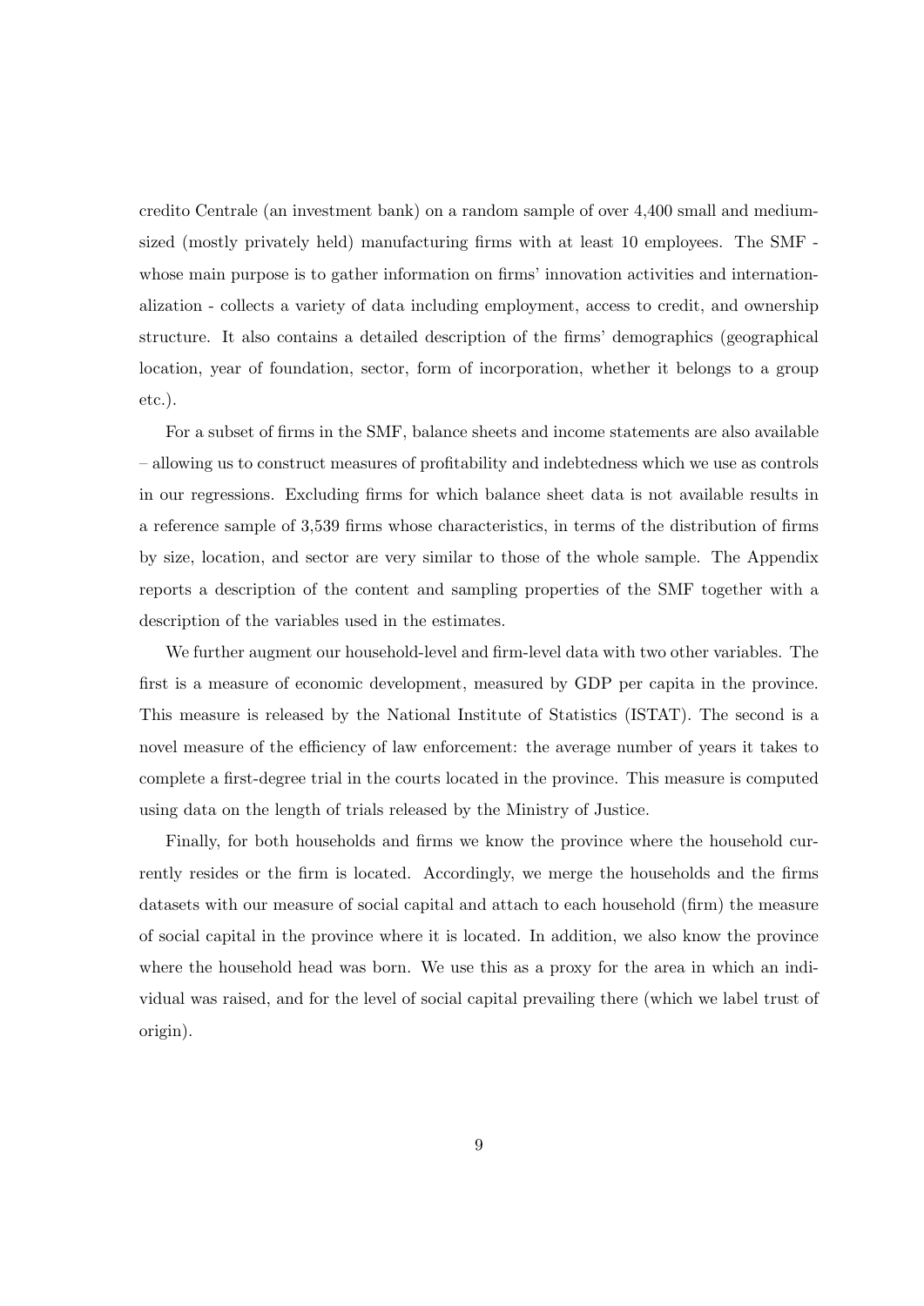credito Centrale (an investment bank) on a random sample of over 4,400 small and medium-sized (mostly privately held) manufacturing firms with at least 10 employees. The SMF - whose main purpose is to gather information on firms' innovation activities and internationalization - collects a variety of data including employment, access to credit, and ownership structure. It also contains a detailed description of the firms' demographics (geographical location, year of foundation, sector, form of incorporation, whether it belongs to a group etc.).

For a subset of firms in the SMF, balance sheets and income statements are also available – allowing us to construct measures of profitability and indebtedness which we use as controls in our regressions. Excluding firms for which balance sheet data is not available results in a reference sample of 3,539 firms whose characteristics, in terms of the distribution of firms by size, location, and sector are very similar to those of the whole sample. The Appendix reports a description of the content and sampling properties of the SMF together with a description of the variables used in the estimates.

We further augment our household-level and firm-level data with two other variables. The first is a measure of economic development, measured by GDP per capita in the province. This measure is released by the National Institute of Statistics (ISTAT). The second is a novel measure of the efficiency of law enforcement: the average number of years it takes to complete a first-degree trial in the courts located in the province. This measure is computed using data on the length of trials released by the Ministry of Justice.

Finally, for both households and firms we know the province where the household currently resides or the firm is located. Accordingly, we merge the households and the firms datasets with our measure of social capital and attach to each household (firm) the measure of social capital in the province where it is located. In addition, we also know the province where the household head was born. We use this as a proxy for the area in which an individual was raised, and for the level of social capital prevailing there (which we label trust of origin).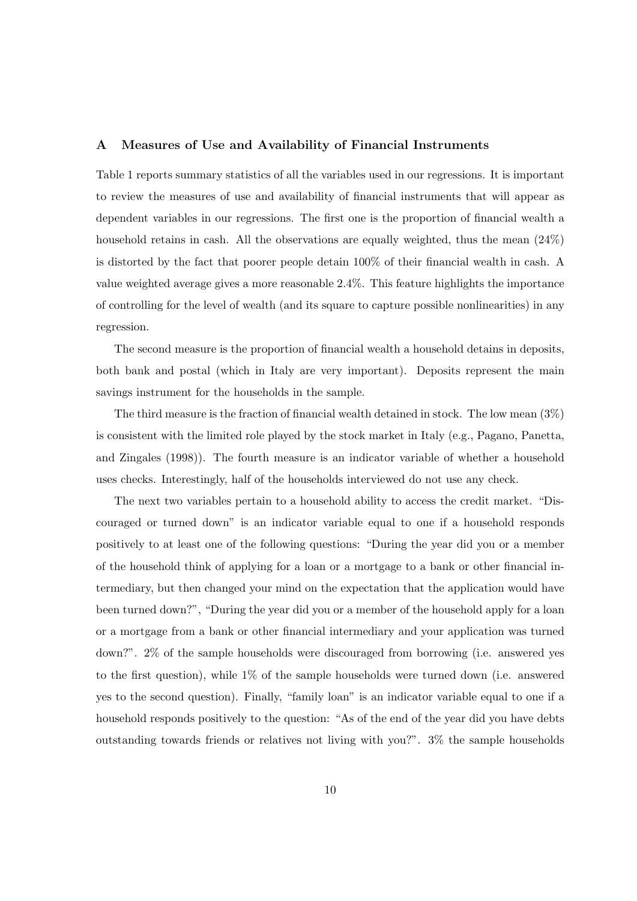### A Measures of Use and Availability of Financial Instruments

Table 1 reports summary statistics of all the variables used in our regressions. It is important to review the measures of use and availability of financial instruments that will appear as dependent variables in our regressions. The first one is the proportion of financial wealth a household retains in cash. All the observations are equally weighted, thus the mean (24%) is distorted by the fact that poorer people detain 100% of their financial wealth in cash. A value weighted average gives a more reasonable 2.4%. This feature highlights the importance of controlling for the level of wealth (and its square to capture possible nonlinearities) in any regression.

The second measure is the proportion of financial wealth a household detains in deposits, both bank and postal (which in Italy are very important). Deposits represent the main savings instrument for the households in the sample.

The third measure is the fraction of financial wealth detained in stock. The low mean (3%) is consistent with the limited role played by the stock market in Italy (e.g., Pagano, Panetta, and Zingales (1998)). The fourth measure is an indicator variable of whether a household uses checks. Interestingly, half of the households interviewed do not use any check.

The next two variables pertain to a household ability to access the credit market. "Discouraged or turned down" is an indicator variable equal to one if a household responds positively to at least one of the following questions: "During the year did you or a member of the household think of applying for a loan or a mortgage to a bank or other financial intermediary, but then changed your mind on the expectation that the application would have been turned down?", "During the year did you or a member of the household apply for a loan or a mortgage from a bank or other financial intermediary and your application was turned down?". 2% of the sample households were discouraged from borrowing (i.e. answered yes to the first question), while 1% of the sample households were turned down (i.e. answered yes to the second question). Finally, "family loan" is an indicator variable equal to one if a household responds positively to the question: "As of the end of the year did you have debts outstanding towards friends or relatives not living with you?". 3% the sample households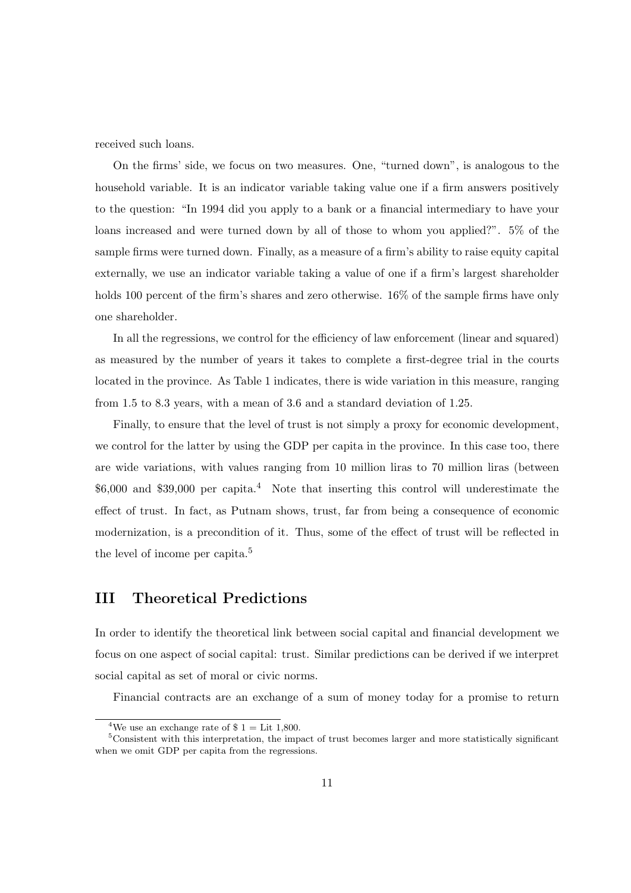received such loans.

On the firms' side, we focus on two measures. One, "turned down", is analogous to the household variable. It is an indicator variable taking value one if a firm answers positively to the question: "In 1994 did you apply to a bank or a financial intermediary to have your loans increased and were turned down by all of those to whom you applied?". 5% of the sample firms were turned down. Finally, as a measure of a firm's ability to raise equity capital externally, we use an indicator variable taking a value of one if a firm's largest shareholder holds 100 percent of the firm's shares and zero otherwise. 16% of the sample firms have only one shareholder.

In all the regressions, we control for the efficiency of law enforcement (linear and squared) as measured by the number of years it takes to complete a first-degree trial in the courts located in the province. As Table 1 indicates, there is wide variation in this measure, ranging from 1.5 to 8.3 years, with a mean of 3.6 and a standard deviation of 1.25.

Finally, to ensure that the level of trust is not simply a proxy for economic development, we control for the latter by using the GDP per capita in the province. In this case too, there are wide variations, with values ranging from 10 million liras to 70 million liras (between \$6,000 and \$39,000 per capita.[4] Note that inserting this control will underestimate the effect of trust. In fact, as Putnam shows, trust, far from being a consequence of economic modernization, is a precondition of it. Thus, some of the effect of trust will be reflected in the level of income per capita.[5]

## III Theoretical Predictions

In order to identify the theoretical link between social capital and financial development we focus on one aspect of social capital: trust. Similar predictions can be derived if we interpret social capital as set of moral or civic norms.

Financial contracts are an exchange of a sum of money today for a promise to return

[4] We use an exchange rate of \$ 1 = Lit 1,800.

[5] Consistent with this interpretation, the impact of trust becomes larger and more statistically significant when we omit GDP per capita from the regressions.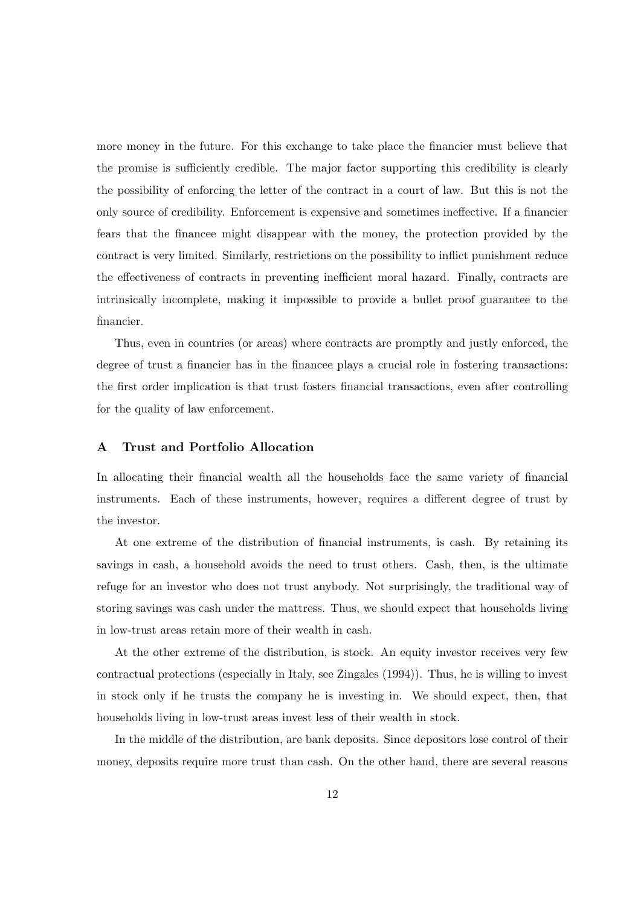more money in the future. For this exchange to take place the financier must believe that the promise is sufficiently credible. The major factor supporting this credibility is clearly the possibility of enforcing the letter of the contract in a court of law. But this is not the only source of credibility. Enforcement is expensive and sometimes ineffective. If a financier fears that the financee might disappear with the money, the protection provided by the contract is very limited. Similarly, restrictions on the possibility to inflict punishment reduce the effectiveness of contracts in preventing inefficient moral hazard. Finally, contracts are intrinsically incomplete, making it impossible to provide a bullet proof guarantee to the financier.

Thus, even in countries (or areas) where contracts are promptly and justly enforced, the degree of trust a financier has in the financee plays a crucial role in fostering transactions: the first order implication is that trust fosters financial transactions, even after controlling for the quality of law enforcement.

## A Trust and Portfolio Allocation

In allocating their financial wealth all the households face the same variety of financial instruments. Each of these instruments, however, requires a different degree of trust by the investor.

At one extreme of the distribution of financial instruments, is cash. By retaining its savings in cash, a household avoids the need to trust others. Cash, then, is the ultimate refuge for an investor who does not trust anybody. Not surprisingly, the traditional way of storing savings was cash under the mattress. Thus, we should expect that households living in low-trust areas retain more of their wealth in cash.

At the other extreme of the distribution, is stock. An equity investor receives very few contractual protections (especially in Italy, see Zingales (1994)). Thus, he is willing to invest in stock only if he trusts the company he is investing in. We should expect, then, that households living in low-trust areas invest less of their wealth in stock.

In the middle of the distribution, are bank deposits. Since depositors lose control of their money, deposits require more trust than cash. On the other hand, there are several reasons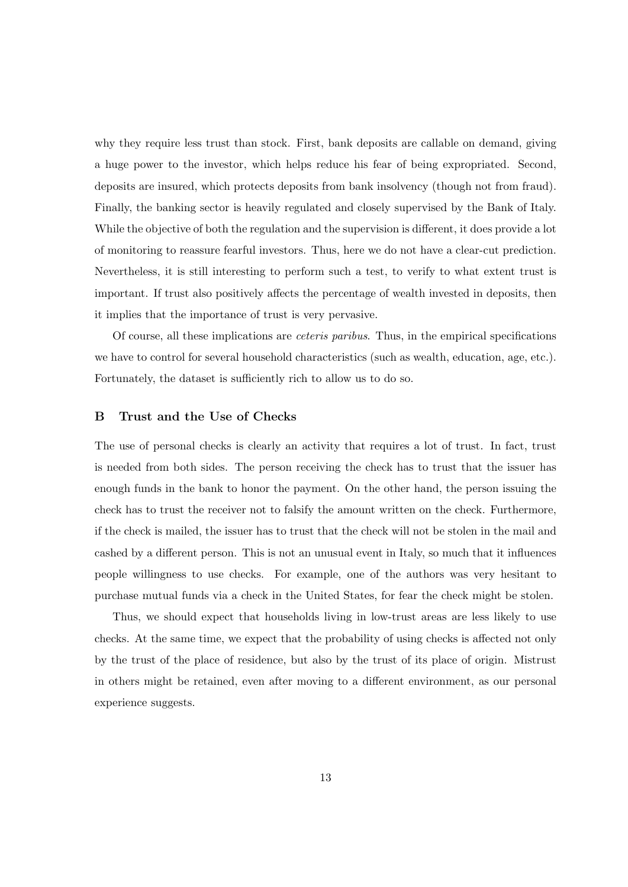why they require less trust than stock. First, bank deposits are callable on demand, giving a huge power to the investor, which helps reduce his fear of being expropriated. Second, deposits are insured, which protects deposits from bank insolvency (though not from fraud). Finally, the banking sector is heavily regulated and closely supervised by the Bank of Italy. While the objective of both the regulation and the supervision is different, it does provide a lot of monitoring to reassure fearful investors. Thus, here we do not have a clear-cut prediction. Nevertheless, it is still interesting to perform such a test, to verify to what extent trust is important. If trust also positively affects the percentage of wealth invested in deposits, then it implies that the importance of trust is very pervasive.

Of course, all these implications are *ceteris paribus*. Thus, in the empirical specifications we have to control for several household characteristics (such as wealth, education, age, etc.). Fortunately, the dataset is sufficiently rich to allow us to do so.

## B Trust and the Use of Checks

The use of personal checks is clearly an activity that requires a lot of trust. In fact, trust is needed from both sides. The person receiving the check has to trust that the issuer has enough funds in the bank to honor the payment. On the other hand, the person issuing the check has to trust the receiver not to falsify the amount written on the check. Furthermore, if the check is mailed, the issuer has to trust that the check will not be stolen in the mail and cashed by a different person. This is not an unusual event in Italy, so much that it influences people willingness to use checks. For example, one of the authors was very hesitant to purchase mutual funds via a check in the United States, for fear the check might be stolen.

Thus, we should expect that households living in low-trust areas are less likely to use checks. At the same time, we expect that the probability of using checks is affected not only by the trust of the place of residence, but also by the trust of its place of origin. Mistrust in others might be retained, even after moving to a different environment, as our personal experience suggests.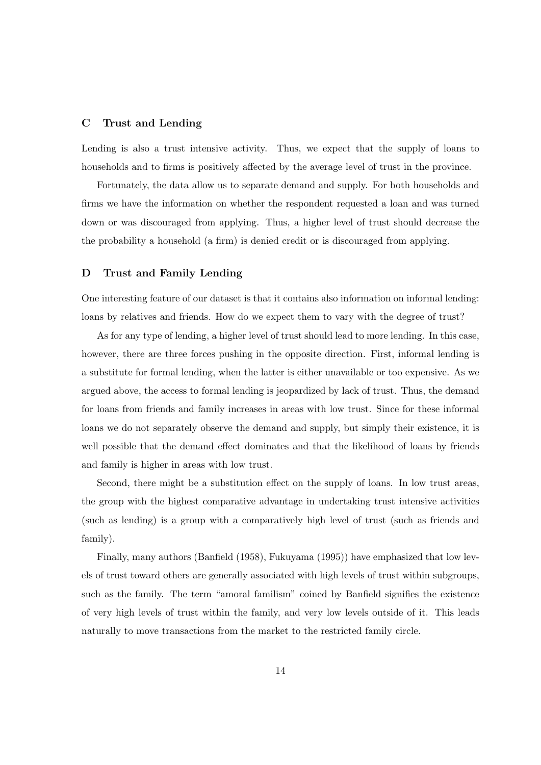### C Trust and Lending

Lending is also a trust intensive activity. Thus, we expect that the supply of loans to households and to firms is positively affected by the average level of trust in the province.

Fortunately, the data allow us to separate demand and supply. For both households and firms we have the information on whether the respondent requested a loan and was turned down or was discouraged from applying. Thus, a higher level of trust should decrease the the probability a household (a firm) is denied credit or is discouraged from applying.

### D Trust and Family Lending

One interesting feature of our dataset is that it contains also information on informal lending: loans by relatives and friends. How do we expect them to vary with the degree of trust?

As for any type of lending, a higher level of trust should lead to more lending. In this case, however, there are three forces pushing in the opposite direction. First, informal lending is a substitute for formal lending, when the latter is either unavailable or too expensive. As we argued above, the access to formal lending is jeopardized by lack of trust. Thus, the demand for loans from friends and family increases in areas with low trust. Since for these informal loans we do not separately observe the demand and supply, but simply their existence, it is well possible that the demand effect dominates and that the likelihood of loans by friends and family is higher in areas with low trust.

Second, there might be a substitution effect on the supply of loans. In low trust areas, the group with the highest comparative advantage in undertaking trust intensive activities (such as lending) is a group with a comparatively high level of trust (such as friends and family).

Finally, many authors (Banfield (1958), Fukuyama (1995)) have emphasized that low levels of trust toward others are generally associated with high levels of trust within subgroups, such as the family. The term "amoral familism" coined by Banfield signifies the existence of very high levels of trust within the family, and very low levels outside of it. This leads naturally to move transactions from the market to the restricted family circle.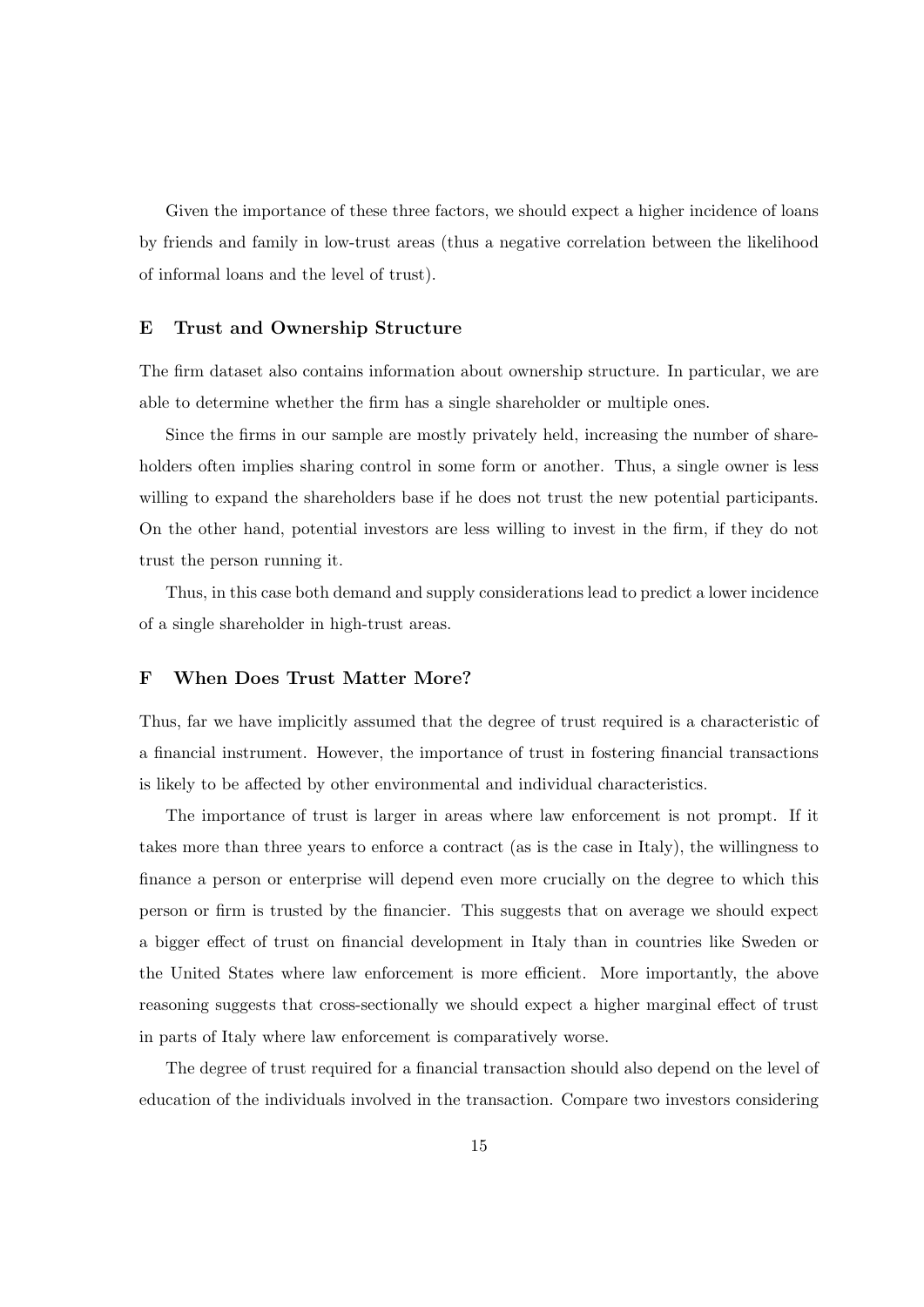Given the importance of these three factors, we should expect a higher incidence of loans by friends and family in low-trust areas (thus a negative correlation between the likelihood of informal loans and the level of trust).

### E Trust and Ownership Structure

The firm dataset also contains information about ownership structure. In particular, we are able to determine whether the firm has a single shareholder or multiple ones.

Since the firms in our sample are mostly privately held, increasing the number of shareholders often implies sharing control in some form or another. Thus, a single owner is less willing to expand the shareholders base if he does not trust the new potential participants. On the other hand, potential investors are less willing to invest in the firm, if they do not trust the person running it.

Thus, in this case both demand and supply considerations lead to predict a lower incidence of a single shareholder in high-trust areas.

### F When Does Trust Matter More?

Thus, far we have implicitly assumed that the degree of trust required is a characteristic of a financial instrument. However, the importance of trust in fostering financial transactions is likely to be affected by other environmental and individual characteristics.

The importance of trust is larger in areas where law enforcement is not prompt. If it takes more than three years to enforce a contract (as is the case in Italy), the willingness to finance a person or enterprise will depend even more crucially on the degree to which this person or firm is trusted by the financier. This suggests that on average we should expect a bigger effect of trust on financial development in Italy than in countries like Sweden or the United States where law enforcement is more efficient. More importantly, the above reasoning suggests that cross-sectionally we should expect a higher marginal effect of trust in parts of Italy where law enforcement is comparatively worse.

The degree of trust required for a financial transaction should also depend on the level of education of the individuals involved in the transaction. Compare two investors considering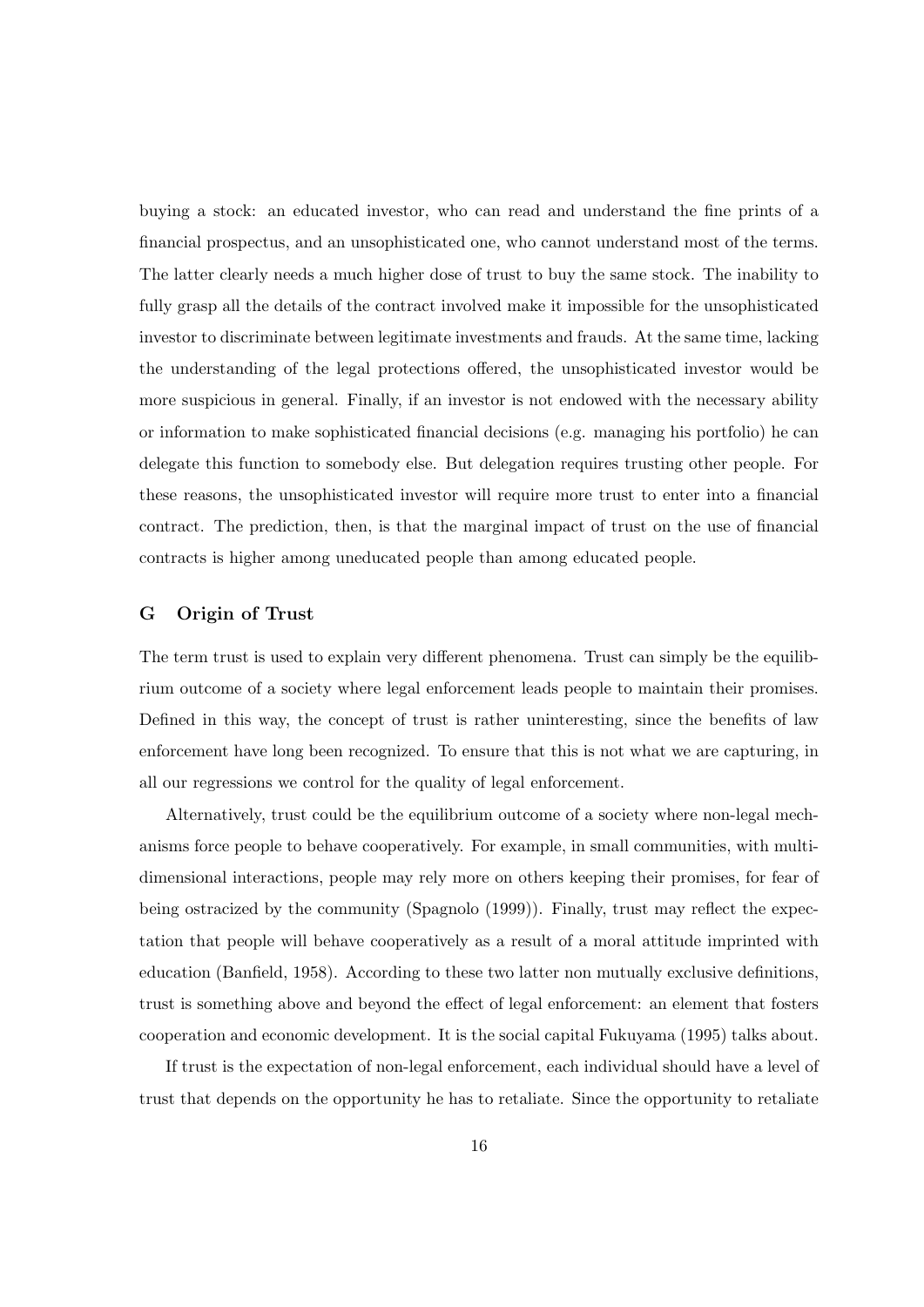buying a stock: an educated investor, who can read and understand the fine prints of a financial prospectus, and an unsophisticated one, who cannot understand most of the terms. The latter clearly needs a much higher dose of trust to buy the same stock. The inability to fully grasp all the details of the contract involved make it impossible for the unsophisticated investor to discriminate between legitimate investments and frauds. At the same time, lacking the understanding of the legal protections offered, the unsophisticated investor would be more suspicious in general. Finally, if an investor is not endowed with the necessary ability or information to make sophisticated financial decisions (e.g. managing his portfolio) he can delegate this function to somebody else. But delegation requires trusting other people. For these reasons, the unsophisticated investor will require more trust to enter into a financial contract. The prediction, then, is that the marginal impact of trust on the use of financial contracts is higher among uneducated people than among educated people.

## G Origin of Trust

The term trust is used to explain very different phenomena. Trust can simply be the equilibrium outcome of a society where legal enforcement leads people to maintain their promises. Defined in this way, the concept of trust is rather uninteresting, since the benefits of law enforcement have long been recognized. To ensure that this is not what we are capturing, in all our regressions we control for the quality of legal enforcement.

Alternatively, trust could be the equilibrium outcome of a society where non-legal mechanisms force people to behave cooperatively. For example, in small communities, with multi-dimensional interactions, people may rely more on others keeping their promises, for fear of being ostracized by the community (Spagnolo (1999)). Finally, trust may reflect the expectation that people will behave cooperatively as a result of a moral attitude imprinted with education (Banfield, 1958). According to these two latter non mutually exclusive definitions, trust is something above and beyond the effect of legal enforcement: an element that fosters cooperation and economic development. It is the social capital Fukuyama (1995) talks about.

If trust is the expectation of non-legal enforcement, each individual should have a level of trust that depends on the opportunity he has to retaliate. Since the opportunity to retaliate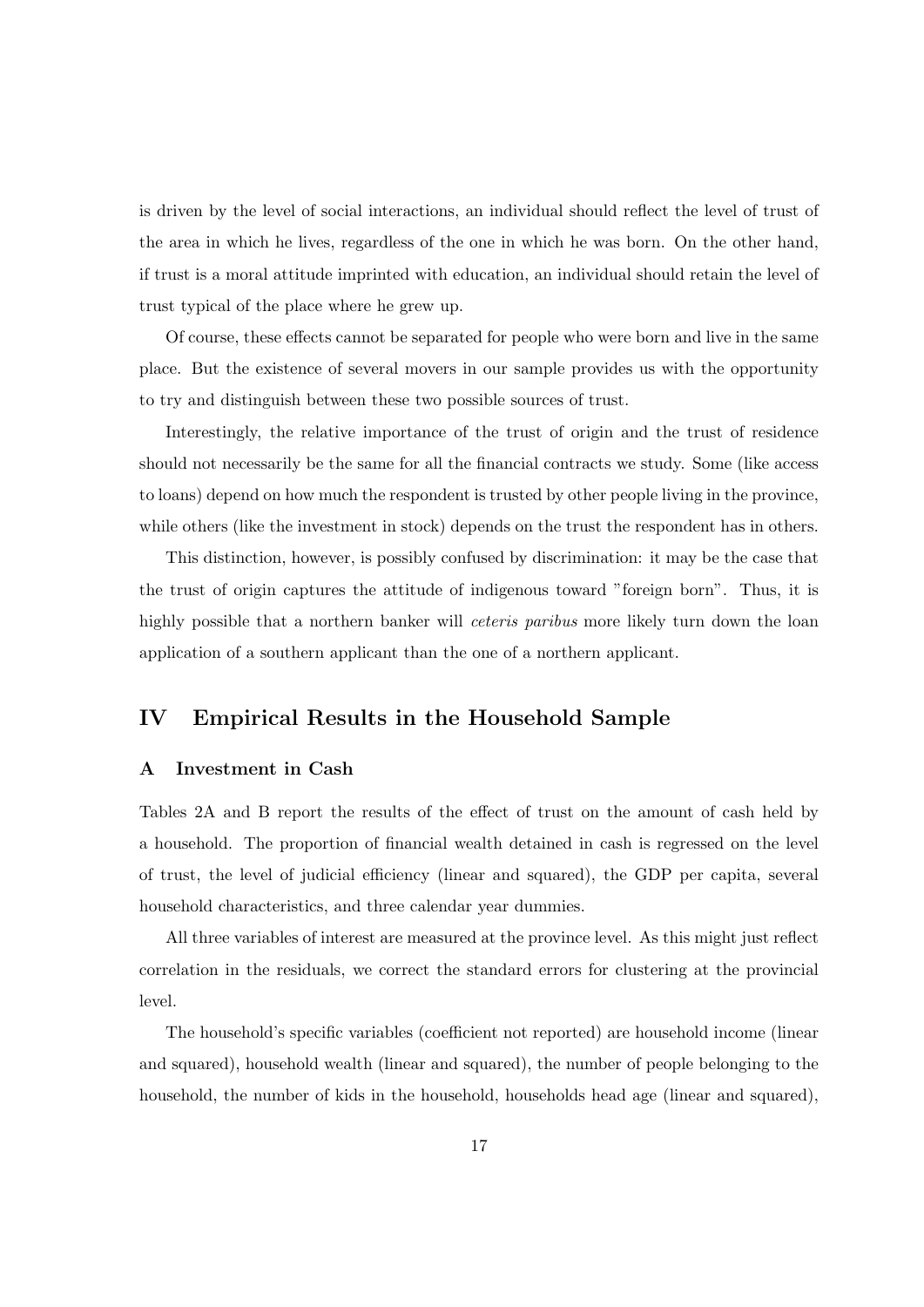is driven by the level of social interactions, an individual should reflect the level of trust of the area in which he lives, regardless of the one in which he was born. On the other hand, if trust is a moral attitude imprinted with education, an individual should retain the level of trust typical of the place where he grew up.

Of course, these effects cannot be separated for people who were born and live in the same place. But the existence of several movers in our sample provides us with the opportunity to try and distinguish between these two possible sources of trust.

Interestingly, the relative importance of the trust of origin and the trust of residence should not necessarily be the same for all the financial contracts we study. Some (like access to loans) depend on how much the respondent is trusted by other people living in the province, while others (like the investment in stock) depends on the trust the respondent has in others.

This distinction, however, is possibly confused by discrimination: it may be the case that the trust of origin captures the attitude of indigenous toward "foreign born". Thus, it is highly possible that a northern banker will *ceteris paribus* more likely turn down the loan application of a southern applicant than the one of a northern applicant.

## IV Empirical Results in the Household Sample

### A Investment in Cash

Tables 2A and B report the results of the effect of trust on the amount of cash held by a household. The proportion of financial wealth detained in cash is regressed on the level of trust, the level of judicial efficiency (linear and squared), the GDP per capita, several household characteristics, and three calendar year dummies.

All three variables of interest are measured at the province level. As this might just reflect correlation in the residuals, we correct the standard errors for clustering at the provincial level.

The household's specific variables (coefficient not reported) are household income (linear and squared), household wealth (linear and squared), the number of people belonging to the household, the number of kids in the household, households head age (linear and squared),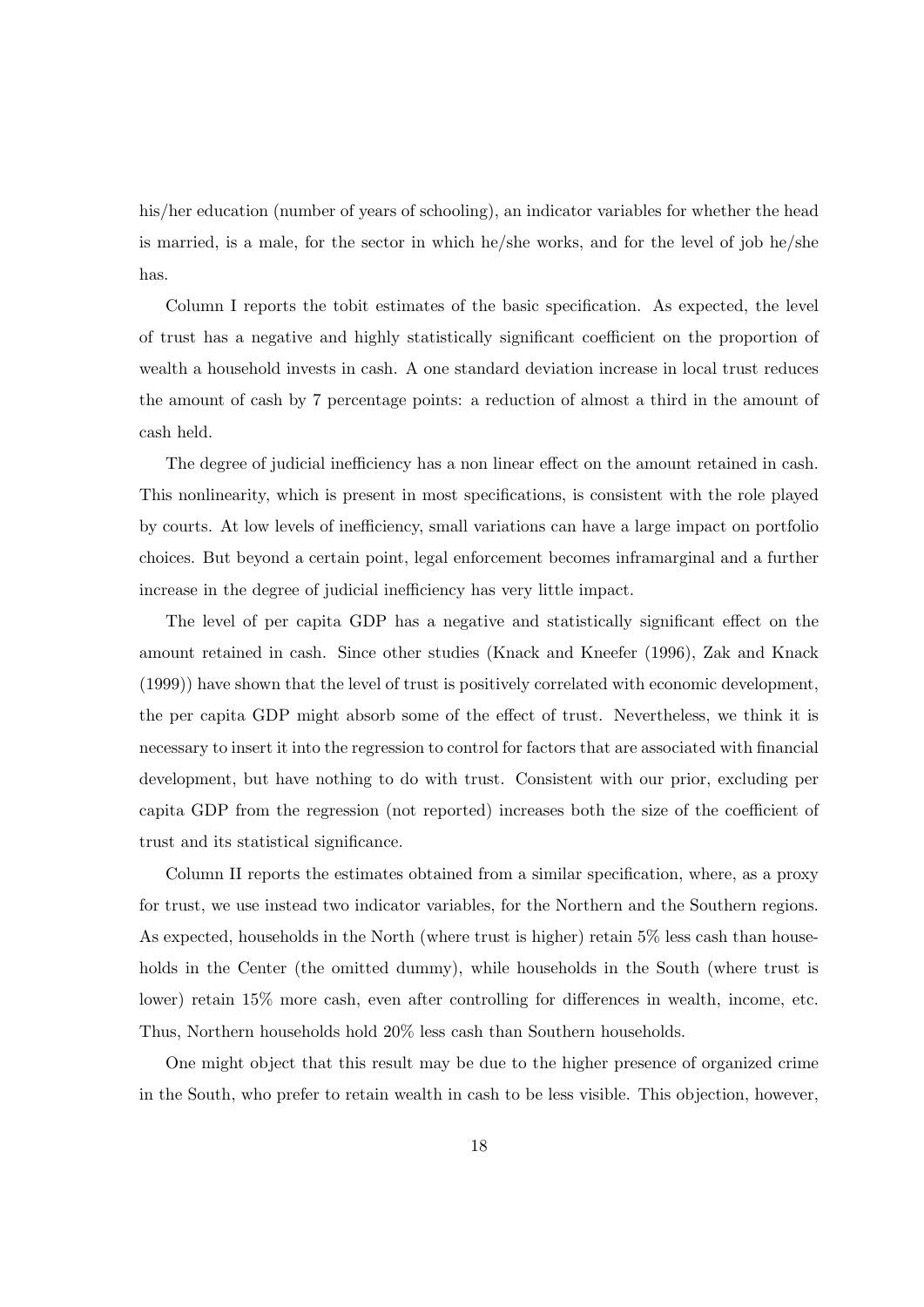his/her education (number of years of schooling), an indicator variables for whether the head is married, is a male, for the sector in which he/she works, and for the level of job he/she has.

Column I reports the tobit estimates of the basic specification. As expected, the level of trust has a negative and highly statistically significant coefficient on the proportion of wealth a household invests in cash. A one standard deviation increase in local trust reduces the amount of cash by 7 percentage points: a reduction of almost a third in the amount of cash held.

The degree of judicial inefficiency has a non linear effect on the amount retained in cash. This nonlinearity, which is present in most specifications, is consistent with the role played by courts. At low levels of inefficiency, small variations can have a large impact on portfolio choices. But beyond a certain point, legal enforcement becomes inframarginal and a further increase in the degree of judicial inefficiency has very little impact.

The level of per capita GDP has a negative and statistically significant effect on the amount retained in cash. Since other studies (Knack and Kneefer (1996), Zak and Knack (1999)) have shown that the level of trust is positively correlated with economic development, the per capita GDP might absorb some of the effect of trust. Nevertheless, we think it is necessary to insert it into the regression to control for factors that are associated with financial development, but have nothing to do with trust. Consistent with our prior, excluding per capita GDP from the regression (not reported) increases both the size of the coefficient of trust and its statistical significance.

Column II reports the estimates obtained from a similar specification, where, as a proxy for trust, we use instead two indicator variables, for the Northern and the Southern regions. As expected, households in the North (where trust is higher) retain 5% less cash than households in the Center (the omitted dummy), while households in the South (where trust is lower) retain 15% more cash, even after controlling for differences in wealth, income, etc. Thus, Northern households hold 20% less cash than Southern households.

One might object that this result may be due to the higher presence of organized crime in the South, who prefer to retain wealth in cash to be less visible. This objection, however,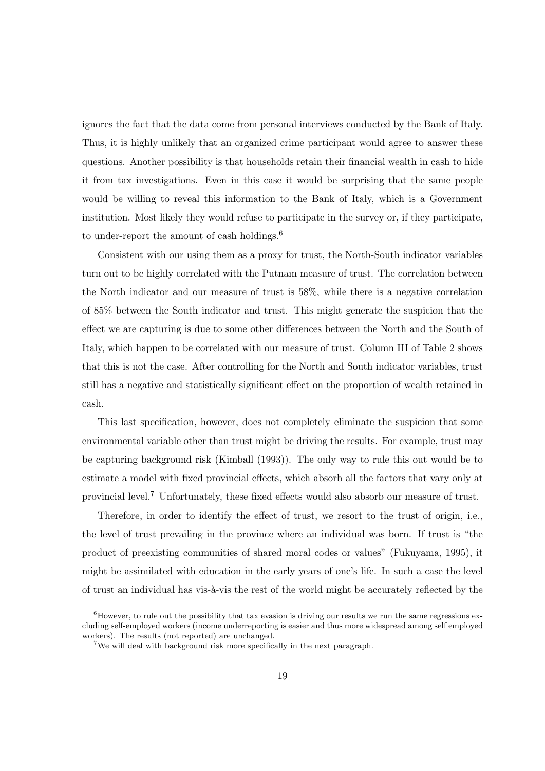ignores the fact that the data come from personal interviews conducted by the Bank of Italy. Thus, it is highly unlikely that an organized crime participant would agree to answer these questions. Another possibility is that households retain their financial wealth in cash to hide it from tax investigations. Even in this case it would be surprising that the same people would be willing to reveal this information to the Bank of Italy, which is a Government institution. Most likely they would refuse to participate in the survey or, if they participate, to under-report the amount of cash holdings.[6]

Consistent with our using them as a proxy for trust, the North-South indicator variables turn out to be highly correlated with the Putnam measure of trust. The correlation between the North indicator and our measure of trust is 58%, while there is a negative correlation of 85% between the South indicator and trust. This might generate the suspicion that the effect we are capturing is due to some other differences between the North and the South of Italy, which happen to be correlated with our measure of trust. Column III of Table 2 shows that this is not the case. After controlling for the North and South indicator variables, trust still has a negative and statistically significant effect on the proportion of wealth retained in cash.

This last specification, however, does not completely eliminate the suspicion that some environmental variable other than trust might be driving the results. For example, trust may be capturing background risk (Kimball (1993)). The only way to rule this out would be to estimate a model with fixed provincial effects, which absorb all the factors that vary only at provincial level.[7] Unfortunately, these fixed effects would also absorb our measure of trust.

Therefore, in order to identify the effect of trust, we resort to the trust of origin, i.e., the level of trust prevailing in the province where an individual was born. If trust is "the product of preexisting communities of shared moral codes or values" (Fukuyama, 1995), it might be assimilated with education in the early years of one's life. In such a case the level of trust an individual has vis-à-vis the rest of the world might be accurately reflected by the

[6] However, to rule out the possibility that tax evasion is driving our results we run the same regressions excluding self-employed workers (income underreporting is easier and thus more widespread among self employed workers). The results (not reported) are unchanged.

[7] We will deal with background risk more specifically in the next paragraph.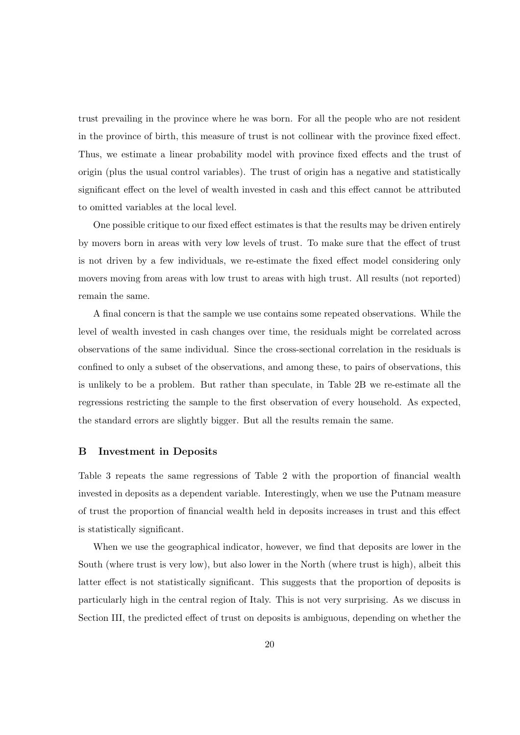trust prevailing in the province where he was born. For all the people who are not resident in the province of birth, this measure of trust is not collinear with the province fixed effect. Thus, we estimate a linear probability model with province fixed effects and the trust of origin (plus the usual control variables). The trust of origin has a negative and statistically significant effect on the level of wealth invested in cash and this effect cannot be attributed to omitted variables at the local level.

One possible critique to our fixed effect estimates is that the results may be driven entirely by movers born in areas with very low levels of trust. To make sure that the effect of trust is not driven by a few individuals, we re-estimate the fixed effect model considering only movers moving from areas with low trust to areas with high trust. All results (not reported) remain the same.

A final concern is that the sample we use contains some repeated observations. While the level of wealth invested in cash changes over time, the residuals might be correlated across observations of the same individual. Since the cross-sectional correlation in the residuals is confined to only a subset of the observations, and among these, to pairs of observations, this is unlikely to be a problem. But rather than speculate, in Table 2B we re-estimate all the regressions restricting the sample to the first observation of every household. As expected, the standard errors are slightly bigger. But all the results remain the same.

## B Investment in Deposits

Table 3 repeats the same regressions of Table 2 with the proportion of financial wealth invested in deposits as a dependent variable. Interestingly, when we use the Putnam measure of trust the proportion of financial wealth held in deposits increases in trust and this effect is statistically significant.

When we use the geographical indicator, however, we find that deposits are lower in the South (where trust is very low), but also lower in the North (where trust is high), albeit this latter effect is not statistically significant. This suggests that the proportion of deposits is particularly high in the central region of Italy. This is not very surprising. As we discuss in Section III, the predicted effect of trust on deposits is ambiguous, depending on whether the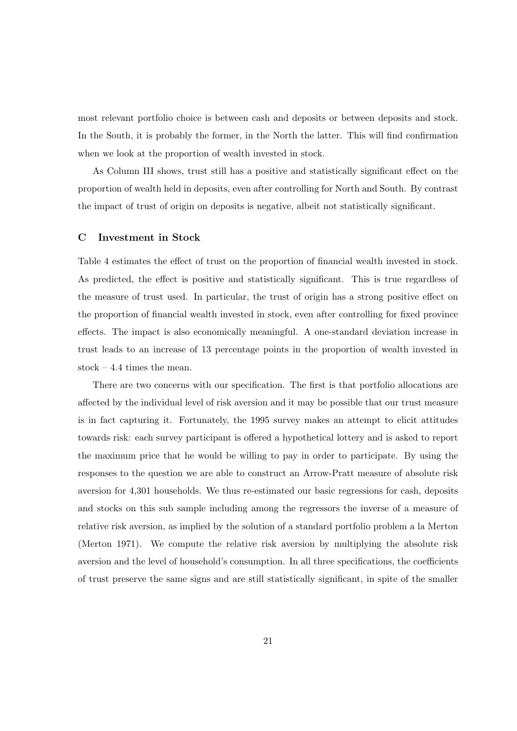most relevant portfolio choice is between cash and deposits or between deposits and stock. In the South, it is probably the former, in the North the latter. This will find confirmation when we look at the proportion of wealth invested in stock.

As Column III shows, trust still has a positive and statistically significant effect on the proportion of wealth held in deposits, even after controlling for North and South. By contrast the impact of trust of origin on deposits is negative, albeit not statistically significant.

### C Investment in Stock

Table 4 estimates the effect of trust on the proportion of financial wealth invested in stock. As predicted, the effect is positive and statistically significant. This is true regardless of the measure of trust used. In particular, the trust of origin has a strong positive effect on the proportion of financial wealth invested in stock, even after controlling for fixed province effects. The impact is also economically meaningful. A one-standard deviation increase in trust leads to an increase of 13 percentage points in the proportion of wealth invested in stock – 4.4 times the mean.

There are two concerns with our specification. The first is that portfolio allocations are affected by the individual level of risk aversion and it may be possible that our trust measure is in fact capturing it. Fortunately, the 1995 survey makes an attempt to elicit attitudes towards risk: each survey participant is offered a hypothetical lottery and is asked to report the maximum price that he would be willing to pay in order to participate. By using the responses to the question we are able to construct an Arrow-Pratt measure of absolute risk aversion for 4,301 households. We thus re-estimated our basic regressions for cash, deposits and stocks on this sub sample including among the regressors the inverse of a measure of relative risk aversion, as implied by the solution of a standard portfolio problem a la Merton (Merton 1971). We compute the relative risk aversion by multiplying the absolute risk aversion and the level of household's consumption. In all three specifications, the coefficients of trust preserve the same signs and are still statistically significant, in spite of the smaller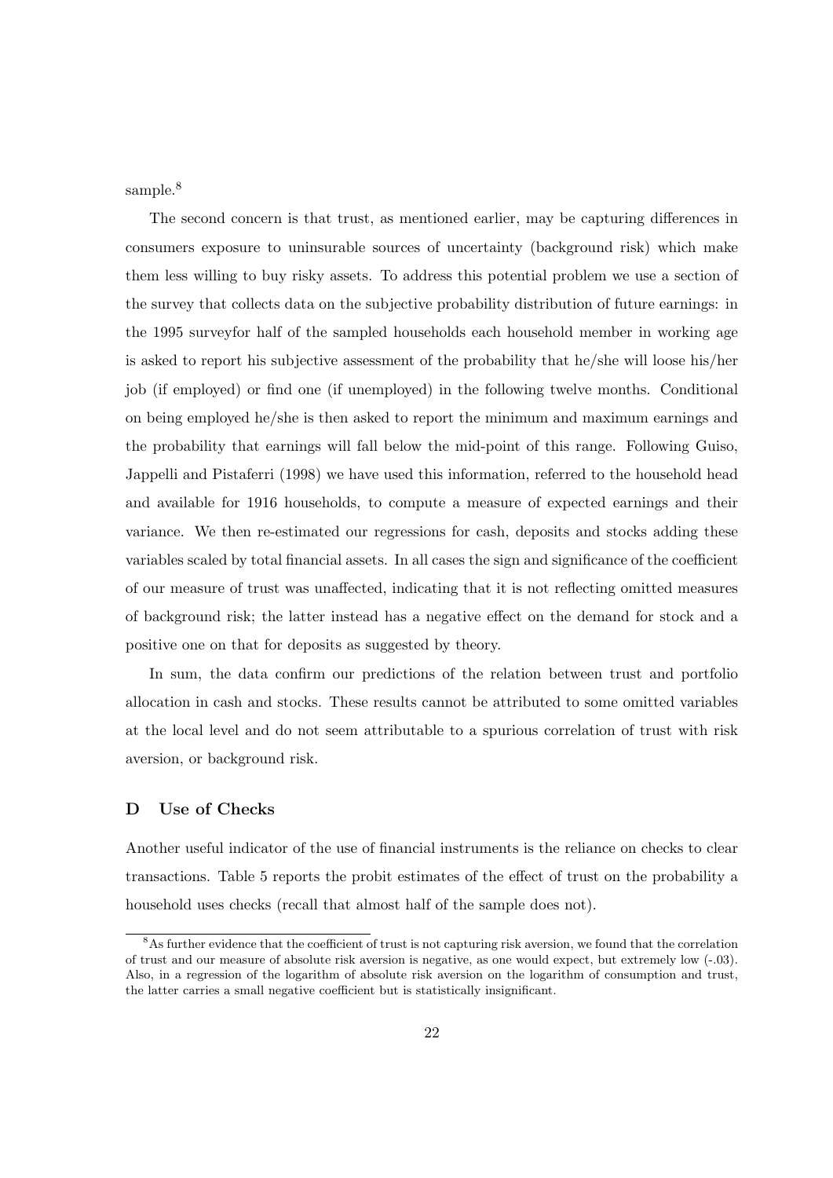sample.[8]

The second concern is that trust, as mentioned earlier, may be capturing differences in consumers exposure to uninsurable sources of uncertainty (background risk) which make them less willing to buy risky assets. To address this potential problem we use a section of the survey that collects data on the subjective probability distribution of future earnings: in the 1995 surveyfor half of the sampled households each household member in working age is asked to report his subjective assessment of the probability that he/she will loose his/her job (if employed) or find one (if unemployed) in the following twelve months. Conditional on being employed he/she is then asked to report the minimum and maximum earnings and the probability that earnings will fall below the mid-point of this range. Following Guiso, Jappelli and Pistaferri (1998) we have used this information, referred to the household head and available for 1916 households, to compute a measure of expected earnings and their variance. We then re-estimated our regressions for cash, deposits and stocks adding these variables scaled by total financial assets. In all cases the sign and significance of the coefficient of our measure of trust was unaffected, indicating that it is not reflecting omitted measures of background risk; the latter instead has a negative effect on the demand for stock and a positive one on that for deposits as suggested by theory.

In sum, the data confirm our predictions of the relation between trust and portfolio allocation in cash and stocks. These results cannot be attributed to some omitted variables at the local level and do not seem attributable to a spurious correlation of trust with risk aversion, or background risk.

### D Use of Checks

Another useful indicator of the use of financial instruments is the reliance on checks to clear transactions. Table 5 reports the probit estimates of the effect of trust on the probability a household uses checks (recall that almost half of the sample does not).

[8] As further evidence that the coefficient of trust is not capturing risk aversion, we found that the correlation of trust and our measure of absolute risk aversion is negative, as one would expect, but extremely low (-.03). Also, in a regression of the logarithm of absolute risk aversion on the logarithm of consumption and trust, the latter carries a small negative coefficient but is statistically insignificant.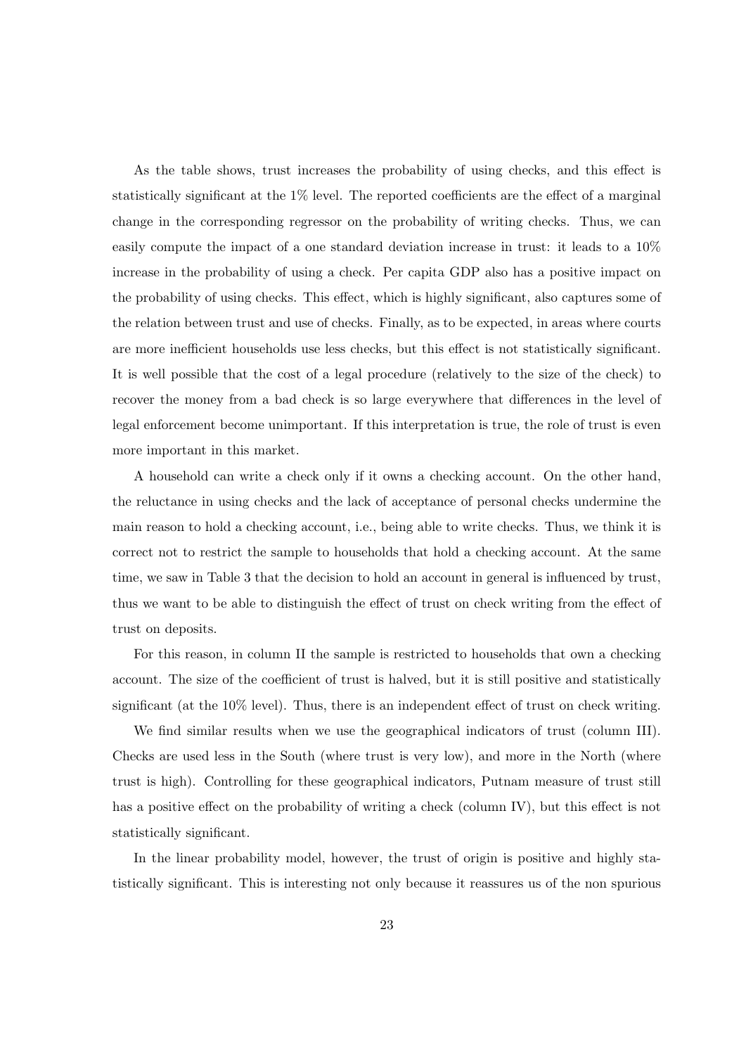As the table shows, trust increases the probability of using checks, and this effect is statistically significant at the 1% level. The reported coefficients are the effect of a marginal change in the corresponding regressor on the probability of writing checks. Thus, we can easily compute the impact of a one standard deviation increase in trust: it leads to a 10% increase in the probability of using a check. Per capita GDP also has a positive impact on the probability of using checks. This effect, which is highly significant, also captures some of the relation between trust and use of checks. Finally, as to be expected, in areas where courts are more inefficient households use less checks, but this effect is not statistically significant. It is well possible that the cost of a legal procedure (relatively to the size of the check) to recover the money from a bad check is so large everywhere that differences in the level of legal enforcement become unimportant. If this interpretation is true, the role of trust is even more important in this market.

A household can write a check only if it owns a checking account. On the other hand, the reluctance in using checks and the lack of acceptance of personal checks undermine the main reason to hold a checking account, i.e., being able to write checks. Thus, we think it is correct not to restrict the sample to households that hold a checking account. At the same time, we saw in Table 3 that the decision to hold an account in general is influenced by trust, thus we want to be able to distinguish the effect of trust on check writing from the effect of trust on deposits.

For this reason, in column II the sample is restricted to households that own a checking account. The size of the coefficient of trust is halved, but it is still positive and statistically significant (at the 10% level). Thus, there is an independent effect of trust on check writing.

We find similar results when we use the geographical indicators of trust (column III). Checks are used less in the South (where trust is very low), and more in the North (where trust is high). Controlling for these geographical indicators, Putnam measure of trust still has a positive effect on the probability of writing a check (column IV), but this effect is not statistically significant.

In the linear probability model, however, the trust of origin is positive and highly statistically significant. This is interesting not only because it reassures us of the non spurious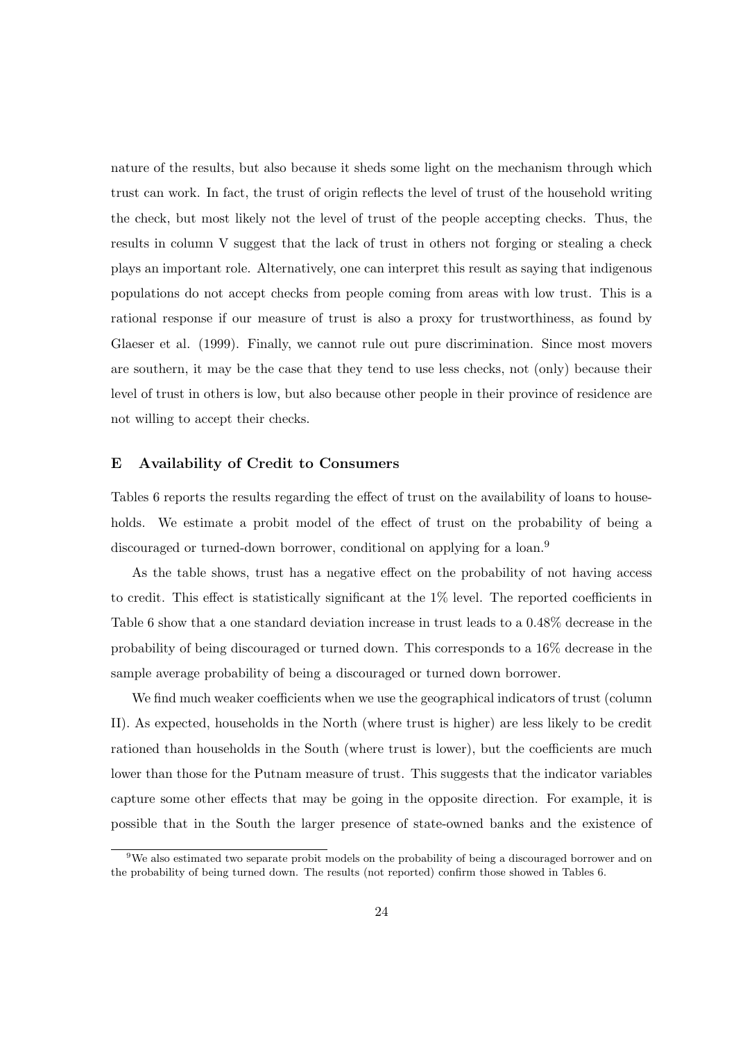nature of the results, but also because it sheds some light on the mechanism through which trust can work. In fact, the trust of origin reflects the level of trust of the household writing the check, but most likely not the level of trust of the people accepting checks. Thus, the results in column V suggest that the lack of trust in others not forging or stealing a check plays an important role. Alternatively, one can interpret this result as saying that indigenous populations do not accept checks from people coming from areas with low trust. This is a rational response if our measure of trust is also a proxy for trustworthiness, as found by Glaeser et al. (1999). Finally, we cannot rule out pure discrimination. Since most movers are southern, it may be the case that they tend to use less checks, not (only) because their level of trust in others is low, but also because other people in their province of residence are not willing to accept their checks.

## E Availability of Credit to Consumers

Tables 6 reports the results regarding the effect of trust on the availability of loans to households. We estimate a probit model of the effect of trust on the probability of being a discouraged or turned-down borrower, conditional on applying for a loan.[9]

As the table shows, trust has a negative effect on the probability of not having access to credit. This effect is statistically significant at the 1% level. The reported coefficients in Table 6 show that a one standard deviation increase in trust leads to a 0.48% decrease in the probability of being discouraged or turned down. This corresponds to a 16% decrease in the sample average probability of being a discouraged or turned down borrower.

We find much weaker coefficients when we use the geographical indicators of trust (column II). As expected, households in the North (where trust is higher) are less likely to be credit rationed than households in the South (where trust is lower), but the coefficients are much lower than those for the Putnam measure of trust. This suggests that the indicator variables capture some other effects that may be going in the opposite direction. For example, it is possible that in the South the larger presence of state-owned banks and the existence of

[9]We also estimated two separate probit models on the probability of being a discouraged borrower and on the probability of being turned down. The results (not reported) confirm those showed in Tables 6.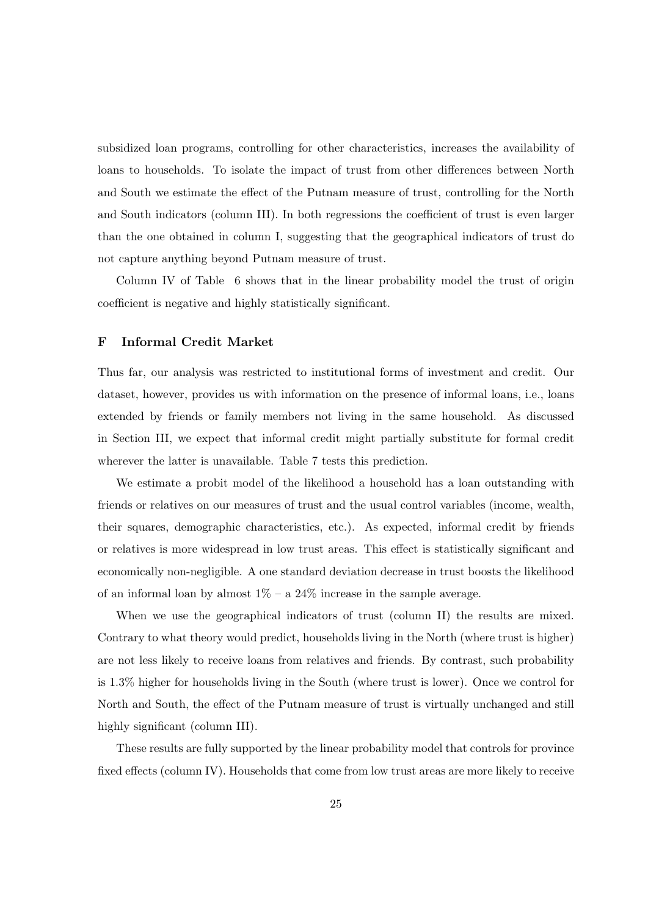subsidized loan programs, controlling for other characteristics, increases the availability of loans to households. To isolate the impact of trust from other differences between North and South we estimate the effect of the Putnam measure of trust, controlling for the North and South indicators (column III). In both regressions the coefficient of trust is even larger than the one obtained in column I, suggesting that the geographical indicators of trust do not capture anything beyond Putnam measure of trust.

Column IV of Table 6 shows that in the linear probability model the trust of origin coefficient is negative and highly statistically significant.

## F Informal Credit Market

Thus far, our analysis was restricted to institutional forms of investment and credit. Our dataset, however, provides us with information on the presence of informal loans, i.e., loans extended by friends or family members not living in the same household. As discussed in Section III, we expect that informal credit might partially substitute for formal credit wherever the latter is unavailable. Table 7 tests this prediction.

We estimate a probit model of the likelihood a household has a loan outstanding with friends or relatives on our measures of trust and the usual control variables (income, wealth, their squares, demographic characteristics, etc.). As expected, informal credit by friends or relatives is more widespread in low trust areas. This effect is statistically significant and economically non-negligible. A one standard deviation decrease in trust boosts the likelihood of an informal loan by almost 1% – a 24% increase in the sample average.

When we use the geographical indicators of trust (column II) the results are mixed. Contrary to what theory would predict, households living in the North (where trust is higher) are not less likely to receive loans from relatives and friends. By contrast, such probability is 1.3% higher for households living in the South (where trust is lower). Once we control for North and South, the effect of the Putnam measure of trust is virtually unchanged and still highly significant (column III).

These results are fully supported by the linear probability model that controls for province fixed effects (column IV). Households that come from low trust areas are more likely to receive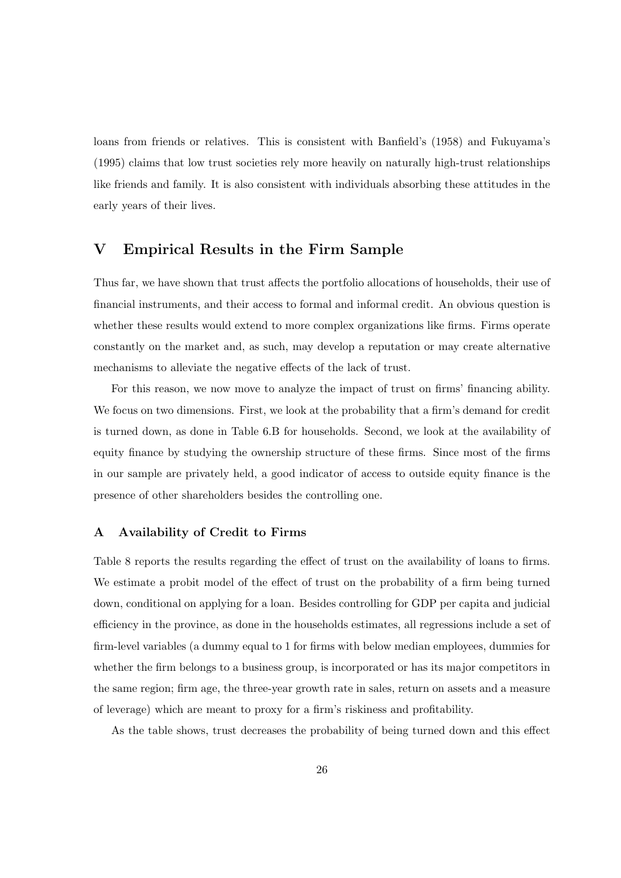loans from friends or relatives. This is consistent with Banfield's (1958) and Fukuyama's (1995) claims that low trust societies rely more heavily on naturally high-trust relationships like friends and family. It is also consistent with individuals absorbing these attitudes in the early years of their lives.

# V Empirical Results in the Firm Sample

Thus far, we have shown that trust affects the portfolio allocations of households, their use of financial instruments, and their access to formal and informal credit. An obvious question is whether these results would extend to more complex organizations like firms. Firms operate constantly on the market and, as such, may develop a reputation or may create alternative mechanisms to alleviate the negative effects of the lack of trust.

For this reason, we now move to analyze the impact of trust on firms' financing ability. We focus on two dimensions. First, we look at the probability that a firm's demand for credit is turned down, as done in Table 6.B for households. Second, we look at the availability of equity finance by studying the ownership structure of these firms. Since most of the firms in our sample are privately held, a good indicator of access to outside equity finance is the presence of other shareholders besides the controlling one.

## A Availability of Credit to Firms

Table 8 reports the results regarding the effect of trust on the availability of loans to firms. We estimate a probit model of the effect of trust on the probability of a firm being turned down, conditional on applying for a loan. Besides controlling for GDP per capita and judicial efficiency in the province, as done in the households estimates, all regressions include a set of firm-level variables (a dummy equal to 1 for firms with below median employees, dummies for whether the firm belongs to a business group, is incorporated or has its major competitors in the same region; firm age, the three-year growth rate in sales, return on assets and a measure of leverage) which are meant to proxy for a firm's riskiness and profitability.

As the table shows, trust decreases the probability of being turned down and this effect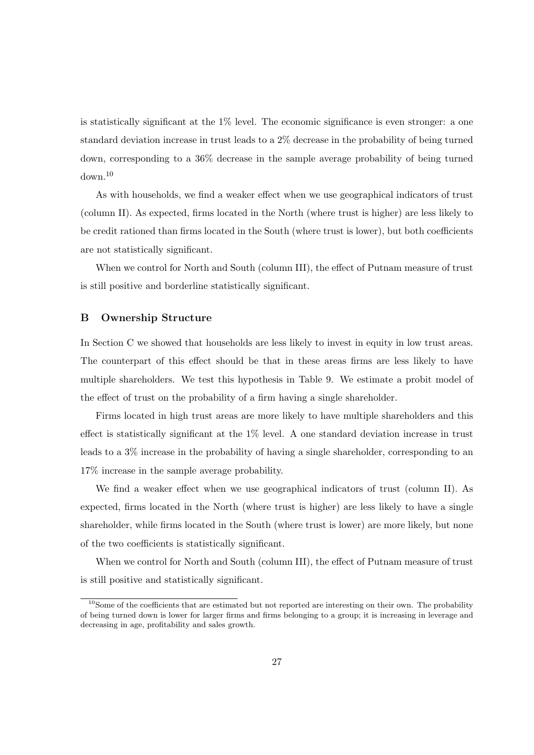is statistically significant at the 1% level. The economic significance is even stronger: a one standard deviation increase in trust leads to a 2% decrease in the probability of being turned down, corresponding to a 36% decrease in the sample average probability of being turned down.[10]

As with households, we find a weaker effect when we use geographical indicators of trust (column II). As expected, firms located in the North (where trust is higher) are less likely to be credit rationed than firms located in the South (where trust is lower), but both coefficients are not statistically significant.

When we control for North and South (column III), the effect of Putnam measure of trust is still positive and borderline statistically significant.

## B Ownership Structure

In Section C we showed that households are less likely to invest in equity in low trust areas. The counterpart of this effect should be that in these areas firms are less likely to have multiple shareholders. We test this hypothesis in Table 9. We estimate a probit model of the effect of trust on the probability of a firm having a single shareholder.

Firms located in high trust areas are more likely to have multiple shareholders and this effect is statistically significant at the 1% level. A one standard deviation increase in trust leads to a 3% increase in the probability of having a single shareholder, corresponding to an 17% increase in the sample average probability.

We find a weaker effect when we use geographical indicators of trust (column II). As expected, firms located in the North (where trust is higher) are less likely to have a single shareholder, while firms located in the South (where trust is lower) are more likely, but none of the two coefficients is statistically significant.

When we control for North and South (column III), the effect of Putnam measure of trust is still positive and statistically significant.

[10] Some of the coefficients that are estimated but not reported are interesting on their own. The probability of being turned down is lower for larger firms and firms belonging to a group; it is increasing in leverage and decreasing in age, profitability and sales growth.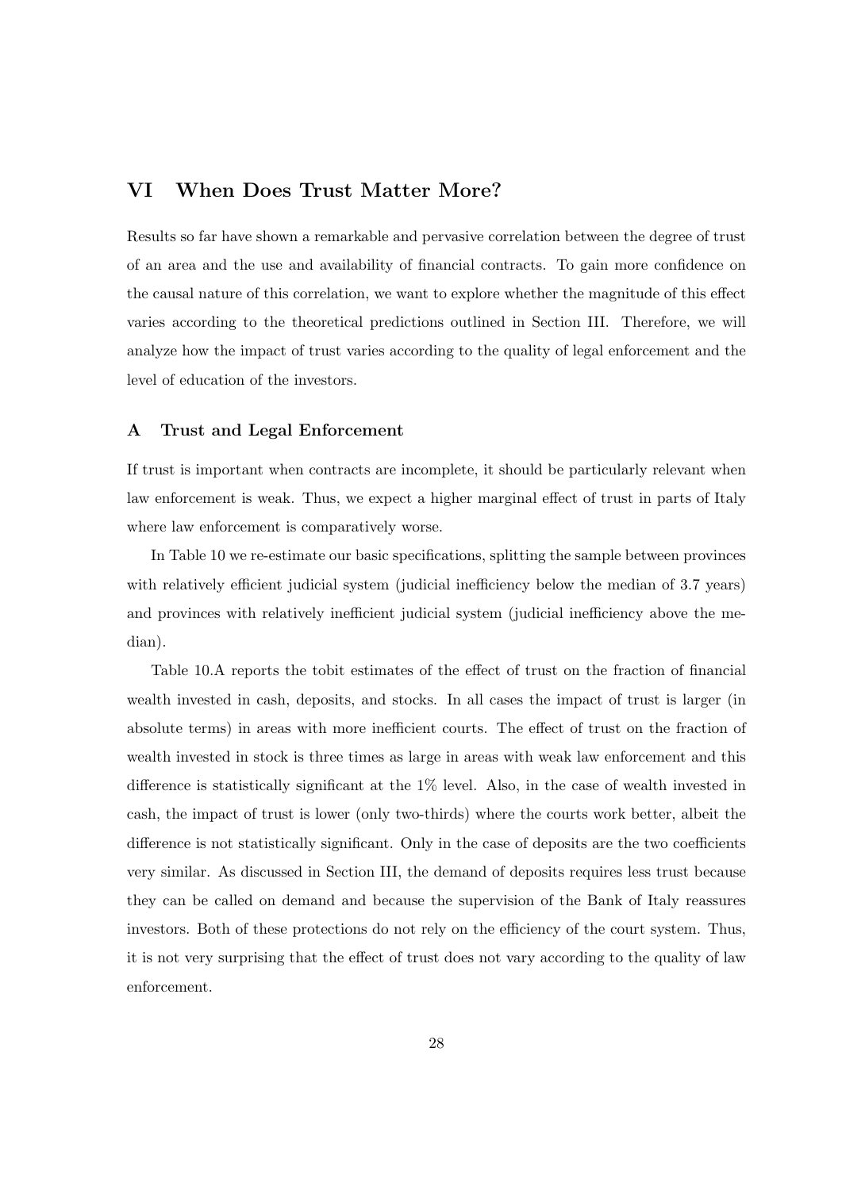# VI When Does Trust Matter More?

Results so far have shown a remarkable and pervasive correlation between the degree of trust of an area and the use and availability of financial contracts. To gain more confidence on the causal nature of this correlation, we want to explore whether the magnitude of this effect varies according to the theoretical predictions outlined in Section III. Therefore, we will analyze how the impact of trust varies according to the quality of legal enforcement and the level of education of the investors.

## A Trust and Legal Enforcement

If trust is important when contracts are incomplete, it should be particularly relevant when law enforcement is weak. Thus, we expect a higher marginal effect of trust in parts of Italy where law enforcement is comparatively worse.

In Table 10 we re-estimate our basic specifications, splitting the sample between provinces with relatively efficient judicial system (judicial inefficiency below the median of 3.7 years) and provinces with relatively inefficient judicial system (judicial inefficiency above the median).

Table 10.A reports the tobit estimates of the effect of trust on the fraction of financial wealth invested in cash, deposits, and stocks. In all cases the impact of trust is larger (in absolute terms) in areas with more inefficient courts. The effect of trust on the fraction of wealth invested in stock is three times as large in areas with weak law enforcement and this difference is statistically significant at the 1% level. Also, in the case of wealth invested in cash, the impact of trust is lower (only two-thirds) where the courts work better, albeit the difference is not statistically significant. Only in the case of deposits are the two coefficients very similar. As discussed in Section III, the demand of deposits requires less trust because they can be called on demand and because the supervision of the Bank of Italy reassures investors. Both of these protections do not rely on the efficiency of the court system. Thus, it is not very surprising that the effect of trust does not vary according to the quality of law enforcement.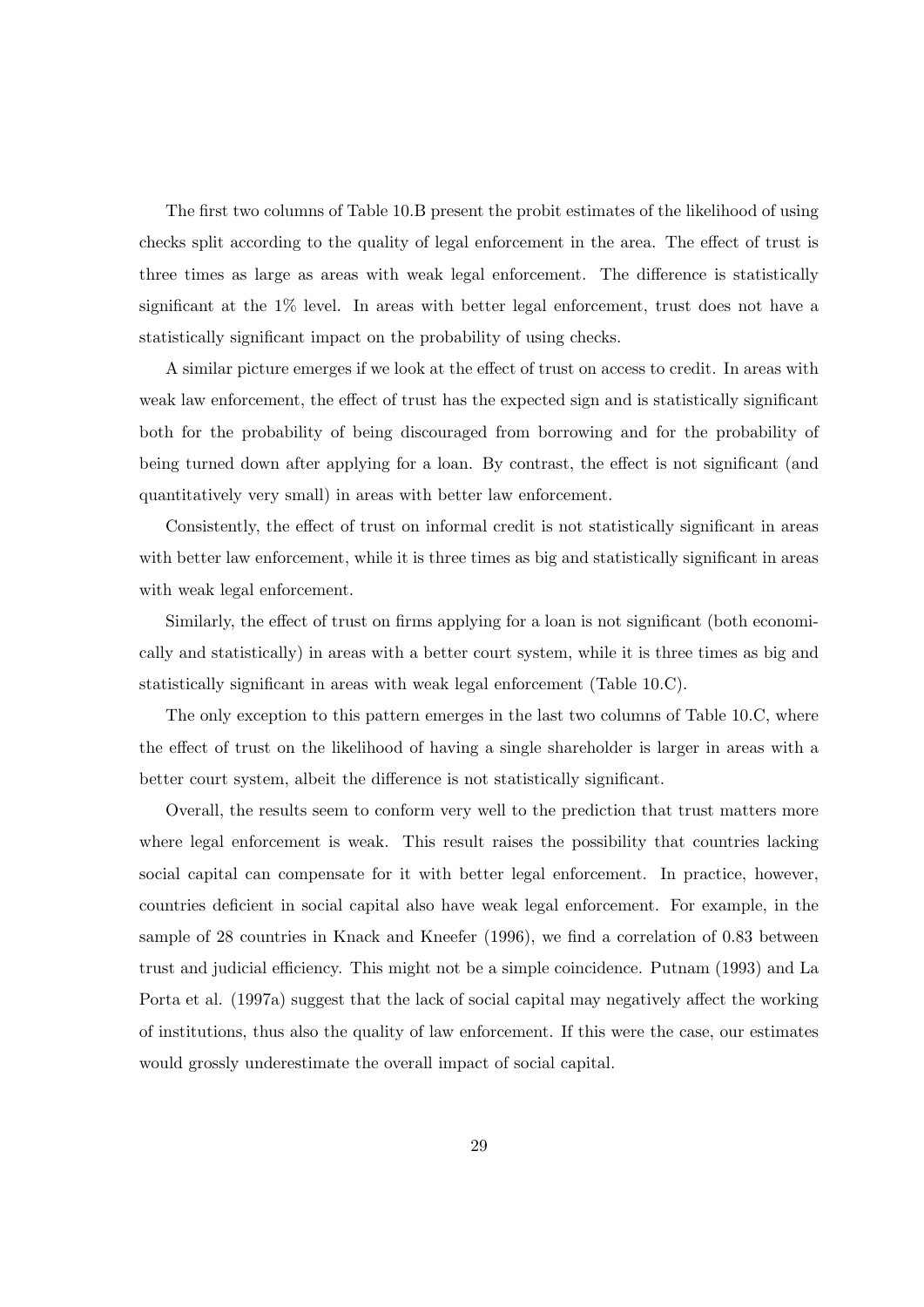The first two columns of Table 10.B present the probit estimates of the likelihood of using checks split according to the quality of legal enforcement in the area. The effect of trust is three times as large as areas with weak legal enforcement. The difference is statistically significant at the 1% level. In areas with better legal enforcement, trust does not have a statistically significant impact on the probability of using checks.

A similar picture emerges if we look at the effect of trust on access to credit. In areas with weak law enforcement, the effect of trust has the expected sign and is statistically significant both for the probability of being discouraged from borrowing and for the probability of being turned down after applying for a loan. By contrast, the effect is not significant (and quantitatively very small) in areas with better law enforcement.

Consistently, the effect of trust on informal credit is not statistically significant in areas with better law enforcement, while it is three times as big and statistically significant in areas with weak legal enforcement.

Similarly, the effect of trust on firms applying for a loan is not significant (both economically and statistically) in areas with a better court system, while it is three times as big and statistically significant in areas with weak legal enforcement (Table 10.C).

The only exception to this pattern emerges in the last two columns of Table 10.C, where the effect of trust on the likelihood of having a single shareholder is larger in areas with a better court system, albeit the difference is not statistically significant.

Overall, the results seem to conform very well to the prediction that trust matters more where legal enforcement is weak. This result raises the possibility that countries lacking social capital can compensate for it with better legal enforcement. In practice, however, countries deficient in social capital also have weak legal enforcement. For example, in the sample of 28 countries in Knack and Kneefer (1996), we find a correlation of 0.83 between trust and judicial efficiency. This might not be a simple coincidence. Putnam (1993) and La Porta et al. (1997a) suggest that the lack of social capital may negatively affect the working of institutions, thus also the quality of law enforcement. If this were the case, our estimates would grossly underestimate the overall impact of social capital.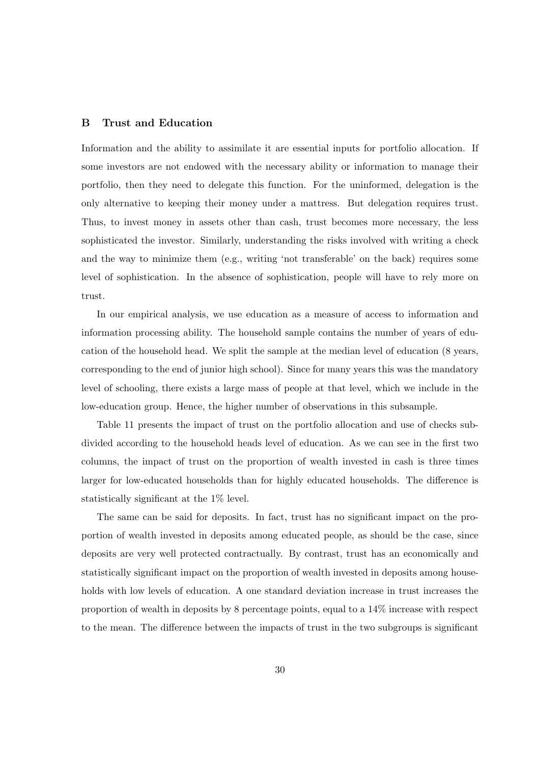## B Trust and Education

Information and the ability to assimilate it are essential inputs for portfolio allocation. If some investors are not endowed with the necessary ability or information to manage their portfolio, then they need to delegate this function. For the uninformed, delegation is the only alternative to keeping their money under a mattress. But delegation requires trust. Thus, to invest money in assets other than cash, trust becomes more necessary, the less sophisticated the investor. Similarly, understanding the risks involved with writing a check and the way to minimize them (e.g., writing 'not transferable' on the back) requires some level of sophistication. In the absence of sophistication, people will have to rely more on trust.

In our empirical analysis, we use education as a measure of access to information and information processing ability. The household sample contains the number of years of education of the household head. We split the sample at the median level of education (8 years, corresponding to the end of junior high school). Since for many years this was the mandatory level of schooling, there exists a large mass of people at that level, which we include in the low-education group. Hence, the higher number of observations in this subsample.

Table 11 presents the impact of trust on the portfolio allocation and use of checks subdivided according to the household heads level of education. As we can see in the first two columns, the impact of trust on the proportion of wealth invested in cash is three times larger for low-educated households than for highly educated households. The difference is statistically significant at the 1% level.

The same can be said for deposits. In fact, trust has no significant impact on the proportion of wealth invested in deposits among educated people, as should be the case, since deposits are very well protected contractually. By contrast, trust has an economically and statistically significant impact on the proportion of wealth invested in deposits among households with low levels of education. A one standard deviation increase in trust increases the proportion of wealth in deposits by 8 percentage points, equal to a 14% increase with respect to the mean. The difference between the impacts of trust in the two subgroups is significant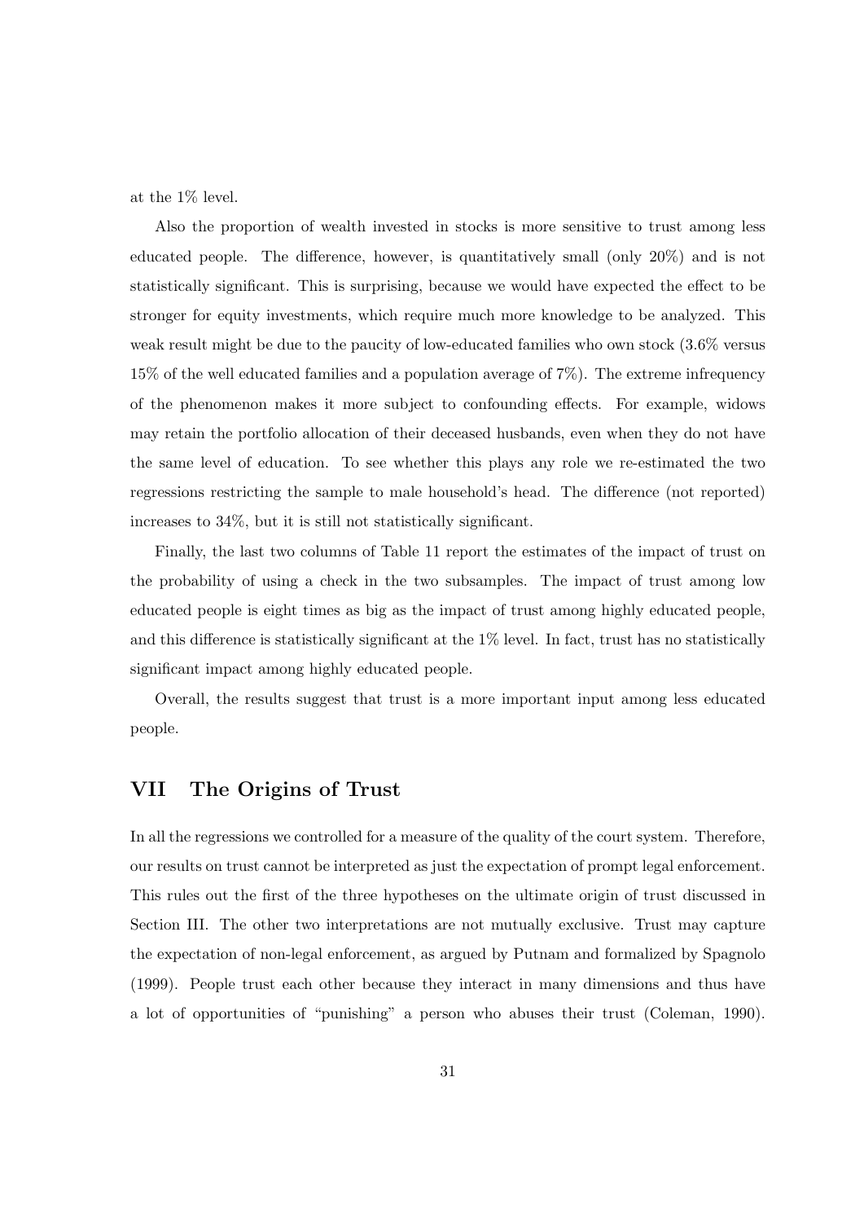at the 1% level.

Also the proportion of wealth invested in stocks is more sensitive to trust among less educated people. The difference, however, is quantitatively small (only 20%) and is not statistically significant. This is surprising, because we would have expected the effect to be stronger for equity investments, which require much more knowledge to be analyzed. This weak result might be due to the paucity of low-educated families who own stock (3.6% versus 15% of the well educated families and a population average of 7%). The extreme infrequency of the phenomenon makes it more subject to confounding effects. For example, widows may retain the portfolio allocation of their deceased husbands, even when they do not have the same level of education. To see whether this plays any role we re-estimated the two regressions restricting the sample to male household's head. The difference (not reported) increases to 34%, but it is still not statistically significant.

Finally, the last two columns of Table 11 report the estimates of the impact of trust on the probability of using a check in the two subsamples. The impact of trust among low educated people is eight times as big as the impact of trust among highly educated people, and this difference is statistically significant at the 1% level. In fact, trust has no statistically significant impact among highly educated people.

Overall, the results suggest that trust is a more important input among less educated people.

## VII The Origins of Trust

In all the regressions we controlled for a measure of the quality of the court system. Therefore, our results on trust cannot be interpreted as just the expectation of prompt legal enforcement. This rules out the first of the three hypotheses on the ultimate origin of trust discussed in Section III. The other two interpretations are not mutually exclusive. Trust may capture the expectation of non-legal enforcement, as argued by Putnam and formalized by Spagnolo (1999). People trust each other because they interact in many dimensions and thus have a lot of opportunities of "punishing" a person who abuses their trust (Coleman, 1990).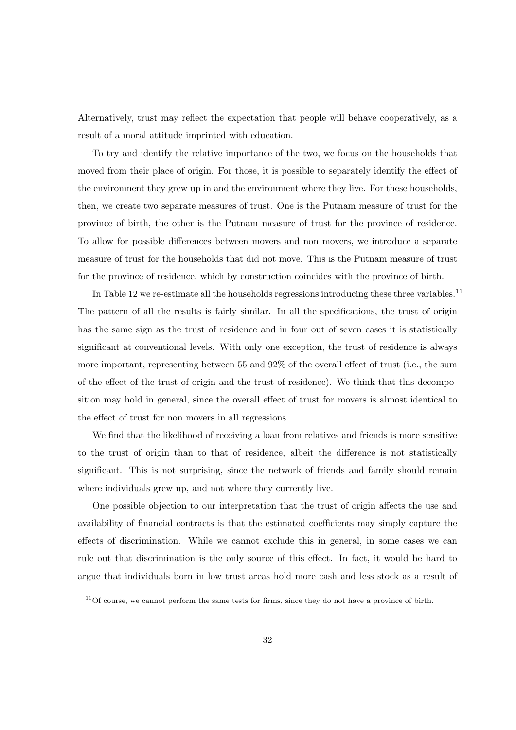Alternatively, trust may reflect the expectation that people will behave cooperatively, as a result of a moral attitude imprinted with education.

To try and identify the relative importance of the two, we focus on the households that moved from their place of origin. For those, it is possible to separately identify the effect of the environment they grew up in and the environment where they live. For these households, then, we create two separate measures of trust. One is the Putnam measure of trust for the province of birth, the other is the Putnam measure of trust for the province of residence. To allow for possible differences between movers and non movers, we introduce a separate measure of trust for the households that did not move. This is the Putnam measure of trust for the province of residence, which by construction coincides with the province of birth.

In Table 12 we re-estimate all the households regressions introducing these three variables.[11] The pattern of all the results is fairly similar. In all the specifications, the trust of origin has the same sign as the trust of residence and in four out of seven cases it is statistically significant at conventional levels. With only one exception, the trust of residence is always more important, representing between 55 and 92% of the overall effect of trust (i.e., the sum of the effect of the trust of origin and the trust of residence). We think that this decomposition may hold in general, since the overall effect of trust for movers is almost identical to the effect of trust for non movers in all regressions.

We find that the likelihood of receiving a loan from relatives and friends is more sensitive to the trust of origin than to that of residence, albeit the difference is not statistically significant. This is not surprising, since the network of friends and family should remain where individuals grew up, and not where they currently live.

One possible objection to our interpretation that the trust of origin affects the use and availability of financial contracts is that the estimated coefficients may simply capture the effects of discrimination. While we cannot exclude this in general, in some cases we can rule out that discrimination is the only source of this effect. In fact, it would be hard to argue that individuals born in low trust areas hold more cash and less stock as a result of

[11] Of course, we cannot perform the same tests for firms, since they do not have a province of birth.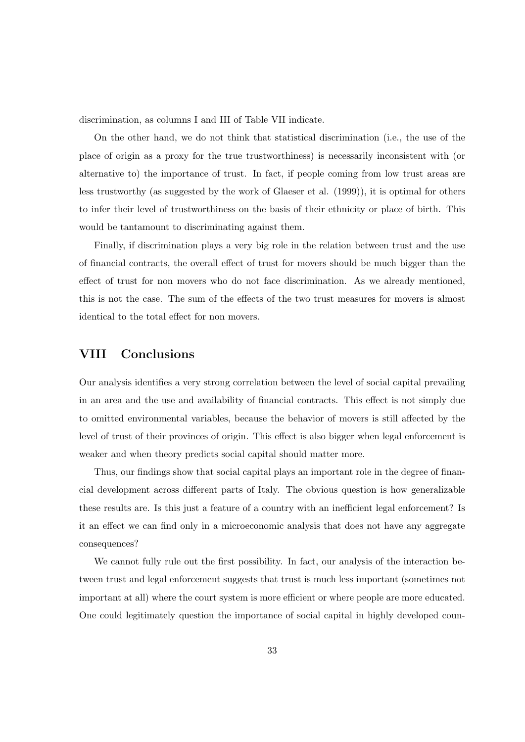discrimination, as columns I and III of Table VII indicate.

On the other hand, we do not think that statistical discrimination (i.e., the use of the place of origin as a proxy for the true trustworthiness) is necessarily inconsistent with (or alternative to) the importance of trust. In fact, if people coming from low trust areas are less trustworthy (as suggested by the work of Glaeser et al. (1999)), it is optimal for others to infer their level of trustworthiness on the basis of their ethnicity or place of birth. This would be tantamount to discriminating against them.

Finally, if discrimination plays a very big role in the relation between trust and the use of financial contracts, the overall effect of trust for movers should be much bigger than the effect of trust for non movers who do not face discrimination. As we already mentioned, this is not the case. The sum of the effects of the two trust measures for movers is almost identical to the total effect for non movers.

## VIII Conclusions

Our analysis identifies a very strong correlation between the level of social capital prevailing in an area and the use and availability of financial contracts. This effect is not simply due to omitted environmental variables, because the behavior of movers is still affected by the level of trust of their provinces of origin. This effect is also bigger when legal enforcement is weaker and when theory predicts social capital should matter more.

Thus, our findings show that social capital plays an important role in the degree of financial development across different parts of Italy. The obvious question is how generalizable these results are. Is this just a feature of a country with an inefficient legal enforcement? Is it an effect we can find only in a microeconomic analysis that does not have any aggregate consequences?

We cannot fully rule out the first possibility. In fact, our analysis of the interaction between trust and legal enforcement suggests that trust is much less important (sometimes not important at all) where the court system is more efficient or where people are more educated. One could legitimately question the importance of social capital in highly developed coun-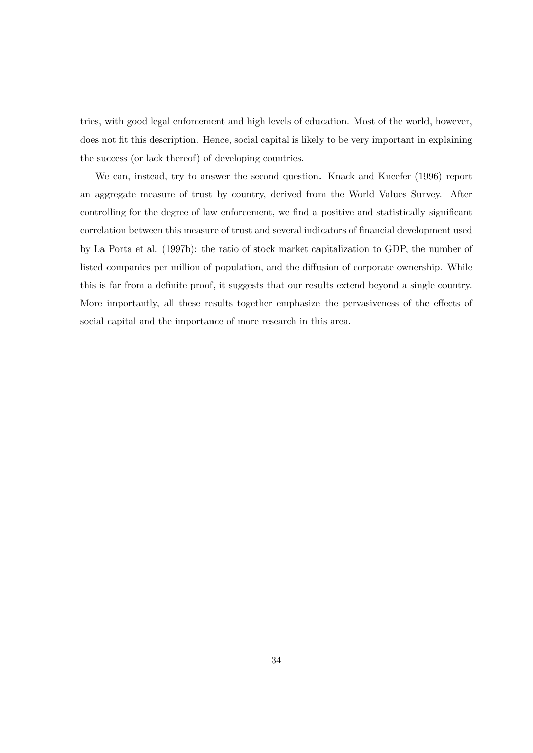tries, with good legal enforcement and high levels of education. Most of the world, however, does not fit this description. Hence, social capital is likely to be very important in explaining the success (or lack thereof) of developing countries.

We can, instead, try to answer the second question. Knack and Kneefer (1996) report an aggregate measure of trust by country, derived from the World Values Survey. After controlling for the degree of law enforcement, we find a positive and statistically significant correlation between this measure of trust and several indicators of financial development used by La Porta et al. (1997b): the ratio of stock market capitalization to GDP, the number of listed companies per million of population, and the diffusion of corporate ownership. While this is far from a definite proof, it suggests that our results extend beyond a single country. More importantly, all these results together emphasize the pervasiveness of the effects of social capital and the importance of more research in this area.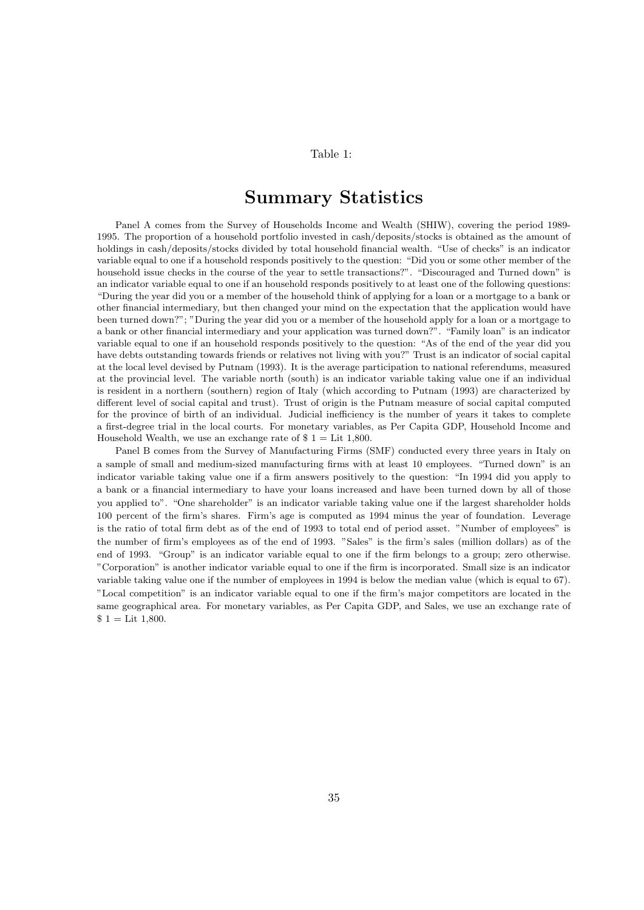Table 1:

# Summary Statistics

Panel A comes from the Survey of Households Income and Wealth (SHIW), covering the period 1989-1995. The proportion of a household portfolio invested in cash/deposits/stocks is obtained as the amount of holdings in cash/deposits/stocks divided by total household financial wealth. "Use of checks" is an indicator variable equal to one if a household responds positively to the question: "Did you or some other member of the household issue checks in the course of the year to settle transactions?". "Discouraged and Turned down" is an indicator variable equal to one if an household responds positively to at least one of the following questions: "During the year did you or a member of the household think of applying for a loan or a mortgage to a bank or other financial intermediary, but then changed your mind on the expectation that the application would have been turned down?"; "During the year did you or a member of the household apply for a loan or a mortgage to a bank or other financial intermediary and your application was turned down?". "Family loan" is an indicator variable equal to one if an household responds positively to the question: "As of the end of the year did you have debts outstanding towards friends or relatives not living with you?" Trust is an indicator of social capital at the local level devised by Putnam (1993). It is the average participation to national referendums, measured at the provincial level. The variable north (south) is an indicator variable taking value one if an individual is resident in a northern (southern) region of Italy (which according to Putnam (1993) are characterized by different level of social capital and trust). Trust of origin is the Putnam measure of social capital computed for the province of birth of an individual. Judicial inefficiency is the number of years it takes to complete a first-degree trial in the local courts. For monetary variables, as Per Capita GDP, Household Income and Household Wealth, we use an exchange rate of \$ 1 = Lit 1,800.

Panel B comes from the Survey of Manufacturing Firms (SMF) conducted every three years in Italy on a sample of small and medium-sized manufacturing firms with at least 10 employees. "Turned down" is an indicator variable taking value one if a firm answers positively to the question: "In 1994 did you apply to a bank or a financial intermediary to have your loans increased and have been turned down by all of those you applied to". "One shareholder" is an indicator variable taking value one if the largest shareholder holds 100 percent of the firm's shares. Firm's age is computed as 1994 minus the year of foundation. Leverage is the ratio of total firm debt as of the end of 1993 to total end of period asset. "Number of employees" is the number of firm's employees as of the end of 1993. "Sales" is the firm's sales (million dollars) as of the end of 1993. "Group" is an indicator variable equal to one if the firm belongs to a group; zero otherwise. "Corporation" is another indicator variable equal to one if the firm is incorporated. Small size is an indicator variable taking value one if the number of employees in 1994 is below the median value (which is equal to 67). "Local competition" is an indicator variable equal to one if the firm's major competitors are located in the same geographical area. For monetary variables, as Per Capita GDP, and Sales, we use an exchange rate of \$ 1 = Lit 1,800.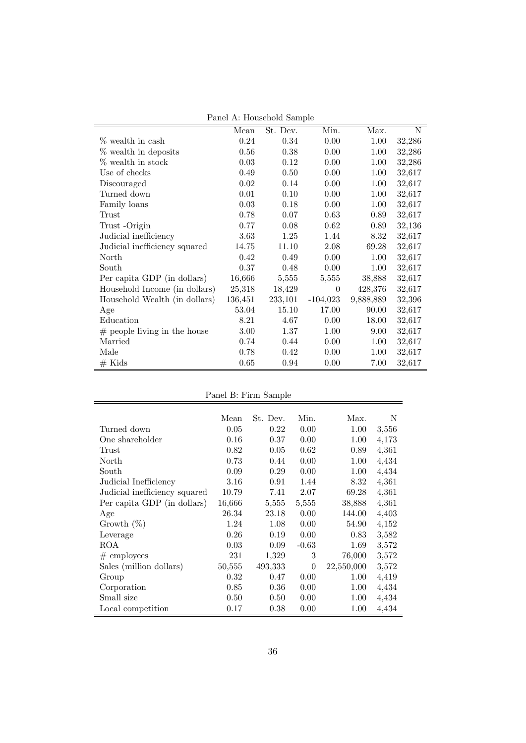Panel A: Household Sample

| | Mean | St. Dev. | Min. | Max. | N |
|---|---|---|---|---|---|
| % wealth in cash | 0.24 | 0.34 | 0.00 | 1.00 | 32,286 |
| % wealth in deposits | 0.56 | 0.38 | 0.00 | 1.00 | 32,286 |
| % wealth in stock | 0.03 | 0.12 | 0.00 | 1.00 | 32,286 |
| Use of checks | 0.49 | 0.50 | 0.00 | 1.00 | 32,617 |
| Discouraged | 0.02 | 0.14 | 0.00 | 1.00 | 32,617 |
| Turned down | 0.01 | 0.10 | 0.00 | 1.00 | 32,617 |
| Family loans | 0.03 | 0.18 | 0.00 | 1.00 | 32,617 |
| Trust | 0.78 | 0.07 | 0.63 | 0.89 | 32,617 |
| Trust -Origin | 0.77 | 0.08 | 0.62 | 0.89 | 32,136 |
| Judicial inefficiency | 3.63 | 1.25 | 1.44 | 8.32 | 32,617 |
| Judicial inefficiency squared | 14.75 | 11.10 | 2.08 | 69.28 | 32,617 |
| North | 0.42 | 0.49 | 0.00 | 1.00 | 32,617 |
| South | 0.37 | 0.48 | 0.00 | 1.00 | 32,617 |
| Per capita GDP (in dollars) | 16,666 | 5,555 | 5,555 | 38,888 | 32,617 |
| Household Income (in dollars) | 25,318 | 18,429 | 0 | 428,376 | 32,617 |
| Household Wealth (in dollars) | 136,451 | 233,101 | -104,023 | 9,888,889 | 32,396 |
| Age | 53.04 | 15.10 | 17.00 | 90.00 | 32,617 |
| Education | 8.21 | 4.67 | 0.00 | 18.00 | 32,617 |
| # people living in the house | 3.00 | 1.37 | 1.00 | 9.00 | 32,617 |
| Married | 0.74 | 0.44 | 0.00 | 1.00 | 32,617 |
| Male | 0.78 | 0.42 | 0.00 | 1.00 | 32,617 |
| # Kids | 0.65 | 0.94 | 0.00 | 7.00 | 32,617 |

Panel B: Firm Sample

| | Mean | St. Dev. | Min. | Max. | N |
|---|---|---|---|---|---|
| Turned down | 0.05 | 0.22 | 0.00 | 1.00 | 3,556 |
| One shareholder | 0.16 | 0.37 | 0.00 | 1.00 | 4,173 |
| Trust | 0.82 | 0.05 | 0.62 | 0.89 | 4,361 |
| North | 0.73 | 0.44 | 0.00 | 1.00 | 4,434 |
| South | 0.09 | 0.29 | 0.00 | 1.00 | 4,434 |
| Judicial Inefficiency | 3.16 | 0.91 | 1.44 | 8.32 | 4,361 |
| Judicial inefficiency squared | 10.79 | 7.41 | 2.07 | 69.28 | 4,361 |
| Per capita GDP (in dollars) | 16,666 | 5,555 | 5,555 | 38,888 | 4,361 |
| Age | 26.34 | 23.18 | 0.00 | 144.00 | 4,403 |
| Growth (%) | 1.24 | 1.08 | 0.00 | 54.90 | 4,152 |
| Leverage | 0.26 | 0.19 | 0.00 | 0.83 | 3,582 |
| ROA | 0.03 | 0.09 | -0.63 | 1.69 | 3,572 |
| # employees | 231 | 1,329 | 3 | 76,000 | 3,572 |
| Sales (million dollars) | 50,555 | 493,333 | 0 | 22,550,000 | 3,572 |
| Group | 0.32 | 0.47 | 0.00 | 1.00 | 4,419 |
| Corporation | 0.85 | 0.36 | 0.00 | 1.00 | 4,434 |
| Small size | 0.50 | 0.50 | 0.00 | 1.00 | 4,434 |
| Local competition | 0.17 | 0.38 | 0.00 | 1.00 | 4,434 |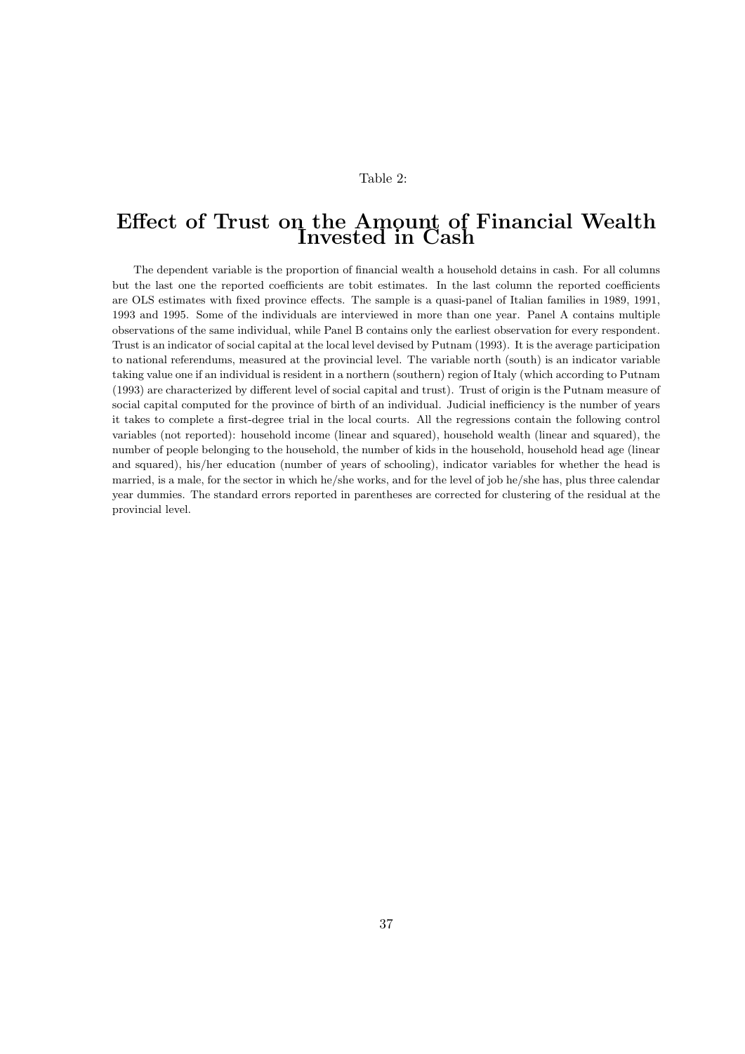Table 2:

# Effect of Trust on the Amount of Financial Wealth Invested in Cash

The dependent variable is the proportion of financial wealth a household detains in cash. For all columns but the last one the reported coefficients are tobit estimates. In the last column the reported coefficients are OLS estimates with fixed province effects. The sample is a quasi-panel of Italian families in 1989, 1991, 1993 and 1995. Some of the individuals are interviewed in more than one year. Panel A contains multiple observations of the same individual, while Panel B contains only the earliest observation for every respondent. Trust is an indicator of social capital at the local level devised by Putnam (1993). It is the average participation to national referendums, measured at the provincial level. The variable north (south) is an indicator variable taking value one if an individual is resident in a northern (southern) region of Italy (which according to Putnam (1993) are characterized by different level of social capital and trust). Trust of origin is the Putnam measure of social capital computed for the province of birth of an individual. Judicial inefficiency is the number of years it takes to complete a first-degree trial in the local courts. All the regressions contain the following control variables (not reported): household income (linear and squared), household wealth (linear and squared), the number of people belonging to the household, the number of kids in the household, household head age (linear and squared), his/her education (number of years of schooling), indicator variables for whether the head is married, is a male, for the sector in which he/she works, and for the level of job he/she has, plus three calendar year dummies. The standard errors reported in parentheses are corrected for clustering of the residual at the provincial level.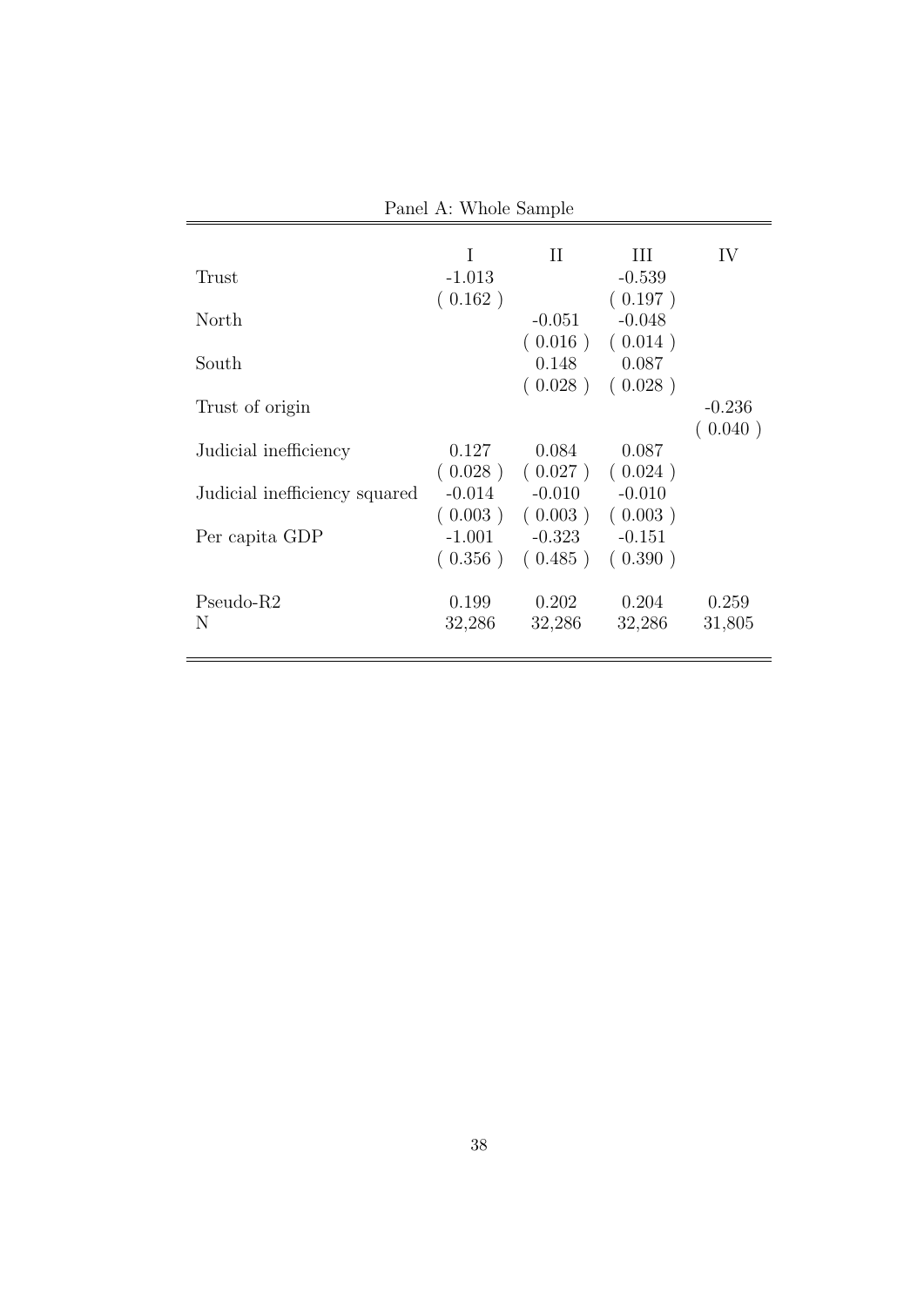Panel A: Whole Sample

| | I | II | III | IV |
|---|---|---|---|---|
| Trust | -1.013 | | -0.539 | |
| | ( 0.162 ) | | ( 0.197 ) | |
| North | | -0.051 | -0.048 | |
| | | ( 0.016 ) | ( 0.014 ) | |
| South | | 0.148 | 0.087 | |
| | | ( 0.028 ) | ( 0.028 ) | |
| Trust of origin | | | | -0.236 |
| | | | | ( 0.040 ) |
| Judicial inefficiency | 0.127 | 0.084 | 0.087 | |
| | ( 0.028 ) | ( 0.027 ) | ( 0.024 ) | |
| Judicial inefficiency squared | -0.014 | -0.010 | -0.010 | |
| | ( 0.003 ) | ( 0.003 ) | ( 0.003 ) | |
| Per capita GDP | -1.001 | -0.323 | -0.151 | |
| | ( 0.356 ) | ( 0.485 ) | ( 0.390 ) | |
| Pseudo-R2 | 0.199 | 0.202 | 0.204 | 0.259 |
| N | 32,286 | 32,286 | 32,286 | 31,805 |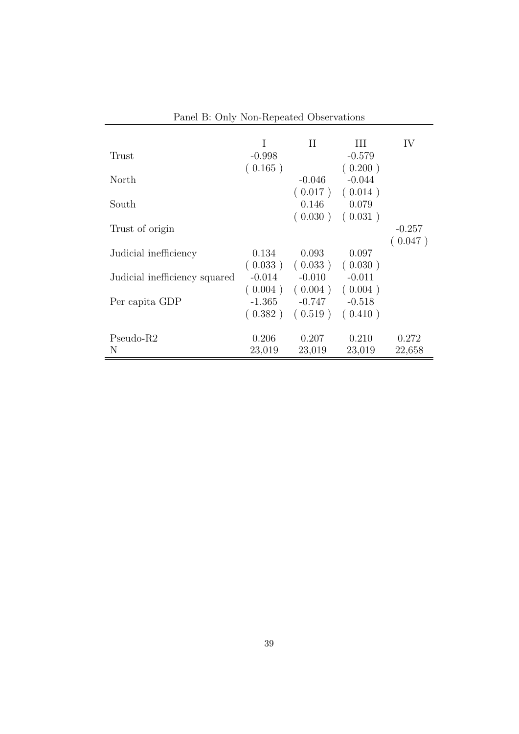Panel B: Only Non-Repeated Observations

| | I | II | III | IV |
|---|---|---|---|---|
| Trust | -0.998 | | -0.579 | |
| | ( 0.165 ) | | ( 0.200 ) | |
| North | | -0.046 | -0.044 | |
| | | ( 0.017 ) | ( 0.014 ) | |
| South | | 0.146 | 0.079 | |
| | | ( 0.030 ) | ( 0.031 ) | |
| Trust of origin | | | | -0.257 |
| | | | | ( 0.047 ) |
| Judicial inefficiency | 0.134 | 0.093 | 0.097 | |
| | ( 0.033 ) | ( 0.033 ) | ( 0.030 ) | |
| Judicial inefficiency squared | -0.014 | -0.010 | -0.011 | |
| | ( 0.004 ) | ( 0.004 ) | ( 0.004 ) | |
| Per capita GDP | -1.365 | -0.747 | -0.518 | |
| | ( 0.382 ) | ( 0.519 ) | ( 0.410 ) | |
| Pseudo-R2 | 0.206 | 0.207 | 0.210 | 0.272 |
| N | 23,019 | 23,019 | 23,019 | 22,658 |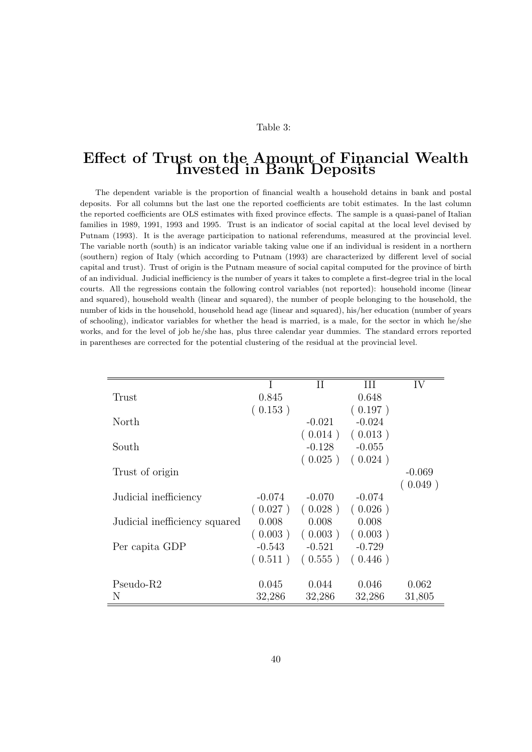Table 3:

# Effect of Trust on the Amount of Financial Wealth Invested in Bank Deposits

The dependent variable is the proportion of financial wealth a household detains in bank and postal deposits. For all columns but the last one the reported coefficients are tobit estimates. In the last column the reported coefficients are OLS estimates with fixed province effects. The sample is a quasi-panel of Italian families in 1989, 1991, 1993 and 1995. Trust is an indicator of social capital at the local level devised by Putnam (1993). It is the average participation to national referendums, measured at the provincial level. The variable north (south) is an indicator variable taking value one if an individual is resident in a northern (southern) region of Italy (which according to Putnam (1993) are characterized by different level of social capital and trust). Trust of origin is the Putnam measure of social capital computed for the province of birth of an individual. Judicial inefficiency is the number of years it takes to complete a first-degree trial in the local courts. All the regressions contain the following control variables (not reported): household income (linear and squared), household wealth (linear and squared), the number of people belonging to the household, the number of kids in the household, household head age (linear and squared), his/her education (number of years of schooling), indicator variables for whether the head is married, is a male, for the sector in which he/she works, and for the level of job he/she has, plus three calendar year dummies. The standard errors reported in parentheses are corrected for the potential clustering of the residual at the provincial level.

| | I | II | III | IV |
|---|---|---|---|---|
| Trust | 0.845 | | 0.648 | |
| | ( 0.153 ) | | ( 0.197 ) | |
| North | | -0.021 | -0.024 | |
| | | ( 0.014 ) | ( 0.013 ) | |
| South | | -0.128 | -0.055 | |
| | | ( 0.025 ) | ( 0.024 ) | |
| Trust of origin | | | | -0.069 |
| | | | | ( 0.049 ) |
| Judicial inefficiency | -0.074 | -0.070 | -0.074 | |
| | ( 0.027 ) | ( 0.028 ) | ( 0.026 ) | |
| Judicial inefficiency squared | 0.008 | 0.008 | 0.008 | |
| | ( 0.003 ) | ( 0.003 ) | ( 0.003 ) | |
| Per capita GDP | -0.543 | -0.521 | -0.729 | |
| | ( 0.511 ) | ( 0.555 ) | ( 0.446 ) | |
| Pseudo-R2 | 0.045 | 0.044 | 0.046 | 0.062 |
| N | 32,286 | 32,286 | 32,286 | 31,805 |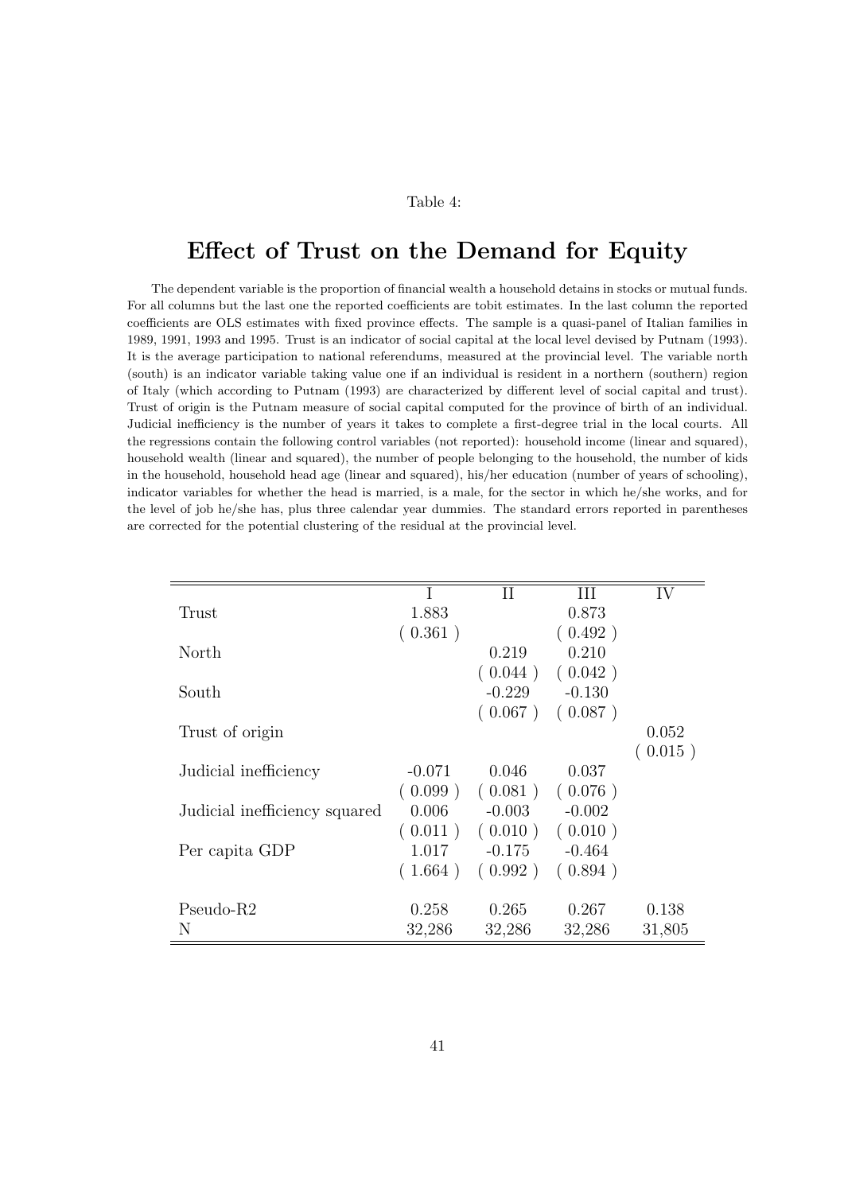Table 4:

# Effect of Trust on the Demand for Equity

The dependent variable is the proportion of financial wealth a household detains in stocks or mutual funds. For all columns but the last one the reported coefficients are tobit estimates. In the last column the reported coefficients are OLS estimates with fixed province effects. The sample is a quasi-panel of Italian families in 1989, 1991, 1993 and 1995. Trust is an indicator of social capital at the local level devised by Putnam (1993). It is the average participation to national referendums, measured at the provincial level. The variable north (south) is an indicator variable taking value one if an individual is resident in a northern (southern) region of Italy (which according to Putnam (1993) are characterized by different level of social capital and trust). Trust of origin is the Putnam measure of social capital computed for the province of birth of an individual. Judicial inefficiency is the number of years it takes to complete a first-degree trial in the local courts. All the regressions contain the following control variables (not reported): household income (linear and squared), household wealth (linear and squared), the number of people belonging to the household, the number of kids in the household, household head age (linear and squared), his/her education (number of years of schooling), indicator variables for whether the head is married, is a male, for the sector in which he/she works, and for the level of job he/she has, plus three calendar year dummies. The standard errors reported in parentheses are corrected for the potential clustering of the residual at the provincial level.

| | I | II | III | IV |
|---|---|---|---|---|
| Trust | 1.883 | | 0.873 | |
| | ( 0.361 ) | | ( 0.492 ) | |
| North | | 0.219 | 0.210 | |
| | | ( 0.044 ) | ( 0.042 ) | |
| South | | -0.229 | -0.130 | |
| | | ( 0.067 ) | ( 0.087 ) | |
| Trust of origin | | | | 0.052 |
| | | | | ( 0.015 ) |
| Judicial inefficiency | -0.071 | 0.046 | 0.037 | |
| | ( 0.099 ) | ( 0.081 ) | ( 0.076 ) | |
| Judicial inefficiency squared | 0.006 | -0.003 | -0.002 | |
| | ( 0.011 ) | ( 0.010 ) | ( 0.010 ) | |
| Per capita GDP | 1.017 | -0.175 | -0.464 | |
| | ( 1.664 ) | ( 0.992 ) | ( 0.894 ) | |
| Pseudo-R2 | 0.258 | 0.265 | 0.267 | 0.138 |
| N | 32,286 | 32,286 | 32,286 | 31,805 |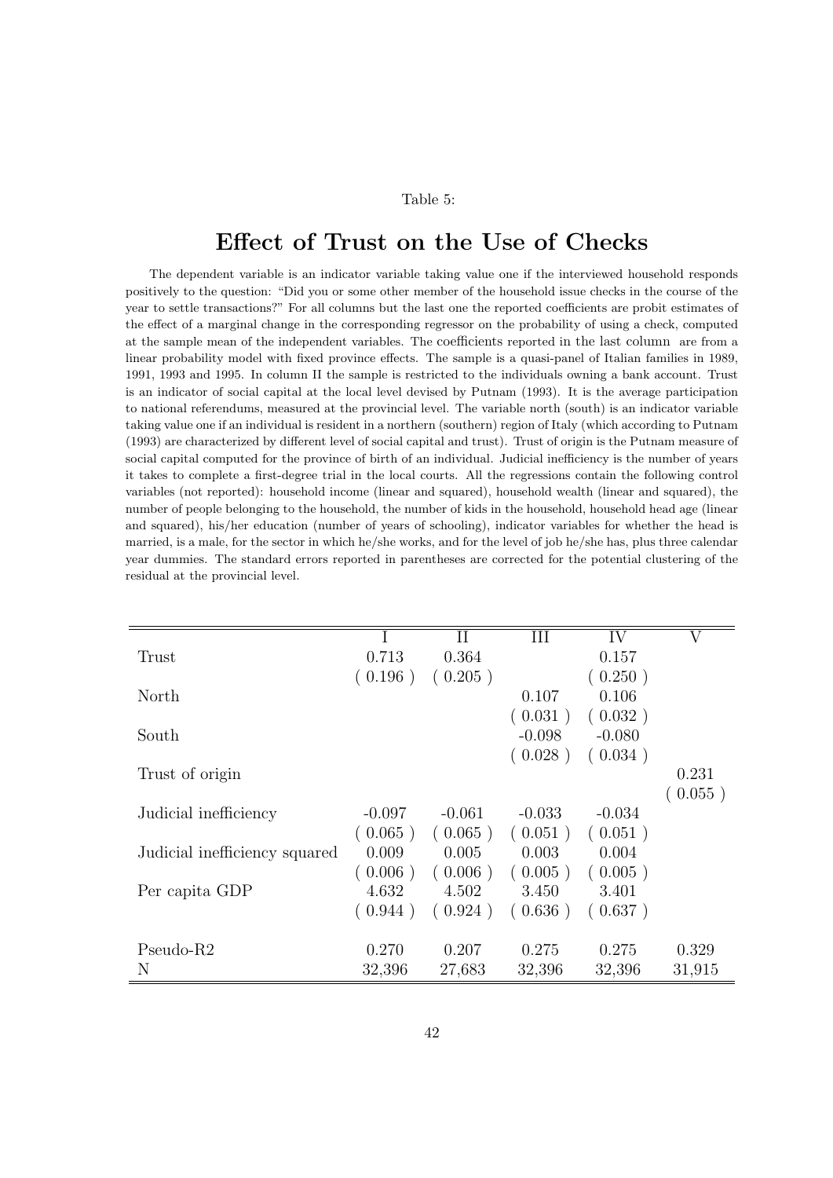Table 5:

# Effect of Trust on the Use of Checks

The dependent variable is an indicator variable taking value one if the interviewed household responds positively to the question: "Did you or some other member of the household issue checks in the course of the year to settle transactions?" For all columns but the last one the reported coefficients are probit estimates of the effect of a marginal change in the corresponding regressor on the probability of using a check, computed at the sample mean of the independent variables. The coefficients reported in the last column are from a linear probability model with fixed province effects. The sample is a quasi-panel of Italian families in 1989, 1991, 1993 and 1995. In column II the sample is restricted to the individuals owning a bank account. Trust is an indicator of social capital at the local level devised by Putnam (1993). It is the average participation to national referendums, measured at the provincial level. The variable north (south) is an indicator variable taking value one if an individual is resident in a northern (southern) region of Italy (which according to Putnam (1993) are characterized by different level of social capital and trust). Trust of origin is the Putnam measure of social capital computed for the province of birth of an individual. Judicial inefficiency is the number of years it takes to complete a first-degree trial in the local courts. All the regressions contain the following control variables (not reported): household income (linear and squared), household wealth (linear and squared), the number of people belonging to the household, the number of kids in the household, household head age (linear and squared), his/her education (number of years of schooling), indicator variables for whether the head is married, is a male, for the sector in which he/she works, and for the level of job he/she has, plus three calendar year dummies. The standard errors reported in parentheses are corrected for the potential clustering of the residual at the provincial level.

| | I | II | III | IV | V |
|---|---|---|---|---|---|
| Trust | 0.713 | 0.364 | | 0.157 | |
| | ( 0.196 ) | ( 0.205 ) | | ( 0.250 ) | |
| North | | | 0.107 | 0.106 | |
| | | | ( 0.031 ) | ( 0.032 ) | |
| South | | | -0.098 | -0.080 | |
| | | | ( 0.028 ) | ( 0.034 ) | |
| Trust of origin | | | | | 0.231 |
| | | | | | ( 0.055 ) |
| Judicial inefficiency | -0.097 | -0.061 | -0.033 | -0.034 | |
| | ( 0.065 ) | ( 0.065 ) | ( 0.051 ) | ( 0.051 ) | |
| Judicial inefficiency squared | 0.009 | 0.005 | 0.003 | 0.004 | |
| | ( 0.006 ) | ( 0.006 ) | ( 0.005 ) | ( 0.005 ) | |
| Per capita GDP | 4.632 | 4.502 | 3.450 | 3.401 | |
| | ( 0.944 ) | ( 0.924 ) | ( 0.636 ) | ( 0.637 ) | |
| Pseudo-R2 | 0.270 | 0.207 | 0.275 | 0.275 | 0.329 |
| N | 32,396 | 27,683 | 32,396 | 32,396 | 31,915 |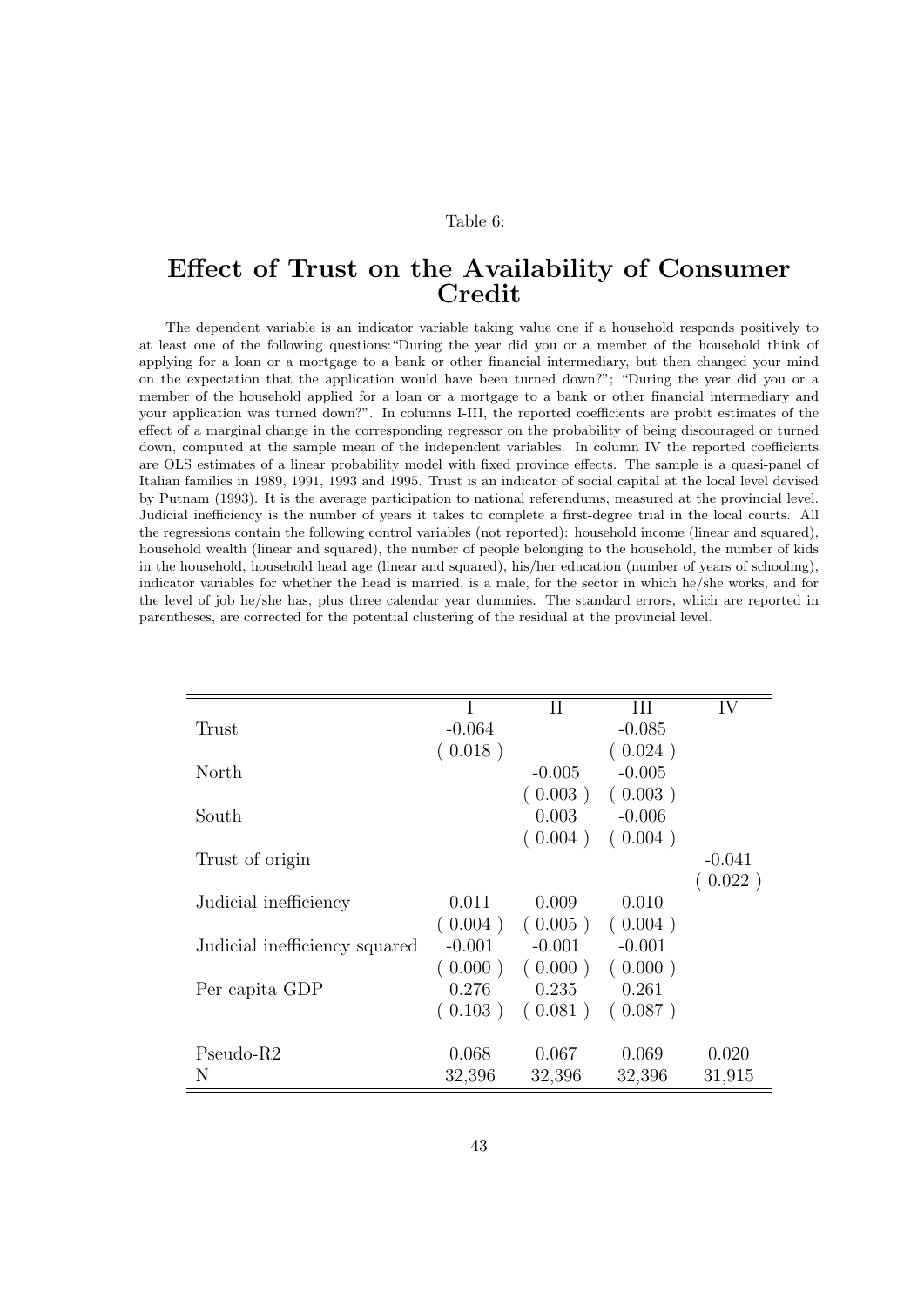Table 6:

# Effect of Trust on the Availability of Consumer Credit

The dependent variable is an indicator variable taking value one if a household responds positively to at least one of the following questions: "During the year did you or a member of the household think of applying for a loan or a mortgage to a bank or other financial intermediary, but then changed your mind on the expectation that the application would have been turned down?"; "During the year did you or a member of the household applied for a loan or a mortgage to a bank or other financial intermediary and your application was turned down?". In columns I-III, the reported coefficients are probit estimates of the effect of a marginal change in the corresponding regressor on the probability of being discouraged or turned down, computed at the sample mean of the independent variables. In column IV the reported coefficients are OLS estimates of a linear probability model with fixed province effects. The sample is a quasi-panel of Italian families in 1989, 1991, 1993 and 1995. Trust is an indicator of social capital at the local level devised by Putnam (1993). It is the average participation to national referendums, measured at the provincial level. Judicial inefficiency is the number of years it takes to complete a first-degree trial in the local courts. All the regressions contain the following control variables (not reported): household income (linear and squared), household wealth (linear and squared), the number of people belonging to the household, the number of kids in the household, household head age (linear and squared), his/her education (number of years of schooling), indicator variables for whether the head is married, is a male, for the sector in which he/she works, and for the level of job he/she has, plus three calendar year dummies. The standard errors, which are reported in parentheses, are corrected for the potential clustering of the residual at the provincial level.

| | I | II | III | IV |
|---|---|---|---|---|
| Trust | -0.064 | | -0.085 | |
| | ( 0.018 ) | | ( 0.024 ) | |
| North | | -0.005 | -0.005 | |
| | | ( 0.003 ) | ( 0.003 ) | |
| South | | 0.003 | -0.006 | |
| | | ( 0.004 ) | ( 0.004 ) | |
| Trust of origin | | | | -0.041 |
| | | | | ( 0.022 ) |
| Judicial inefficiency | 0.011 | 0.009 | 0.010 | |
| | ( 0.004 ) | ( 0.005 ) | ( 0.004 ) | |
| Judicial inefficiency squared | -0.001 | -0.001 | -0.001 | |
| | ( 0.000 ) | ( 0.000 ) | ( 0.000 ) | |
| Per capita GDP | 0.276 | 0.235 | 0.261 | |
| | ( 0.103 ) | ( 0.081 ) | ( 0.087 ) | |
| Pseudo-R2 | 0.068 | 0.067 | 0.069 | 0.020 |
| N | 32,396 | 32,396 | 32,396 | 31,915 |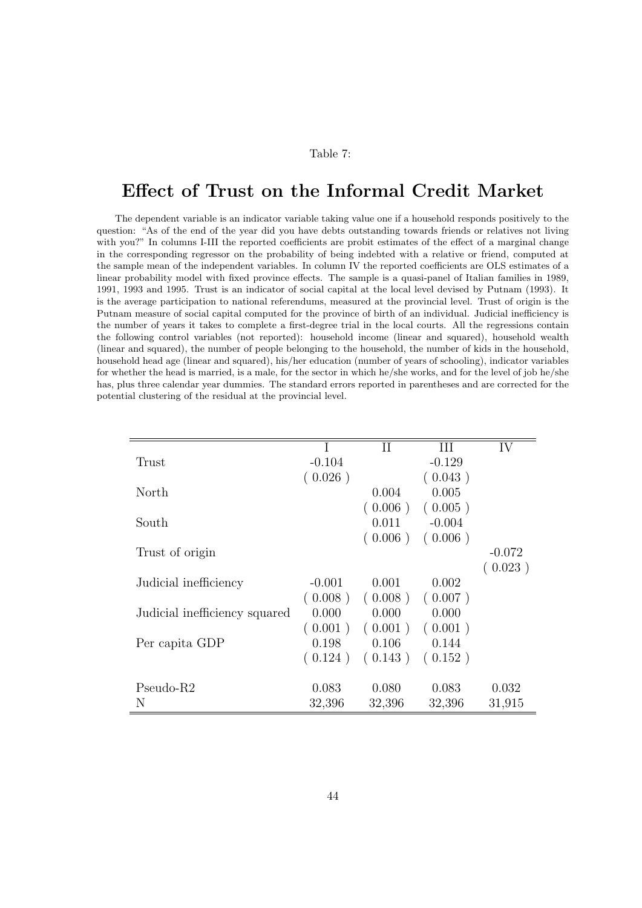Table 7:

# Effect of Trust on the Informal Credit Market

The dependent variable is an indicator variable taking value one if a household responds positively to the question: "As of the end of the year did you have debts outstanding towards friends or relatives not living with you?" In columns I-III the reported coefficients are probit estimates of the effect of a marginal change in the corresponding regressor on the probability of being indebted with a relative or friend, computed at the sample mean of the independent variables. In column IV the reported coefficients are OLS estimates of a linear probability model with fixed province effects. The sample is a quasi-panel of Italian families in 1989, 1991, 1993 and 1995. Trust is an indicator of social capital at the local level devised by Putnam (1993). It is the average participation to national referendums, measured at the provincial level. Trust of origin is the Putnam measure of social capital computed for the province of birth of an individual. Judicial inefficiency is the number of years it takes to complete a first-degree trial in the local courts. All the regressions contain the following control variables (not reported): household income (linear and squared), household wealth (linear and squared), the number of people belonging to the household, the number of kids in the household, household head age (linear and squared), his/her education (number of years of schooling), indicator variables for whether the head is married, is a male, for the sector in which he/she works, and for the level of job he/she has, plus three calendar year dummies. The standard errors reported in parentheses and are corrected for the potential clustering of the residual at the provincial level.

| | I | II | III | IV |
|---|---|---|---|---|
| Trust | -0.104 | | -0.129 | |
| | ( 0.026 ) | | ( 0.043 ) | |
| North | | 0.004 | 0.005 | |
| | | ( 0.006 ) | ( 0.005 ) | |
| South | | 0.011 | -0.004 | |
| | | ( 0.006 ) | ( 0.006 ) | |
| Trust of origin | | | | -0.072 |
| | | | | ( 0.023 ) |
| Judicial inefficiency | -0.001 | 0.001 | 0.002 | |
| | ( 0.008 ) | ( 0.008 ) | ( 0.007 ) | |
| Judicial inefficiency squared | 0.000 | 0.000 | 0.000 | |
| | ( 0.001 ) | ( 0.001 ) | ( 0.001 ) | |
| Per capita GDP | 0.198 | 0.106 | 0.144 | |
| | ( 0.124 ) | ( 0.143 ) | ( 0.152 ) | |
| Pseudo-R2 | 0.083 | 0.080 | 0.083 | 0.032 |
| N | 32,396 | 32,396 | 32,396 | 31,915 |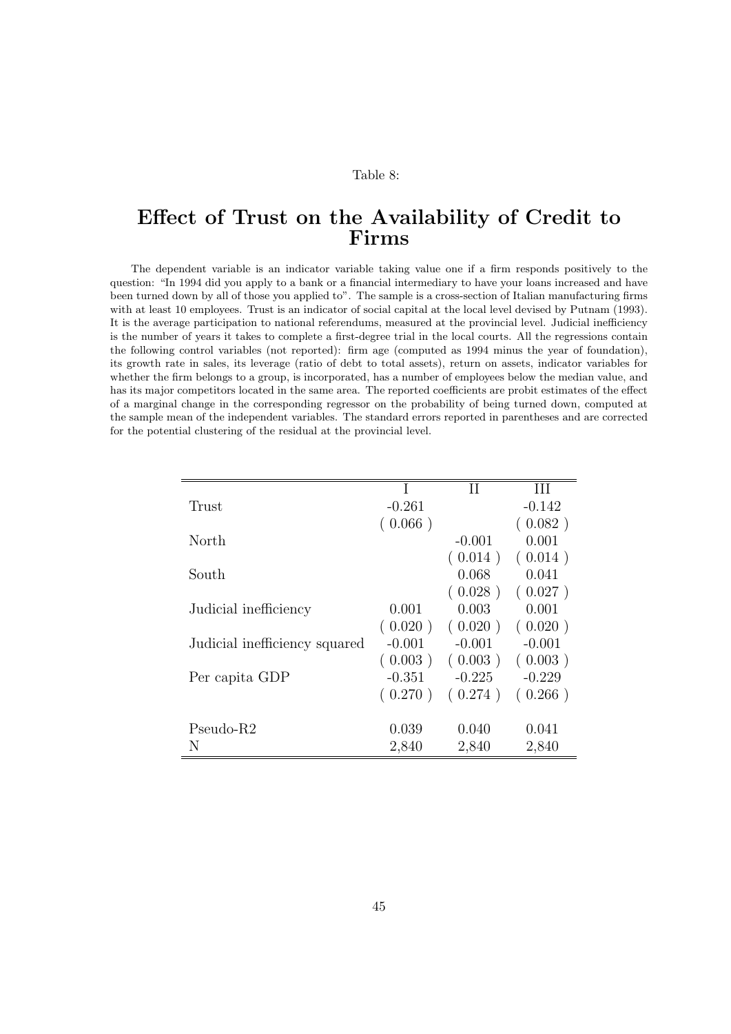Table 8:

# Effect of Trust on the Availability of Credit to Firms

The dependent variable is an indicator variable taking value one if a firm responds positively to the question: "In 1994 did you apply to a bank or a financial intermediary to have your loans increased and have been turned down by all of those you applied to". The sample is a cross-section of Italian manufacturing firms with at least 10 employees. Trust is an indicator of social capital at the local level devised by Putnam (1993). It is the average participation to national referendums, measured at the provincial level. Judicial inefficiency is the number of years it takes to complete a first-degree trial in the local courts. All the regressions contain the following control variables (not reported): firm age (computed as 1994 minus the year of foundation), its growth rate in sales, its leverage (ratio of debt to total assets), return on assets, indicator variables for whether the firm belongs to a group, is incorporated, has a number of employees below the median value, and has its major competitors located in the same area. The reported coefficients are probit estimates of the effect of a marginal change in the corresponding regressor on the probability of being turned down, computed at the sample mean of the independent variables. The standard errors reported in parentheses and are corrected for the potential clustering of the residual at the provincial level.

| | I | II | III |
|---|---|---|---|
| Trust | -0.261 | | -0.142 |
| | ( 0.066 ) | | ( 0.082 ) |
| North | | -0.001 | 0.001 |
| | | ( 0.014 ) | ( 0.014 ) |
| South | | 0.068 | 0.041 |
| | | ( 0.028 ) | ( 0.027 ) |
| Judicial inefficiency | 0.001 | 0.003 | 0.001 |
| | ( 0.020 ) | ( 0.020 ) | ( 0.020 ) |
| Judicial inefficiency squared | -0.001 | -0.001 | -0.001 |
| | ( 0.003 ) | ( 0.003 ) | ( 0.003 ) |
| Per capita GDP | -0.351 | -0.225 | -0.229 |
| | ( 0.270 ) | ( 0.274 ) | ( 0.266 ) |
| Pseudo-R2 | 0.039 | 0.040 | 0.041 |
| N | 2,840 | 2,840 | 2,840 |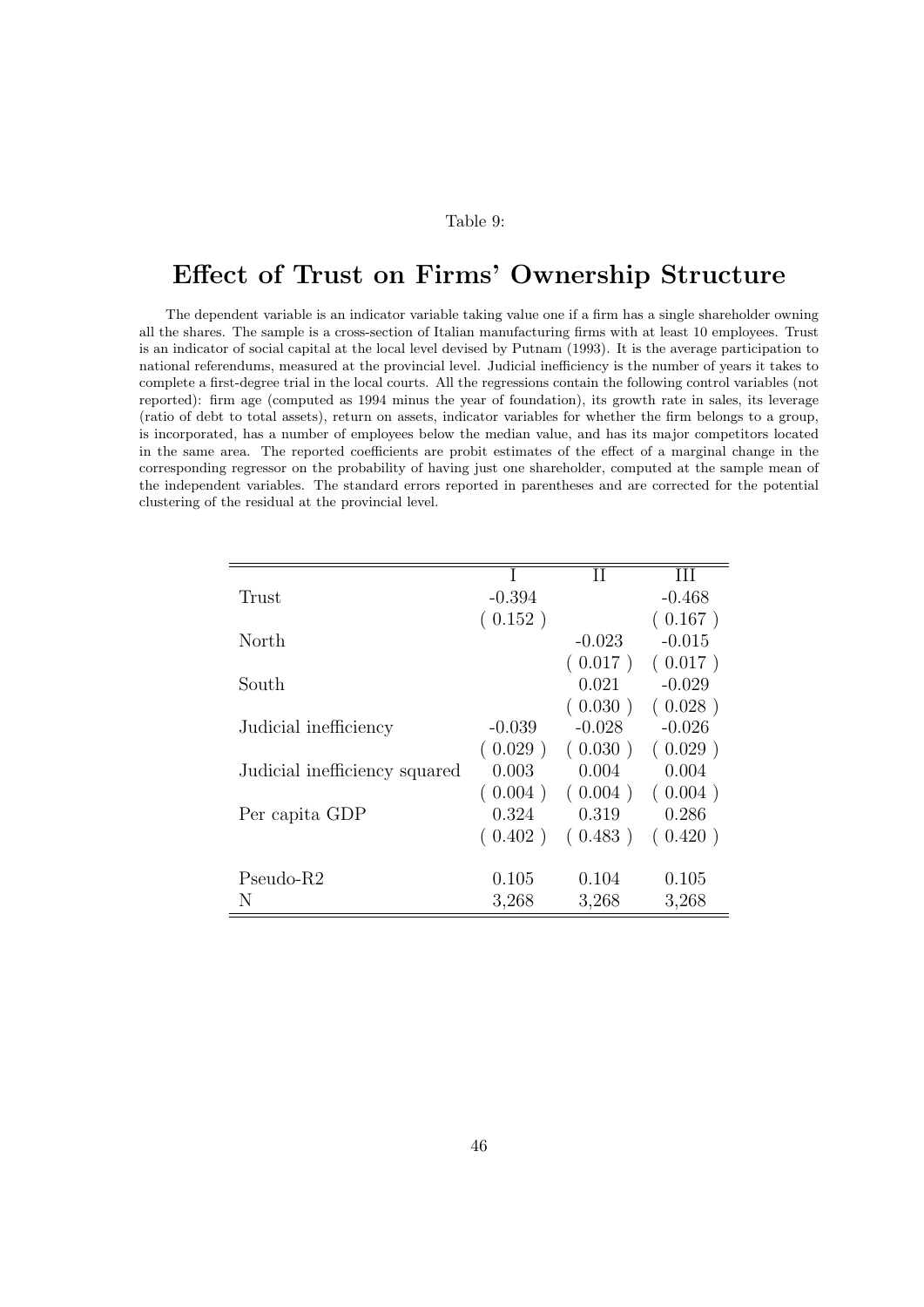Table 9:

# Effect of Trust on Firms' Ownership Structure

The dependent variable is an indicator variable taking value one if a firm has a single shareholder owning all the shares. The sample is a cross-section of Italian manufacturing firms with at least 10 employees. Trust is an indicator of social capital at the local level devised by Putnam (1993). It is the average participation to national referendums, measured at the provincial level. Judicial inefficiency is the number of years it takes to complete a first-degree trial in the local courts. All the regressions contain the following control variables (not reported): firm age (computed as 1994 minus the year of foundation), its growth rate in sales, its leverage (ratio of debt to total assets), return on assets, indicator variables for whether the firm belongs to a group, is incorporated, has a number of employees below the median value, and has its major competitors located in the same area. The reported coefficients are probit estimates of the effect of a marginal change in the corresponding regressor on the probability of having just one shareholder, computed at the sample mean of the independent variables. The standard errors reported in parentheses and are corrected for the potential clustering of the residual at the provincial level.

| | I | II | III |
|---|---|---|---|
| Trust | -0.394 | | -0.468 |
| | ( 0.152 ) | | ( 0.167 ) |
| North | | -0.023 | -0.015 |
| | | ( 0.017 ) | ( 0.017 ) |
| South | | 0.021 | -0.029 |
| | | ( 0.030 ) | ( 0.028 ) |
| Judicial inefficiency | -0.039 | -0.028 | -0.026 |
| | ( 0.029 ) | ( 0.030 ) | ( 0.029 ) |
| Judicial inefficiency squared | 0.003 | 0.004 | 0.004 |
| | ( 0.004 ) | ( 0.004 ) | ( 0.004 ) |
| Per capita GDP | 0.324 | 0.319 | 0.286 |
| | ( 0.402 ) | ( 0.483 ) | ( 0.420 ) |
| Pseudo-R2 | 0.105 | 0.104 | 0.105 |
| N | 3,268 | 3,268 | 3,268 |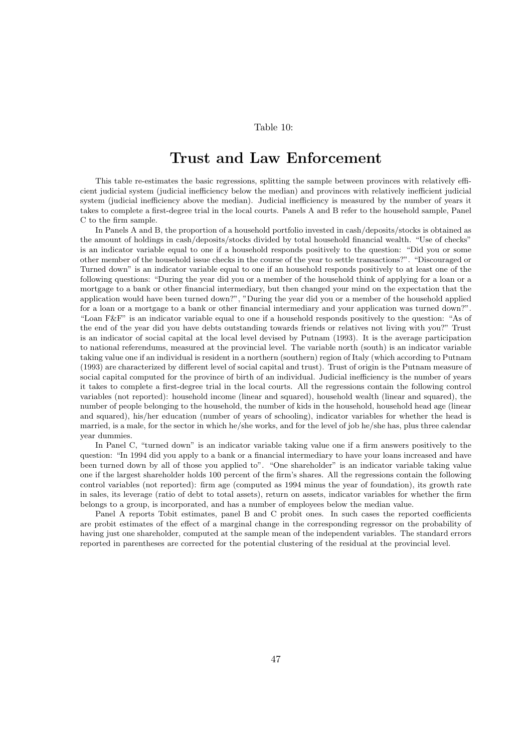Table 10:

# Trust and Law Enforcement

This table re-estimates the basic regressions, splitting the sample between provinces with relatively efficient judicial system (judicial inefficiency below the median) and provinces with relatively inefficient judicial system (judicial inefficiency above the median). Judicial inefficiency is measured by the number of years it takes to complete a first-degree trial in the local courts. Panels A and B refer to the household sample, Panel C to the firm sample.

In Panels A and B, the proportion of a household portfolio invested in cash/deposits/stocks is obtained as the amount of holdings in cash/deposits/stocks divided by total household financial wealth. "Use of checks" is an indicator variable equal to one if a household responds positively to the question: "Did you or some other member of the household issue checks in the course of the year to settle transactions?". "Discouraged or Turned down" is an indicator variable equal to one if an household responds positively to at least one of the following questions: "During the year did you or a member of the household think of applying for a loan or a mortgage to a bank or other financial intermediary, but then changed your mind on the expectation that the application would have been turned down?", "During the year did you or a member of the household applied for a loan or a mortgage to a bank or other financial intermediary and your application was turned down?". "Loan F&F" is an indicator variable equal to one if a household responds positively to the question: "As of the end of the year did you have debts outstanding towards friends or relatives not living with you?" Trust is an indicator of social capital at the local level devised by Putnam (1993). It is the average participation to national referendums, measured at the provincial level. The variable north (south) is an indicator variable taking value one if an individual is resident in a northern (southern) region of Italy (which according to Putnam (1993) are characterized by different level of social capital and trust). Trust of origin is the Putnam measure of social capital computed for the province of birth of an individual. Judicial inefficiency is the number of years it takes to complete a first-degree trial in the local courts. All the regressions contain the following control variables (not reported): household income (linear and squared), household wealth (linear and squared), the number of people belonging to the household, the number of kids in the household, household head age (linear and squared), his/her education (number of years of schooling), indicator variables for whether the head is married, is a male, for the sector in which he/she works, and for the level of job he/she has, plus three calendar year dummies.

In Panel C, "turned down" is an indicator variable taking value one if a firm answers positively to the question: "In 1994 did you apply to a bank or a financial intermediary to have your loans increased and have been turned down by all of those you applied to". "One shareholder" is an indicator variable taking value one if the largest shareholder holds 100 percent of the firm's shares. All the regressions contain the following control variables (not reported): firm age (computed as 1994 minus the year of foundation), its growth rate in sales, its leverage (ratio of debt to total assets), return on assets, indicator variables for whether the firm belongs to a group, is incorporated, and has a number of employees below the median value.

Panel A reports Tobit estimates, panel B and C probit ones. In such cases the reported coefficients are probit estimates of the effect of a marginal change in the corresponding regressor on the probability of having just one shareholder, computed at the sample mean of the independent variables. The standard errors reported in parentheses are corrected for the potential clustering of the residual at the provincial level.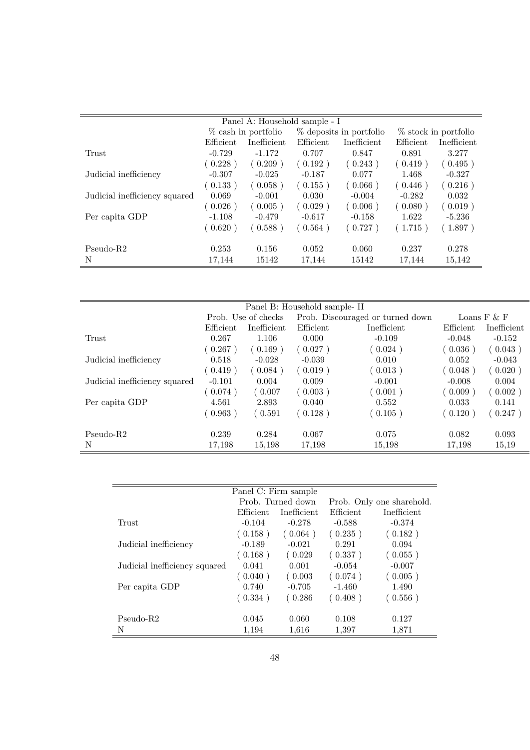| Panel A: Household sample - I | | | | | | |
|---|---|---|---|---|---|---|
| | % cash in portfolio | | % deposits in portfolio | | % stock in portfolio | |
| | Efficient | Inefficient | Efficient | Inefficient | Efficient | Inefficient |
| Trust | -0.729 | -1.172 | 0.707 | 0.847 | 0.891 | 3.277 |
| | ( 0.228 ) | ( 0.209 ) | ( 0.192 ) | ( 0.243 ) | ( 0.419 ) | ( 0.495 ) |
| Judicial inefficiency | -0.307 | -0.025 | -0.187 | 0.077 | 1.468 | -0.327 |
| | ( 0.133 ) | ( 0.058 ) | ( 0.155 ) | ( 0.066 ) | ( 0.446 ) | ( 0.216 ) |
| Judicial inefficiency squared | 0.069 | -0.001 | 0.030 | -0.004 | -0.282 | 0.032 |
| | ( 0.026 ) | ( 0.005 ) | ( 0.029 ) | ( 0.006 ) | ( 0.080 ) | ( 0.019 ) |
| Per capita GDP | -1.108 | -0.479 | -0.617 | -0.158 | 1.622 | -5.236 |
| | ( 0.620 ) | ( 0.588 ) | ( 0.564 ) | ( 0.727 ) | ( 1.715 ) | ( 1.897 ) |
| Pseudo-R2 | 0.253 | 0.156 | 0.052 | 0.060 | 0.237 | 0.278 |
| N | 17,144 | 15142 | 17,144 | 15142 | 17,144 | 15,142 |

| Panel B: Household sample- II | | | | | | |
|---|---|---|---|---|---|---|
| | Prob. Use of checks | | Prob. Discouraged or turned down | | Loans F & F | |
| | Efficient | Inefficient | Efficient | Inefficient | Efficient | Inefficient |
| Trust | 0.267 | 1.106 | 0.000 | -0.109 | -0.048 | -0.152 |
| | ( 0.267 ) | ( 0.169 ) | ( 0.027 ) | ( 0.024 ) | ( 0.036 ) | ( 0.043 ) |
| Judicial inefficiency | 0.518 | -0.028 | -0.039 | 0.010 | 0.052 | -0.043 |
| | ( 0.419 ) | ( 0.084 ) | ( 0.019 ) | ( 0.013 ) | ( 0.048 ) | ( 0.020 ) |
| Judicial inefficiency squared | -0.101 | 0.004 | 0.009 | -0.001 | -0.008 | 0.004 |
| | ( 0.074 ) | ( 0.007 | ( 0.003 ) | ( 0.001 ) | ( 0.009 ) | ( 0.002 ) |
| Per capita GDP | 4.561 | 2.893 | 0.040 | 0.552 | 0.033 | 0.141 |
| | ( 0.963 ) | ( 0.591 | ( 0.128 ) | ( 0.105 ) | ( 0.120 ) | ( 0.247 ) |
| Pseudo-R2 | 0.239 | 0.284 | 0.067 | 0.075 | 0.082 | 0.093 |
| N | 17,198 | 15,198 | 17,198 | 15,198 | 17,198 | 15,19 |

| Panel C: Firm sample | | | | |
|---|---|---|---|---|
| | Prob. Turned down | | Prob. Only one sharehold. | |
| | Efficient | Inefficient | Efficient | Inefficient |
| Trust | -0.104 | -0.278 | -0.588 | -0.374 |
| | ( 0.158 ) | ( 0.064 ) | ( 0.235 ) | ( 0.182 ) |
| Judicial inefficiency | -0.189 | -0.021 | 0.291 | 0.094 |
| | ( 0.168 ) | ( 0.029 | ( 0.337 ) | ( 0.055 ) |
| Judicial inefficiency squared | 0.041 | 0.001 | -0.054 | -0.007 |
| | ( 0.040 ) | ( 0.003 | ( 0.074 ) | ( 0.005 ) |
| Per capita GDP | 0.740 | -0.705 | -1.460 | 1.490 |
| | ( 0.334 ) | ( 0.286 | ( 0.408 ) | ( 0.556 ) |
| Pseudo-R2 | 0.045 | 0.060 | 0.108 | 0.127 |
| N | 1,194 | 1,616 | 1,397 | 1,871 |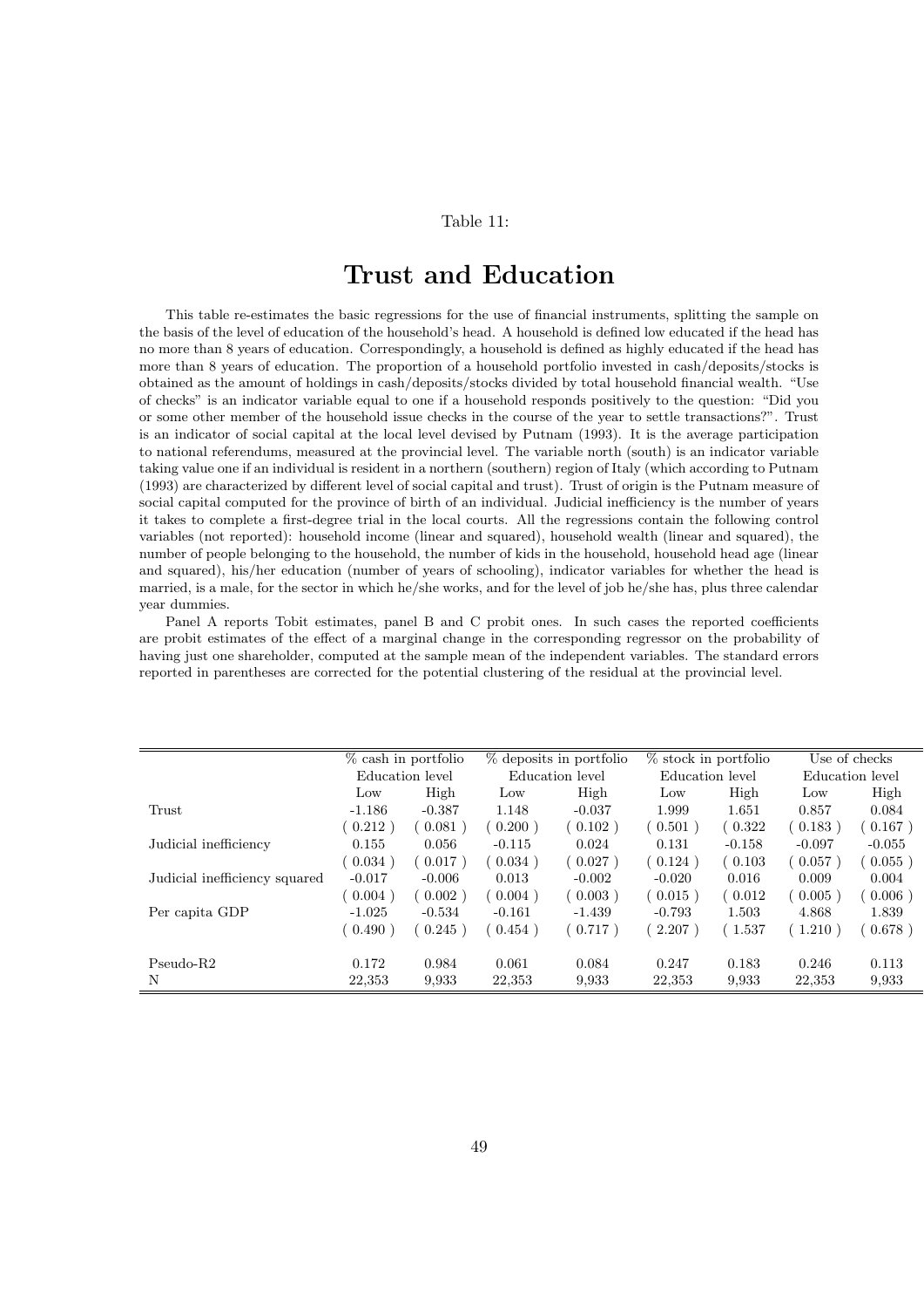Table 11:

# Trust and Education

This table re-estimates the basic regressions for the use of financial instruments, splitting the sample on the basis of the level of education of the household's head. A household is defined low educated if the head has no more than 8 years of education. Correspondingly, a household is defined as highly educated if the head has more than 8 years of education. The proportion of a household portfolio invested in cash/deposits/stocks is obtained as the amount of holdings in cash/deposits/stocks divided by total household financial wealth. "Use of checks" is an indicator variable equal to one if a household responds positively to the question: "Did you or some other member of the household issue checks in the course of the year to settle transactions?". Trust is an indicator of social capital at the local level devised by Putnam (1993). It is the average participation to national referendums, measured at the provincial level. The variable north (south) is an indicator variable taking value one if an individual is resident in a northern (southern) region of Italy (which according to Putnam (1993) are characterized by different level of social capital and trust). Trust of origin is the Putnam measure of social capital computed for the province of birth of an individual. Judicial inefficiency is the number of years it takes to complete a first-degree trial in the local courts. All the regressions contain the following control variables (not reported): household income (linear and squared), household wealth (linear and squared), the number of people belonging to the household, the number of kids in the household, household head age (linear and squared), his/her education (number of years of schooling), indicator variables for whether the head is married, is a male, for the sector in which he/she works, and for the level of job he/she has, plus three calendar year dummies.

Panel A reports Tobit estimates, panel B and C probit ones. In such cases the reported coefficients are probit estimates of the effect of a marginal change in the corresponding regressor on the probability of having just one shareholder, computed at the sample mean of the independent variables. The standard errors reported in parentheses are corrected for the potential clustering of the residual at the provincial level.

| | % cash in portfolio | | % deposits in portfolio | | % stock in portfolio | | Use of checks | |
|---|---|---|---|---|---|---|---|---|
| | Education level | | Education level | | Education level | | Education level | |
| | Low | High | Low | High | Low | High | Low | High |
| Trust | -1.186 | -0.387 | 1.148 | -0.037 | 1.999 | 1.651 | 0.857 | 0.084 |
| | ( 0.212 ) | ( 0.081 ) | ( 0.200 ) | ( 0.102 ) | ( 0.501 ) | ( 0.322 | ( 0.183 ) | ( 0.167 ) |
| Judicial inefficiency | 0.155 | 0.056 | -0.115 | 0.024 | 0.131 | -0.158 | -0.097 | -0.055 |
| | ( 0.034 ) | ( 0.017 ) | ( 0.034 ) | ( 0.027 ) | ( 0.124 ) | ( 0.103 | ( 0.057 ) | ( 0.055 ) |
| Judicial inefficiency squared | -0.017 | -0.006 | 0.013 | -0.002 | -0.020 | 0.016 | 0.009 | 0.004 |
| | ( 0.004 ) | ( 0.002 ) | ( 0.004 ) | ( 0.003 ) | ( 0.015 ) | ( 0.012 | ( 0.005 ) | ( 0.006 ) |
| Per capita GDP | -1.025 | -0.534 | -0.161 | -1.439 | -0.793 | 1.503 | 4.868 | 1.839 |
| | ( 0.490 ) | ( 0.245 ) | ( 0.454 ) | ( 0.717 ) | ( 2.207 ) | ( 1.537 | ( 1.210 ) | ( 0.678 ) |
| Pseudo-R2 | 0.172 | 0.984 | 0.061 | 0.084 | 0.247 | 0.183 | 0.246 | 0.113 |
| N | 22,353 | 9,933 | 22,353 | 9,933 | 22,353 | 9,933 | 22,353 | 9,933 |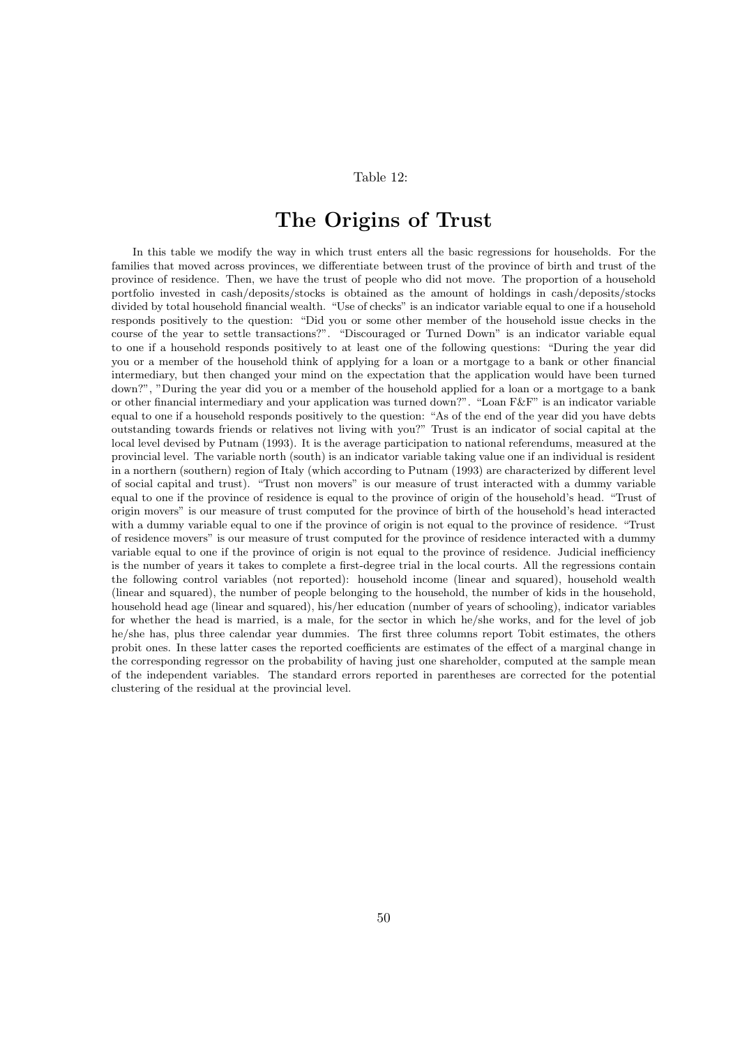Table 12:

# The Origins of Trust

In this table we modify the way in which trust enters all the basic regressions for households. For the families that moved across provinces, we differentiate between trust of the province of birth and trust of the province of residence. Then, we have the trust of people who did not move. The proportion of a household portfolio invested in cash/deposits/stocks is obtained as the amount of holdings in cash/deposits/stocks divided by total household financial wealth. "Use of checks" is an indicator variable equal to one if a household responds positively to the question: "Did you or some other member of the household issue checks in the course of the year to settle transactions?". "Discouraged or Turned Down" is an indicator variable equal to one if a household responds positively to at least one of the following questions: "During the year did you or a member of the household think of applying for a loan or a mortgage to a bank or other financial intermediary, but then changed your mind on the expectation that the application would have been turned down?", "During the year did you or a member of the household applied for a loan or a mortgage to a bank or other financial intermediary and your application was turned down?". "Loan F&F" is an indicator variable equal to one if a household responds positively to the question: "As of the end of the year did you have debts outstanding towards friends or relatives not living with you?" Trust is an indicator of social capital at the local level devised by Putnam (1993). It is the average participation to national referendums, measured at the provincial level. The variable north (south) is an indicator variable taking value one if an individual is resident in a northern (southern) region of Italy (which according to Putnam (1993) are characterized by different level of social capital and trust). "Trust non movers" is our measure of trust interacted with a dummy variable equal to one if the province of residence is equal to the province of origin of the household's head. "Trust of origin movers" is our measure of trust computed for the province of birth of the household's head interacted with a dummy variable equal to one if the province of origin is not equal to the province of residence. "Trust of residence movers" is our measure of trust computed for the province of residence interacted with a dummy variable equal to one if the province of origin is not equal to the province of residence. Judicial inefficiency is the number of years it takes to complete a first-degree trial in the local courts. All the regressions contain the following control variables (not reported): household income (linear and squared), household wealth (linear and squared), the number of people belonging to the household, the number of kids in the household, household head age (linear and squared), his/her education (number of years of schooling), indicator variables for whether the head is married, is a male, for the sector in which he/she works, and for the level of job he/she has, plus three calendar year dummies. The first three columns report Tobit estimates, the others probit ones. In these latter cases the reported coefficients are estimates of the effect of a marginal change in the corresponding regressor on the probability of having just one shareholder, computed at the sample mean of the independent variables. The standard errors reported in parentheses are corrected for the potential clustering of the residual at the provincial level.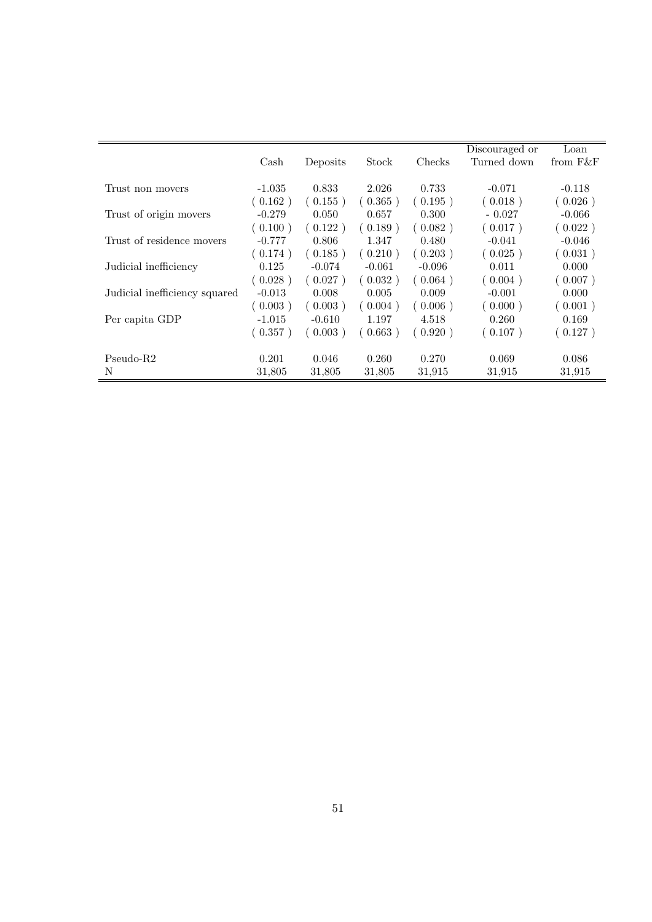| | Cash | Deposits | Stock | Checks | Discouraged or Turned down | Loan from F&F |
|---|---|---|---|---|---|---|
| Trust non movers | -1.035 | 0.833 | 2.026 | 0.733 | -0.071 | -0.118 |
| | ( 0.162 ) | ( 0.155 ) | ( 0.365 ) | ( 0.195 ) | ( 0.018 ) | ( 0.026 ) |
| Trust of origin movers | -0.279 | 0.050 | 0.657 | 0.300 | - 0.027 | -0.066 |
| | ( 0.100 ) | ( 0.122 ) | ( 0.189 ) | ( 0.082 ) | ( 0.017 ) | ( 0.022 ) |
| Trust of residence movers | -0.777 | 0.806 | 1.347 | 0.480 | -0.041 | -0.046 |
| | ( 0.174 ) | ( 0.185 ) | ( 0.210 ) | ( 0.203 ) | ( 0.025 ) | ( 0.031 ) |
| Judicial inefficiency | 0.125 | -0.074 | -0.061 | -0.096 | 0.011 | 0.000 |
| | ( 0.028 ) | ( 0.027 ) | ( 0.032 ) | ( 0.064 ) | ( 0.004 ) | ( 0.007 ) |
| Judicial inefficiency squared | -0.013 | 0.008 | 0.005 | 0.009 | -0.001 | 0.000 |
| | ( 0.003 ) | ( 0.003 ) | ( 0.004 ) | ( 0.006 ) | ( 0.000 ) | ( 0.001 ) |
| Per capita GDP | -1.015 | -0.610 | 1.197 | 4.518 | 0.260 | 0.169 |
| | ( 0.357 ) | ( 0.003 ) | ( 0.663 ) | ( 0.920 ) | ( 0.107 ) | ( 0.127 ) |
| Pseudo-R2 | 0.201 | 0.046 | 0.260 | 0.270 | 0.069 | 0.086 |
| N | 31,805 | 31,805 | 31,805 | 31,915 | 31,915 | 31,915 |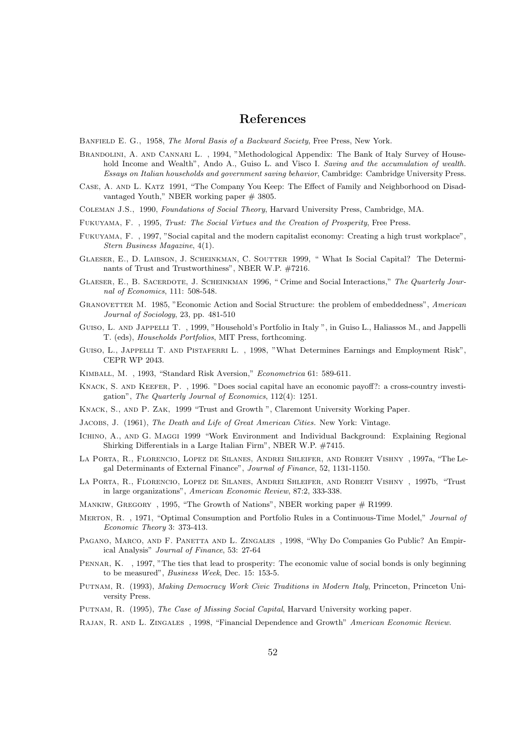# References

Banfield E. G., 1958, *The Moral Basis of a Backward Society*, Free Press, New York.

Brandolini, A. and Cannari L. , 1994, "Methodological Appendix: The Bank of Italy Survey of Household Income and Wealth", Ando A., Guiso L. and Visco I. *Saving and the accumulation of wealth. Essays on Italian households and government saving behavior*, Cambridge: Cambridge University Press.

Case, A. and L. Katz 1991, "The Company You Keep: The Effect of Family and Neighborhood on Disadvantaged Youth," NBER working paper # 3805.

Coleman J.S., 1990, *Foundations of Social Theory*, Harvard University Press, Cambridge, MA.

Fukuyama, F. , 1995, *Trust: The Social Virtues and the Creation of Prosperity*, Free Press.

Fukuyama, F. , 1997, "Social capital and the modern capitalist economy: Creating a high trust workplace", *Stern Business Magazine*, 4(1).

Glaeser, E., D. Laibson, J. Scheinkman, C. Soutter 1999, " What Is Social Capital? The Determinants of Trust and Trustworthiness", NBER W.P. #7216.

Glaeser, E., B. Sacerdote, J. Scheinkman 1996, " Crime and Social Interactions," *The Quarterly Journal of Economics*, 111: 508-548.

Granovetter M. 1985, "Economic Action and Social Structure: the problem of embeddedness", *American Journal of Sociology*, 23, pp. 481-510

Guiso, L. and Jappelli T. , 1999, "Household's Portfolio in Italy ", in Guiso L., Haliassos M., and Jappelli T. (eds), *Households Portfolios*, MIT Press, forthcoming.

Guiso, L., Jappelli T. and Pistaferri L. , 1998, "What Determines Earnings and Employment Risk", CEPR WP 2043.

Kimball, M. , 1993, "Standard Risk Aversion," *Econometrica* 61: 589-611.

Knack, S. and Keefer, P. , 1996. "Does social capital have an economic payoff?: a cross-country investigation", *The Quarterly Journal of Economics*, 112(4): 1251.

Knack, S., and P. Zak, 1999 "Trust and Growth ", Claremont University Working Paper.

Jacobs, J. (1961), *The Death and Life of Great American Cities.* New York: Vintage.

Ichino, A., and G. Maggi 1999 "Work Environment and Individual Background: Explaining Regional Shirking Differentials in a Large Italian Firm", NBER W.P. #7415.

La Porta, R., Florencio, Lopez de Silanes, Andrei Shleifer, and Robert Vishny , 1997a, "The Legal Determinants of External Finance", *Journal of Finance*, 52, 1131-1150.

La Porta, R., Florencio, Lopez de Silanes, Andrei Shleifer, and Robert Vishny , 1997b, "Trust in large organizations", *American Economic Review*, 87:2, 333-338.

Mankiw, Gregory , 1995, "The Growth of Nations", NBER working paper # R1999.

Merton, R. , 1971, "Optimal Consumption and Portfolio Rules in a Continuous-Time Model," *Journal of Economic Theory* 3: 373-413.

Pagano, Marco, and F. Panetta and L. Zingales , 1998, "Why Do Companies Go Public? An Empirical Analysis" *Journal of Finance*, 53: 27-64

Pennar, K. , 1997, "The ties that lead to prosperity: The economic value of social bonds is only beginning to be measured", *Business Week*, Dec. 15: 153-5.

Putnam, R. (1993), *Making Democracy Work Civic Traditions in Modern Italy*, Princeton, Princeton University Press.

Putnam, R. (1995), *The Case of Missing Social Capital*, Harvard University working paper.

Rajan, R. and L. Zingales , 1998, "Financial Dependence and Growth" *American Economic Review*.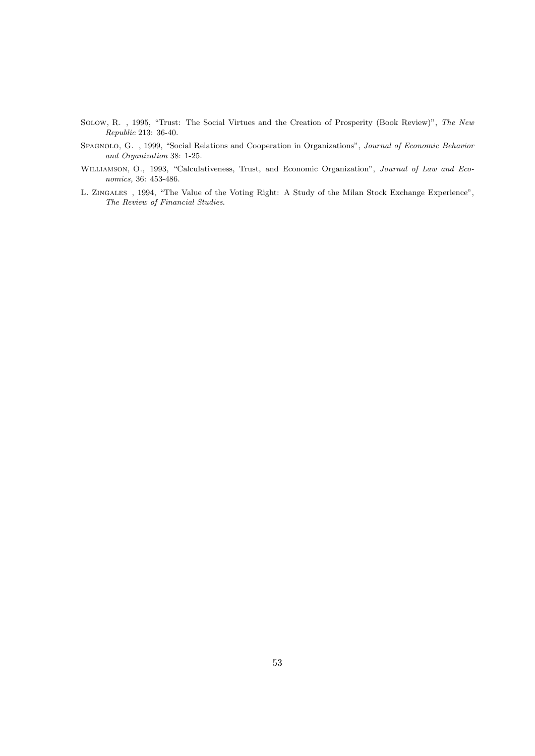Solow, R. , 1995, "Trust: The Social Virtues and the Creation of Prosperity (Book Review)", *The New Republic* 213: 36-40.

Spagnolo, G. , 1999, "Social Relations and Cooperation in Organizations", *Journal of Economic Behavior and Organization* 38: 1-25.

Williamson, O., 1993, "Calculativeness, Trust, and Economic Organization", *Journal of Law and Economics,* 36: 453-486.

L. Zingales , 1994, "The Value of the Voting Right: A Study of the Milan Stock Exchange Experience", *The Review of Financial Studies*.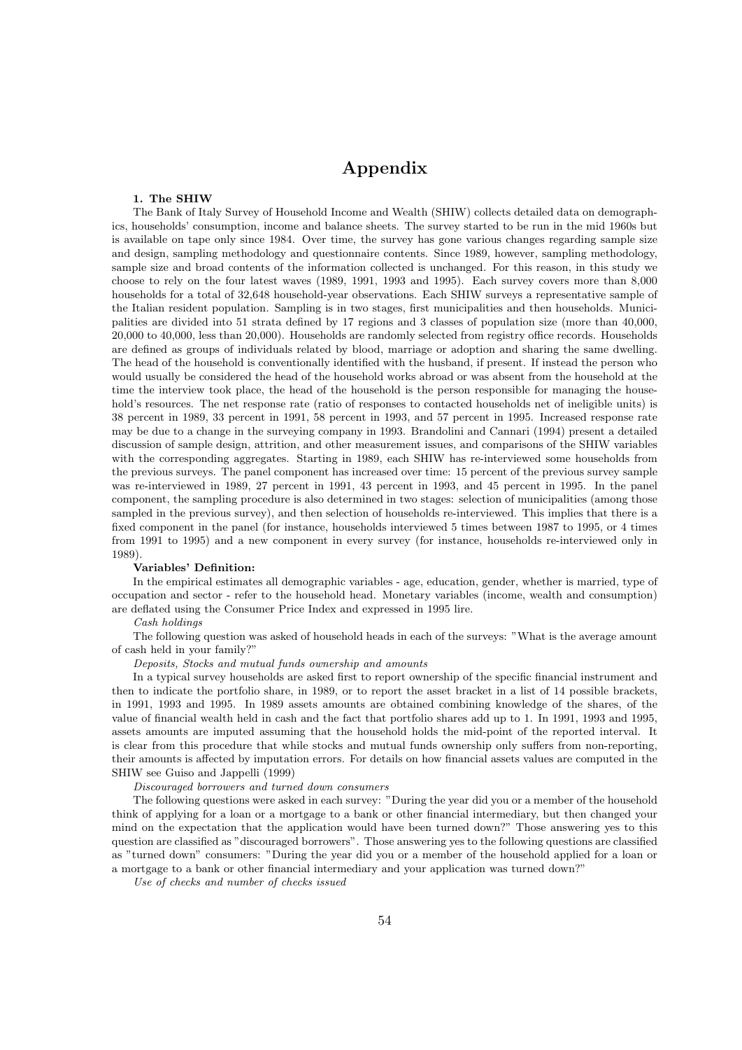# Appendix

### 1. The SHIW

The Bank of Italy Survey of Household Income and Wealth (SHIW) collects detailed data on demographics, households' consumption, income and balance sheets. The survey started to be run in the mid 1960s but is available on tape only since 1984. Over time, the survey has gone various changes regarding sample size and design, sampling methodology and questionnaire contents. Since 1989, however, sampling methodology, sample size and broad contents of the information collected is unchanged. For this reason, in this study we choose to rely on the four latest waves (1989, 1991, 1993 and 1995). Each survey covers more than 8,000 households for a total of 32,648 household-year observations. Each SHIW surveys a representative sample of the Italian resident population. Sampling is in two stages, first municipalities and then households. Municipalities are divided into 51 strata defined by 17 regions and 3 classes of population size (more than 40,000, 20,000 to 40,000, less than 20,000). Households are randomly selected from registry office records. Households are defined as groups of individuals related by blood, marriage or adoption and sharing the same dwelling. The head of the household is conventionally identified with the husband, if present. If instead the person who would usually be considered the head of the household works abroad or was absent from the household at the time the interview took place, the head of the household is the person responsible for managing the household's resources. The net response rate (ratio of responses to contacted households net of ineligible units) is 38 percent in 1989, 33 percent in 1991, 58 percent in 1993, and 57 percent in 1995. Increased response rate may be due to a change in the surveying company in 1993. Brandolini and Cannari (1994) present a detailed discussion of sample design, attrition, and other measurement issues, and comparisons of the SHIW variables with the corresponding aggregates. Starting in 1989, each SHIW has re-interviewed some households from the previous surveys. The panel component has increased over time: 15 percent of the previous survey sample was re-interviewed in 1989, 27 percent in 1991, 43 percent in 1993, and 45 percent in 1995. In the panel component, the sampling procedure is also determined in two stages: selection of municipalities (among those sampled in the previous survey), and then selection of households re-interviewed. This implies that there is a fixed component in the panel (for instance, households interviewed 5 times between 1987 to 1995, or 4 times from 1991 to 1995) and a new component in every survey (for instance, households re-interviewed only in 1989).

**Variables' Definition:**

In the empirical estimates all demographic variables - age, education, gender, whether is married, type of occupation and sector - refer to the household head. Monetary variables (income, wealth and consumption) are deflated using the Consumer Price Index and expressed in 1995 lire.

*Cash holdings*

The following question was asked of household heads in each of the surveys: "What is the average amount of cash held in your family?"

*Deposits, Stocks and mutual funds ownership and amounts*

In a typical survey households are asked first to report ownership of the specific financial instrument and then to indicate the portfolio share, in 1989, or to report the asset bracket in a list of 14 possible brackets, in 1991, 1993 and 1995. In 1989 assets amounts are obtained combining knowledge of the shares, of the value of financial wealth held in cash and the fact that portfolio shares add up to 1. In 1991, 1993 and 1995, assets amounts are imputed assuming that the household holds the mid-point of the reported interval. It is clear from this procedure that while stocks and mutual funds ownership only suffers from non-reporting, their amounts is affected by imputation errors. For details on how financial assets values are computed in the SHIW see Guiso and Jappelli (1999)

*Discouraged borrowers and turned down consumers*

The following questions were asked in each survey: "During the year did you or a member of the household think of applying for a loan or a mortgage to a bank or other financial intermediary, but then changed your mind on the expectation that the application would have been turned down?" Those answering yes to this question are classified as "discouraged borrowers". Those answering yes to the following questions are classified as "turned down" consumers: "During the year did you or a member of the household applied for a loan or a mortgage to a bank or other financial intermediary and your application was turned down?"

*Use of checks and number of checks issued*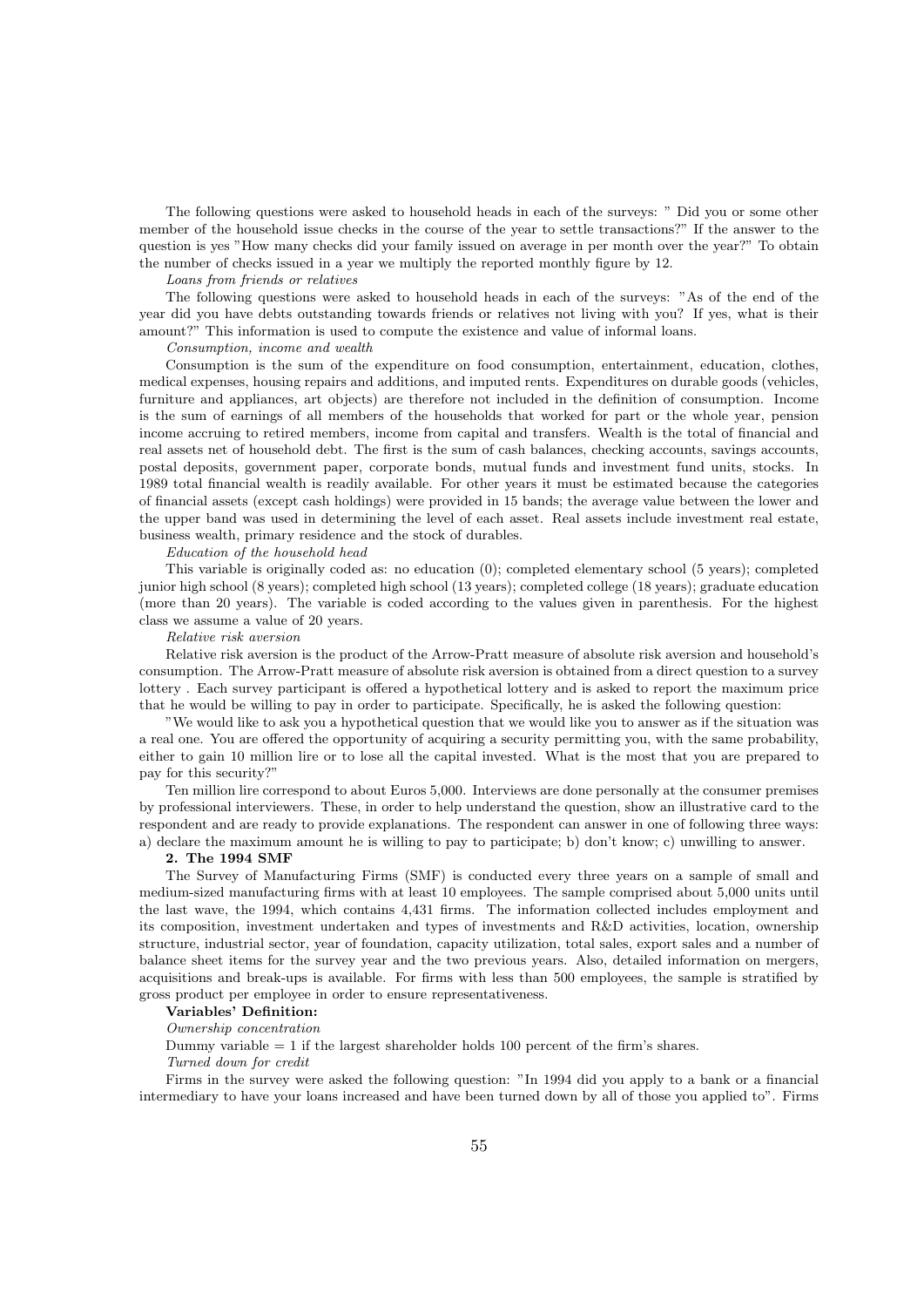The following questions were asked to household heads in each of the surveys: " Did you or some other member of the household issue checks in the course of the year to settle transactions?" If the answer to the question is yes "How many checks did your family issued on average in per month over the year?" To obtain the number of checks issued in a year we multiply the reported monthly figure by 12.

*Loans from friends or relatives*

The following questions were asked to household heads in each of the surveys: "As of the end of the year did you have debts outstanding towards friends or relatives not living with you? If yes, what is their amount?" This information is used to compute the existence and value of informal loans.

*Consumption, income and wealth*

Consumption is the sum of the expenditure on food consumption, entertainment, education, clothes, medical expenses, housing repairs and additions, and imputed rents. Expenditures on durable goods (vehicles, furniture and appliances, art objects) are therefore not included in the definition of consumption. Income is the sum of earnings of all members of the households that worked for part or the whole year, pension income accruing to retired members, income from capital and transfers. Wealth is the total of financial and real assets net of household debt. The first is the sum of cash balances, checking accounts, savings accounts, postal deposits, government paper, corporate bonds, mutual funds and investment fund units, stocks. In 1989 total financial wealth is readily available. For other years it must be estimated because the categories of financial assets (except cash holdings) were provided in 15 bands; the average value between the lower and the upper band was used in determining the level of each asset. Real assets include investment real estate, business wealth, primary residence and the stock of durables.

*Education of the household head*

This variable is originally coded as: no education (0); completed elementary school (5 years); completed junior high school (8 years); completed high school (13 years); completed college (18 years); graduate education (more than 20 years). The variable is coded according to the values given in parenthesis. For the highest class we assume a value of 20 years.

*Relative risk aversion*

Relative risk aversion is the product of the Arrow-Pratt measure of absolute risk aversion and household's consumption. The Arrow-Pratt measure of absolute risk aversion is obtained from a direct question to a survey lottery . Each survey participant is offered a hypothetical lottery and is asked to report the maximum price that he would be willing to pay in order to participate. Specifically, he is asked the following question:

"We would like to ask you a hypothetical question that we would like you to answer as if the situation was a real one. You are offered the opportunity of acquiring a security permitting you, with the same probability, either to gain 10 million lire or to lose all the capital invested. What is the most that you are prepared to pay for this security?"

Ten million lire correspond to about Euros 5,000. Interviews are done personally at the consumer premises by professional interviewers. These, in order to help understand the question, show an illustrative card to the respondent and are ready to provide explanations. The respondent can answer in one of following three ways: a) declare the maximum amount he is willing to pay to participate; b) don't know; c) unwilling to answer.

**2. The 1994 SMF**

The Survey of Manufacturing Firms (SMF) is conducted every three years on a sample of small and medium-sized manufacturing firms with at least 10 employees. The sample comprised about 5,000 units until the last wave, the 1994, which contains 4,431 firms. The information collected includes employment and its composition, investment undertaken and types of investments and R&D activities, location, ownership structure, industrial sector, year of foundation, capacity utilization, total sales, export sales and a number of balance sheet items for the survey year and the two previous years. Also, detailed information on mergers, acquisitions and break-ups is available. For firms with less than 500 employees, the sample is stratified by gross product per employee in order to ensure representativeness.

**Variables' Definition:**

*Ownership concentration*

Dummy variable = 1 if the largest shareholder holds 100 percent of the firm's shares.

*Turned down for credit*

Firms in the survey were asked the following question: "In 1994 did you apply to a bank or a financial intermediary to have your loans increased and have been turned down by all of those you applied to". Firms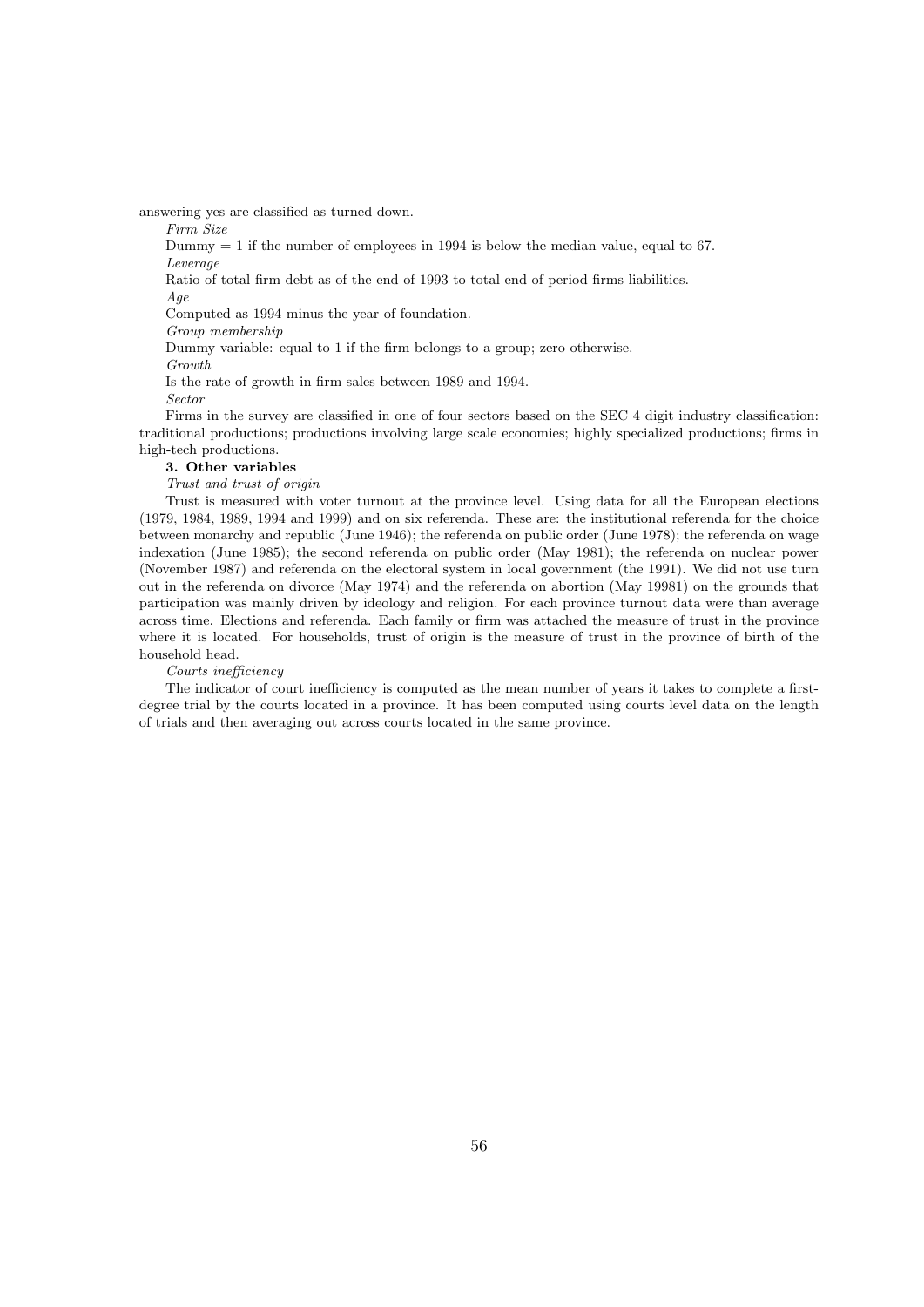answering yes are classified as turned down.

*Firm Size*

Dummy = 1 if the number of employees in 1994 is below the median value, equal to 67.

*Leverage*

Ratio of total firm debt as of the end of 1993 to total end of period firms liabilities.

*Age*

Computed as 1994 minus the year of foundation.

*Group membership*

Dummy variable: equal to 1 if the firm belongs to a group; zero otherwise.

*Growth*

Is the rate of growth in firm sales between 1989 and 1994.

*Sector*

Firms in the survey are classified in one of four sectors based on the SEC 4 digit industry classification: traditional productions; productions involving large scale economies; highly specialized productions; firms in high-tech productions.

**3. Other variables**

*Trust and trust of origin*

Trust is measured with voter turnout at the province level. Using data for all the European elections (1979, 1984, 1989, 1994 and 1999) and on six referenda. These are: the institutional referenda for the choice between monarchy and republic (June 1946); the referenda on public order (June 1978); the referenda on wage indexation (June 1985); the second referenda on public order (May 1981); the referenda on nuclear power (November 1987) and referenda on the electoral system in local government (the 1991). We did not use turn out in the referenda on divorce (May 1974) and the referenda on abortion (May 19981) on the grounds that participation was mainly driven by ideology and religion. For each province turnout data were than average across time. Elections and referenda. Each family or firm was attached the measure of trust in the province where it is located. For households, trust of origin is the measure of trust in the province of birth of the household head.

*Courts inefficiency*

The indicator of court inefficiency is computed as the mean number of years it takes to complete a first-degree trial by the courts located in a province. It has been computed using courts level data on the length of trials and then averaging out across courts located in the same province.